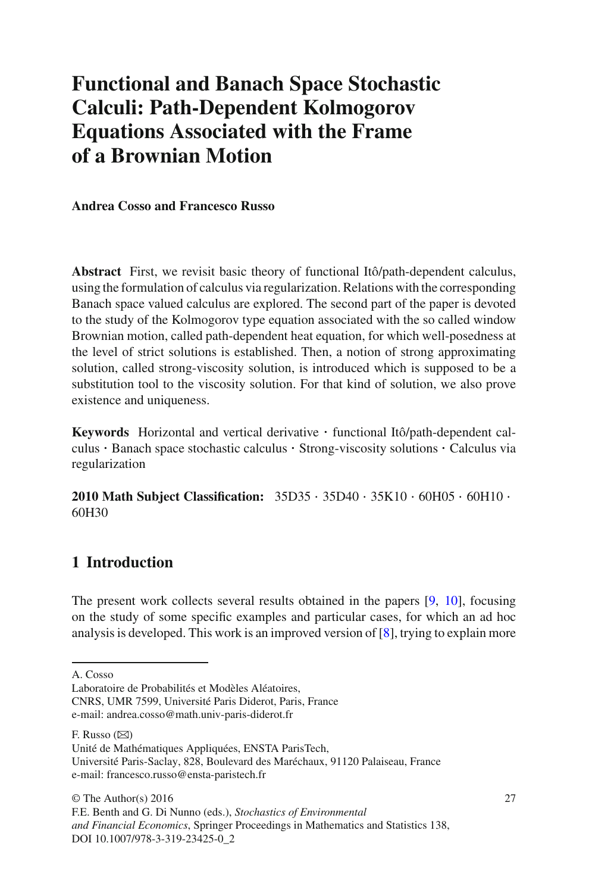# Functional and Banach Space Stochastic Calculi: Path-Dependent Kolmogorov Equations Associated with the Frame of a Brownian Motion

**Andrea Cosso and Francesco Russo**

**Abstract** First, we revisit basic theory of functional Itô/path-dependent calculus, using the formulation of calculus via regularization. Relations with the corresponding Banach space valued calculus are explored. The second part of the paper is devoted to the study of the Kolmogorov type equation associated with the so called window Brownian motion, called path-dependent heat equation, for which well-posedness at the level of strict solutions is established. Then, a notion of strong approximating solution, called strong-viscosity solution, is introduced which is supposed to be a substitution tool to the viscosity solution. For that kind of solution, we also prove existence and uniqueness.

**Keywords** Horizontal and vertical derivative · functional Itô/path-dependent calculus · Banach space stochastic calculus · Strong-viscosity solutions · Calculus via regularization

**2010 Math Subject Classification:** 35D35 · 35D40 · 35K10 · 60H05 · 60H10 · 60H30

## 1 Introduction

The present work collects several results obtained in the papers [9, 10], focusing on the study of some specific examples and particular cases, for which an ad hoc analysis is developed. This work is an improved version of [8], trying to explain more

---

A. Cosso
Laboratoire de Probabilités et Modèles Aléatoires,
CNRS, UMR 7599, Université Paris Diderot, Paris, France
e-mail: andrea.cosso@math.univ-paris-diderot.fr

F. Russo (✉)
Unité de Mathématiques Appliquées, ENSTA ParisTech,
Université Paris-Saclay, 828, Boulevard des Maréchaux, 91120 Palaiseau, France
e-mail: francesco.russo@ensta-paristech.fr

© The Author(s) 2016
F.E. Benth and G. Di Nunno (eds.), *Stochastics of Environmental and Financial Economics*, Springer Proceedings in Mathematics and Statistics 138,
DOI 10.1007/978-3-319-23425-0_2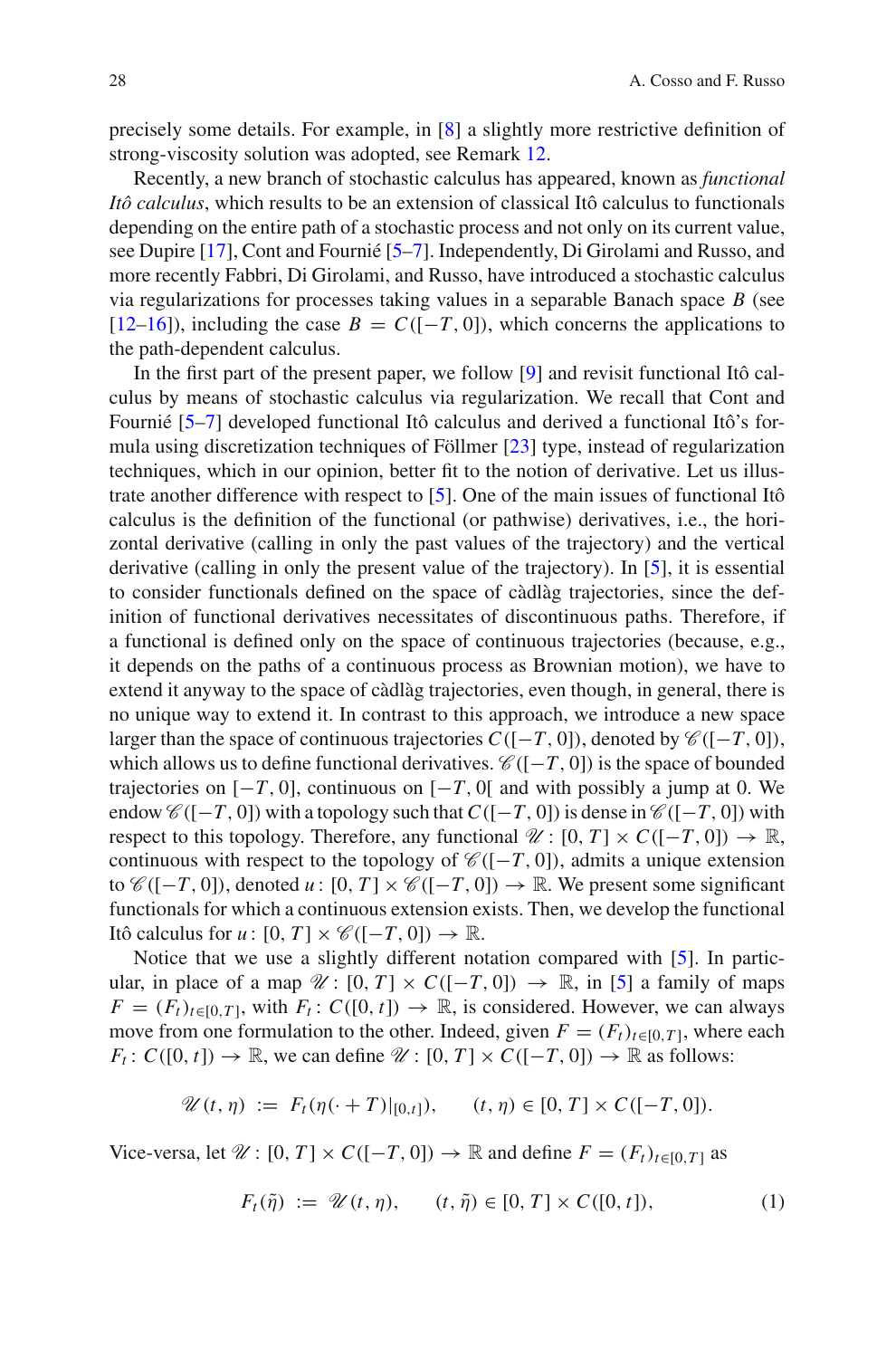precisely some details. For example, in [8] a slightly more restrictive definition of strong-viscosity solution was adopted, see Remark 12.

Recently, a new branch of stochastic calculus has appeared, known as *functional Itô calculus*, which results to be an extension of classical Itô calculus to functionals depending on the entire path of a stochastic process and not only on its current value, see Dupire [17], Cont and Fournié [5–7]. Independently, Di Girolami and Russo, and more recently Fabbri, Di Girolami, and Russo, have introduced a stochastic calculus via regularizations for processes taking values in a separable Banach space $B$ (see [12–16]), including the case $B = C([-T, 0])$, which concerns the applications to the path-dependent calculus.

In the first part of the present paper, we follow [9] and revisit functional Itô calculus by means of stochastic calculus via regularization. We recall that Cont and Fournié [5–7] developed functional Itô calculus and derived a functional Itô's formula using discretization techniques of Föllmer [23] type, instead of regularization techniques, which in our opinion, better fit to the notion of derivative. Let us illustrate another difference with respect to [5]. One of the main issues of functional Itô calculus is the definition of the functional (or pathwise) derivatives, i.e., the horizontal derivative (calling in only the past values of the trajectory) and the vertical derivative (calling in only the present value of the trajectory). In [5], it is essential to consider functionals defined on the space of càdlàg trajectories, since the definition of functional derivatives necessitates of discontinuous paths. Therefore, if a functional is defined only on the space of continuous trajectories (because, e.g., it depends on the paths of a continuous process as Brownian motion), we have to extend it anyway to the space of càdlàg trajectories, even though, in general, there is no unique way to extend it. In contrast to this approach, we introduce a new space larger than the space of continuous trajectories $C([-T, 0])$, denoted by $\mathscr{C}([-T, 0])$, which allows us to define functional derivatives. $\mathscr{C}([-T, 0])$ is the space of bounded trajectories on $[-T, 0]$, continuous on $[-T, 0[$ and with possibly a jump at 0. We endow $\mathscr{C}([-T, 0])$ with a topology such that $C([-T, 0])$ is dense in $\mathscr{C}([-T, 0])$ with respect to this topology. Therefore, any functional $\mathscr{U} \colon [0, T] \times C([-T, 0]) \to \mathbb{R}$, continuous with respect to the topology of $\mathscr{C}([-T, 0])$, admits a unique extension to $\mathscr{C}([-T, 0])$, denoted $u \colon [0, T] \times \mathscr{C}([-T, 0]) \to \mathbb{R}$. We present some significant functionals for which a continuous extension exists. Then, we develop the functional Itô calculus for $u \colon [0, T] \times \mathscr{C}([-T, 0]) \to \mathbb{R}$.

Notice that we use a slightly different notation compared with [5]. In particular, in place of a map $\mathscr{U} \colon [0, T] \times C([-T, 0]) \to \mathbb{R}$, in [5] a family of maps $F = (F_t)_{t \in [0,T]}$, with $F_t \colon C([0, t]) \to \mathbb{R}$, is considered. However, we can always move from one formulation to the other. Indeed, given $F = (F_t)_{t \in [0,T]}$, where each $F_t \colon C([0, t]) \to \mathbb{R}$, we can define $\mathscr{U} \colon [0, T] \times C([-T, 0]) \to \mathbb{R}$ as follows:

$$\mathscr{U}(t, \eta) \;:=\; F_t(\eta(\cdot + T)|_{[0,t]}), \qquad (t, \eta) \in [0, T] \times C([-T, 0]).$$

Vice-versa, let $\mathscr{U} \colon [0, T] \times C([-T, 0]) \to \mathbb{R}$ and define $F = (F_t)_{t \in [0,T]}$ as

$$F_t(\tilde{\eta}) \;:=\; \mathscr{U}(t, \eta), \qquad (t, \tilde{\eta}) \in [0, T] \times C([0, t]), \tag{1}$$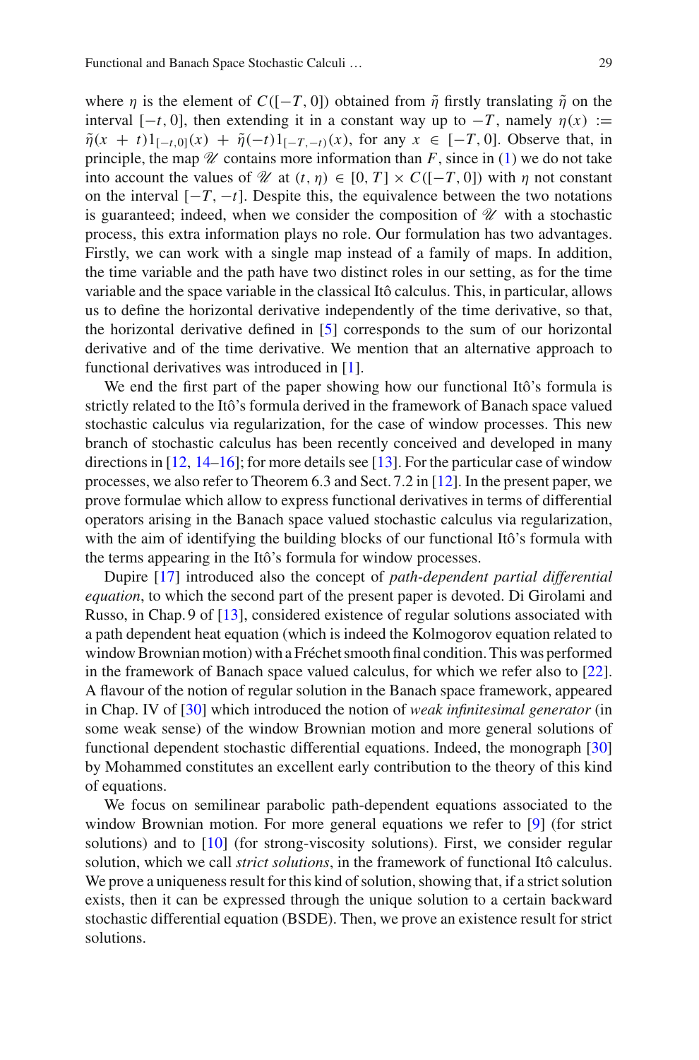where $\eta$ is the element of $C([-T, 0])$ obtained from $\tilde{\eta}$ firstly translating $\tilde{\eta}$ on the interval $[-t, 0]$, then extending it in a constant way up to $-T$, namely $\eta(x) := \tilde{\eta}(x + t)1_{[-t,0]}(x) + \tilde{\eta}(-t)1_{[-T,-t)}(x)$, for any $x \in [-T, 0]$. Observe that, in principle, the map $\mathscr{U}$ contains more information than $F$, since in (1) we do not take into account the values of $\mathscr{U}$ at $(t, \eta) \in [0, T] \times C([-T, 0])$ with $\eta$ not constant on the interval $[-T, -t]$. Despite this, the equivalence between the two notations is guaranteed; indeed, when we consider the composition of $\mathscr{U}$ with a stochastic process, this extra information plays no role. Our formulation has two advantages. Firstly, we can work with a single map instead of a family of maps. In addition, the time variable and the path have two distinct roles in our setting, as for the time variable and the space variable in the classical Itô calculus. This, in particular, allows us to define the horizontal derivative independently of the time derivative, so that, the horizontal derivative defined in [5] corresponds to the sum of our horizontal derivative and of the time derivative. We mention that an alternative approach to functional derivatives was introduced in [1].

We end the first part of the paper showing how our functional Itô's formula is strictly related to the Itô's formula derived in the framework of Banach space valued stochastic calculus via regularization, for the case of window processes. This new branch of stochastic calculus has been recently conceived and developed in many directions in [12, 14–16]; for more details see [13]. For the particular case of window processes, we also refer to Theorem 6.3 and Sect. 7.2 in [12]. In the present paper, we prove formulae which allow to express functional derivatives in terms of differential operators arising in the Banach space valued stochastic calculus via regularization, with the aim of identifying the building blocks of our functional Itô's formula with the terms appearing in the Itô's formula for window processes.

Dupire [17] introduced also the concept of *path-dependent partial differential equation*, to which the second part of the present paper is devoted. Di Girolami and Russo, in Chap. 9 of [13], considered existence of regular solutions associated with a path dependent heat equation (which is indeed the Kolmogorov equation related to window Brownian motion) with a Fréchet smooth final condition. This was performed in the framework of Banach space valued calculus, for which we refer also to [22]. A flavour of the notion of regular solution in the Banach space framework, appeared in Chap. IV of [30] which introduced the notion of *weak infinitesimal generator* (in some weak sense) of the window Brownian motion and more general solutions of functional dependent stochastic differential equations. Indeed, the monograph [30] by Mohammed constitutes an excellent early contribution to the theory of this kind of equations.

We focus on semilinear parabolic path-dependent equations associated to the window Brownian motion. For more general equations we refer to [9] (for strict solutions) and to [10] (for strong-viscosity solutions). First, we consider regular solution, which we call *strict solutions*, in the framework of functional Itô calculus. We prove a uniqueness result for this kind of solution, showing that, if a strict solution exists, then it can be expressed through the unique solution to a certain backward stochastic differential equation (BSDE). Then, we prove an existence result for strict solutions.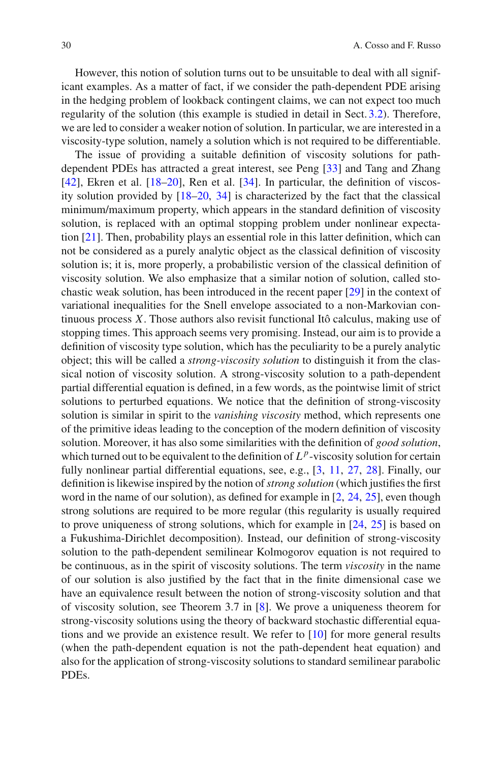However, this notion of solution turns out to be unsuitable to deal with all significant examples. As a matter of fact, if we consider the path-dependent PDE arising in the hedging problem of lookback contingent claims, we can not expect too much regularity of the solution (this example is studied in detail in Sect. 3.2). Therefore, we are led to consider a weaker notion of solution. In particular, we are interested in a viscosity-type solution, namely a solution which is not required to be differentiable.

The issue of providing a suitable definition of viscosity solutions for path-dependent PDEs has attracted a great interest, see Peng [33] and Tang and Zhang [42], Ekren et al. [18–20], Ren et al. [34]. In particular, the definition of viscosity solution provided by [18–20, 34] is characterized by the fact that the classical minimum/maximum property, which appears in the standard definition of viscosity solution, is replaced with an optimal stopping problem under nonlinear expectation [21]. Then, probability plays an essential role in this latter definition, which can not be considered as a purely analytic object as the classical definition of viscosity solution is; it is, more properly, a probabilistic version of the classical definition of viscosity solution. We also emphasize that a similar notion of solution, called stochastic weak solution, has been introduced in the recent paper [29] in the context of variational inequalities for the Snell envelope associated to a non-Markovian continuous process $X$. Those authors also revisit functional Itô calculus, making use of stopping times. This approach seems very promising. Instead, our aim is to provide a definition of viscosity type solution, which has the peculiarity to be a purely analytic object; this will be called a *strong-viscosity solution* to distinguish it from the classical notion of viscosity solution. A strong-viscosity solution to a path-dependent partial differential equation is defined, in a few words, as the pointwise limit of strict solutions to perturbed equations. We notice that the definition of strong-viscosity solution is similar in spirit to the *vanishing viscosity* method, which represents one of the primitive ideas leading to the conception of the modern definition of viscosity solution. Moreover, it has also some similarities with the definition of *good solution*, which turned out to be equivalent to the definition of $L^p$-viscosity solution for certain fully nonlinear partial differential equations, see, e.g., [3, 11, 27, 28]. Finally, our definition is likewise inspired by the notion of *strong solution* (which justifies the first word in the name of our solution), as defined for example in [2, 24, 25], even though strong solutions are required to be more regular (this regularity is usually required to prove uniqueness of strong solutions, which for example in [24, 25] is based on a Fukushima-Dirichlet decomposition). Instead, our definition of strong-viscosity solution to the path-dependent semilinear Kolmogorov equation is not required to be continuous, as in the spirit of viscosity solutions. The term *viscosity* in the name of our solution is also justified by the fact that in the finite dimensional case we have an equivalence result between the notion of strong-viscosity solution and that of viscosity solution, see Theorem 3.7 in [8]. We prove a uniqueness theorem for strong-viscosity solutions using the theory of backward stochastic differential equations and we provide an existence result. We refer to [10] for more general results (when the path-dependent equation is not the path-dependent heat equation) and also for the application of strong-viscosity solutions to standard semilinear parabolic PDEs.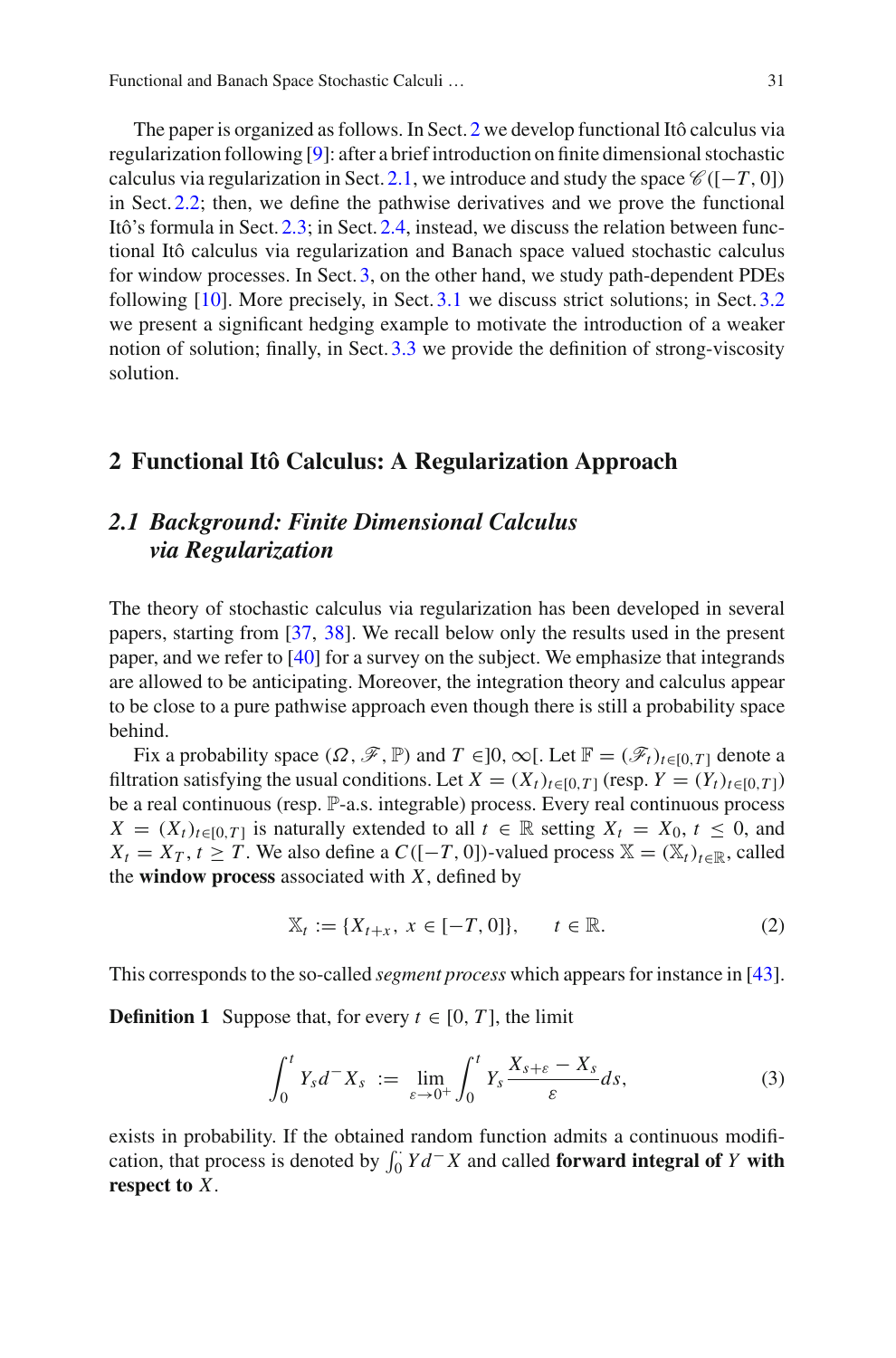The paper is organized as follows. In Sect. 2 we develop functional Itô calculus via regularization following [9]: after a brief introduction on finite dimensional stochastic calculus via regularization in Sect. 2.1, we introduce and study the space $\mathscr{C}([-T,0])$ in Sect. 2.2; then, we define the pathwise derivatives and we prove the functional Itô's formula in Sect. 2.3; in Sect. 2.4, instead, we discuss the relation between functional Itô calculus via regularization and Banach space valued stochastic calculus for window processes. In Sect. 3, on the other hand, we study path-dependent PDEs following [10]. More precisely, in Sect. 3.1 we discuss strict solutions; in Sect. 3.2 we present a significant hedging example to motivate the introduction of a weaker notion of solution; finally, in Sect. 3.3 we provide the definition of strong-viscosity solution.

## 2 Functional Itô Calculus: A Regularization Approach

### 2.1 Background: Finite Dimensional Calculus via Regularization

The theory of stochastic calculus via regularization has been developed in several papers, starting from [37, 38]. We recall below only the results used in the present paper, and we refer to [40] for a survey on the subject. We emphasize that integrands are allowed to be anticipating. Moreover, the integration theory and calculus appear to be close to a pure pathwise approach even though there is still a probability space behind.

Fix a probability space $(\Omega, \mathscr{F}, \mathbb{P})$ and $T \in ]0, \infty[$. Let $\mathbb{F} = (\mathscr{F}_t)_{t\in[0,T]}$ denote a filtration satisfying the usual conditions. Let $X = (X_t)_{t\in[0,T]}$ (resp. $Y = (Y_t)_{t\in[0,T]}$) be a real continuous (resp. $\mathbb{P}$-a.s. integrable) process. Every real continuous process $X = (X_t)_{t\in[0,T]}$ is naturally extended to all $t \in \mathbb{R}$ setting $X_t = X_0$, $t \leq 0$, and $X_t = X_T$, $t \geq T$. We also define a $C([-T,0])$-valued process $\mathbb{X} = (\mathbb{X}_t)_{t\in\mathbb{R}}$, called the **window process** associated with $X$, defined by

$$\mathbb{X}_t := \{X_{t+x},\ x \in [-T,0]\}, \qquad t \in \mathbb{R}. \tag{2}$$

This corresponds to the so-called *segment process* which appears for instance in [43].

**Definition 1** Suppose that, for every $t \in [0,T]$, the limit

$$\int_0^t Y_s d^- X_s := \lim_{\varepsilon \to 0^+} \int_0^t Y_s \frac{X_{s+\varepsilon} - X_s}{\varepsilon} ds, \tag{3}$$

exists in probability. If the obtained random function admits a continuous modification, that process is denoted by $\int_0^\cdot Y d^- X$ and called **forward integral of** $Y$ **with respect to** $X$.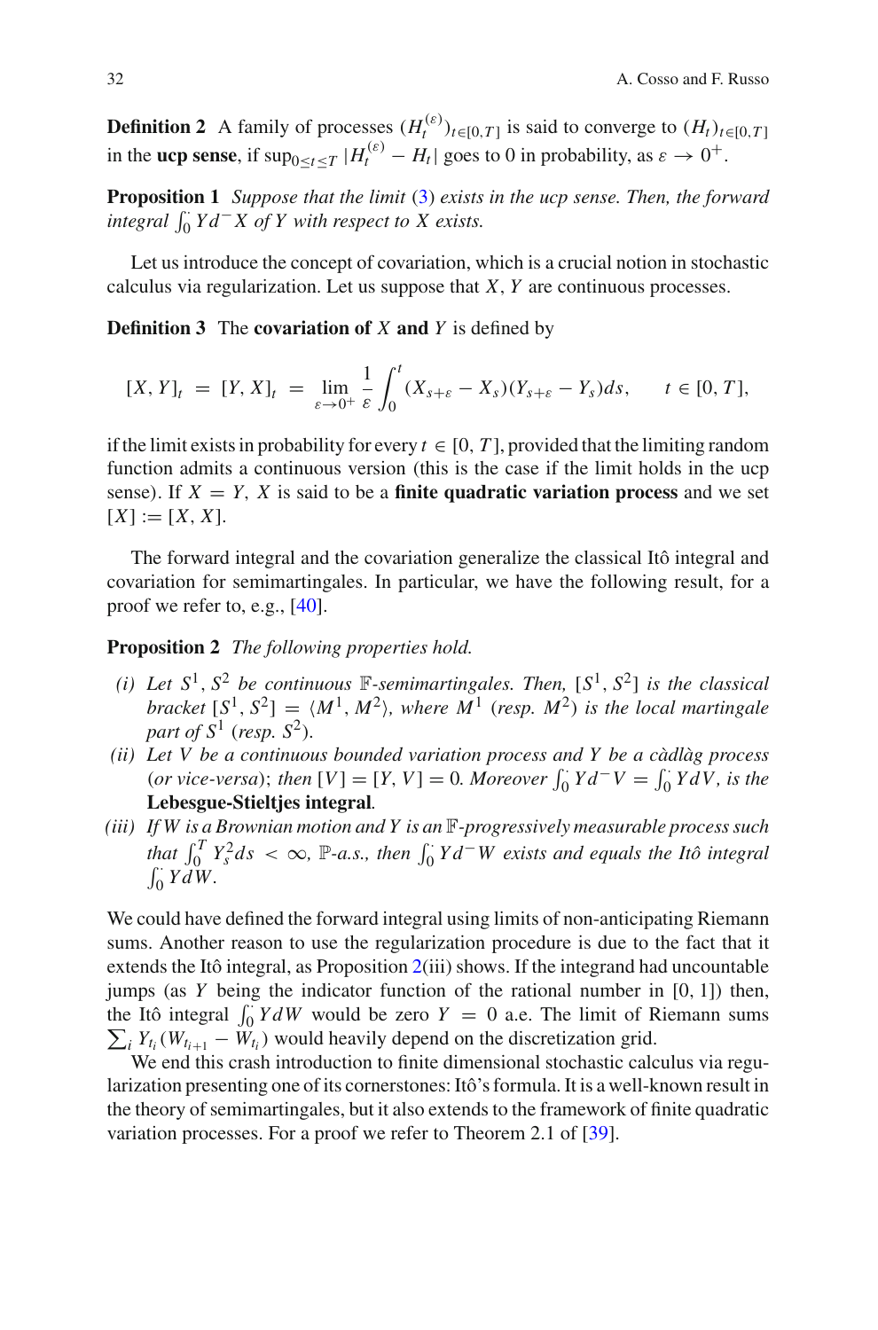**Definition 2** A family of processes $(H_t^{(\varepsilon)})_{t\in[0,T]}$ is said to converge to $(H_t)_{t\in[0,T]}$ in the **ucp sense**, if $\sup_{0\leq t\leq T}|H_t^{(\varepsilon)} - H_t|$ goes to 0 in probability, as $\varepsilon \to 0^+$.

**Proposition 1** *Suppose that the limit* (3) *exists in the ucp sense. Then, the forward integral* $\int_0^\cdot Y d^- X$ *of* $Y$ *with respect to* $X$ *exists.*

Let us introduce the concept of covariation, which is a crucial notion in stochastic calculus via regularization. Let us suppose that $X$, $Y$ are continuous processes.

**Definition 3** The **covariation of** $X$ **and** $Y$ is defined by

$$[X, Y]_t \;=\; [Y, X]_t \;=\; \lim_{\varepsilon \to 0^+} \frac{1}{\varepsilon} \int_0^t (X_{s+\varepsilon} - X_s)(Y_{s+\varepsilon} - Y_s) ds, \qquad t \in [0, T],$$

if the limit exists in probability for every $t \in [0, T]$, provided that the limiting random function admits a continuous version (this is the case if the limit holds in the ucp sense). If $X = Y$, $X$ is said to be a **finite quadratic variation process** and we set $[X] := [X, X]$.

The forward integral and the covariation generalize the classical Itô integral and covariation for semimartingales. In particular, we have the following result, for a proof we refer to, e.g., [40].

**Proposition 2** *The following properties hold.*

*(i) Let* $S^1, S^2$ *be continuous* $\mathbb{F}$*-semimartingales. Then,* $[S^1, S^2]$ *is the classical bracket* $[S^1, S^2] = \langle M^1, M^2 \rangle$*, where* $M^1$ *(resp.* $M^2$*) is the local martingale part of* $S^1$ *(resp.* $S^2$*).*

*(ii) Let* $V$ *be a continuous bounded variation process and* $Y$ *be a càdlàg process (or vice-versa); then* $[V] = [Y, V] = 0$*. Moreover* $\int_0^\cdot Y d^- V = \int_0^\cdot Y dV$*, is the* **Lebesgue-Stieltjes integral**.

*(iii) If* $W$ *is a Brownian motion and* $Y$ *is an* $\mathbb{F}$*-progressively measurable process such that* $\int_0^T Y_s^2 ds < \infty$*,* $\mathbb{P}$*-a.s., then* $\int_0^\cdot Y d^- W$ *exists and equals the Itô integral* $\int_0^\cdot Y dW$*.*

We could have defined the forward integral using limits of non-anticipating Riemann sums. Another reason to use the regularization procedure is due to the fact that it extends the Itô integral, as Proposition 2(iii) shows. If the integrand had uncountable jumps (as $Y$ being the indicator function of the rational number in $[0, 1]$) then, the Itô integral $\int_0^\cdot Y dW$ would be zero $Y = 0$ a.e. The limit of Riemann sums $\sum_i Y_{t_i}(W_{t_{i+1}} - W_{t_i})$ would heavily depend on the discretization grid.

We end this crash introduction to finite dimensional stochastic calculus via regularization presenting one of its cornerstones: Itô's formula. It is a well-known result in the theory of semimartingales, but it also extends to the framework of finite quadratic variation processes. For a proof we refer to Theorem 2.1 of [39].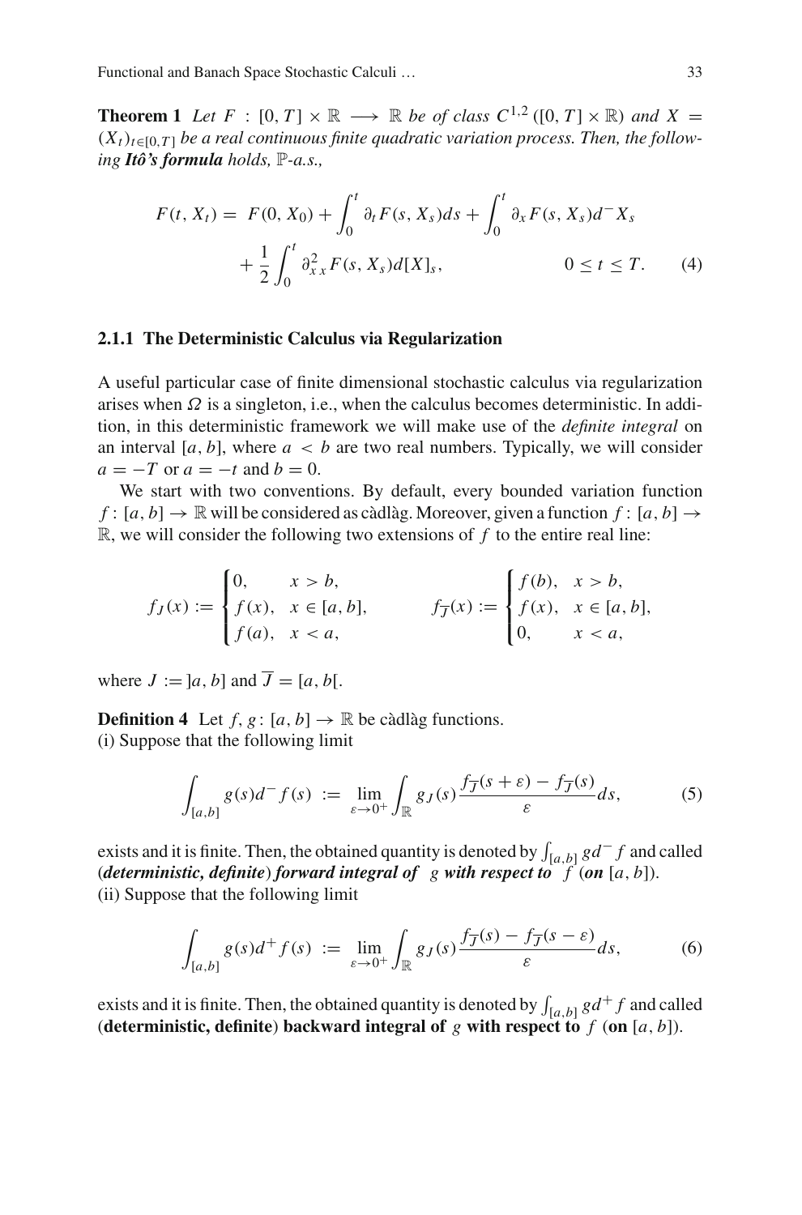**Theorem 1** *Let $F : [0, T] \times \mathbb{R} \longrightarrow \mathbb{R}$ be of class $C^{1,2}([0, T] \times \mathbb{R})$ and $X = (X_t)_{t \in [0,T]}$ be a real continuous finite quadratic variation process. Then, the following **Itô's formula** holds, $\mathbb{P}$-a.s.,*

$$
\begin{aligned}
F(t, X_t) = \; & F(0, X_0) + \int_0^t \partial_t F(s, X_s) ds + \int_0^t \partial_x F(s, X_s) d^- X_s \\
& + \frac{1}{2} \int_0^t \partial_{xx}^2 F(s, X_s) d[X]_s, \qquad\qquad 0 \le t \le T. \qquad (4)
\end{aligned}
$$

### 2.1.1 The Deterministic Calculus via Regularization

A useful particular case of finite dimensional stochastic calculus via regularization arises when $\Omega$ is a singleton, i.e., when the calculus becomes deterministic. In addition, in this deterministic framework we will make use of the *definite integral* on an interval $[a, b]$, where $a < b$ are two real numbers. Typically, we will consider $a = -T$ or $a = -t$ and $b = 0$.

We start with two conventions. By default, every bounded variation function $f : [a, b] \to \mathbb{R}$ will be considered as càdlàg. Moreover, given a function $f : [a, b] \to \mathbb{R}$, we will consider the following two extensions of $f$ to the entire real line:

$$
f_J(x) := \begin{cases} 0, & x > b, \\ f(x), & x \in [a, b], \\ f(a), & x < a, \end{cases} \qquad\qquad f_{\overline{J}}(x) := \begin{cases} f(b), & x > b, \\ f(x), & x \in [a, b], \\ 0, & x < a, \end{cases}
$$

where $J := ]a, b]$ and $\overline{J} = [a, b[$.

**Definition 4** Let $f, g : [a, b] \to \mathbb{R}$ be càdlàg functions.
(i) Suppose that the following limit

$$
\int_{[a,b]} g(s) d^- f(s) \; := \; \lim_{\varepsilon \to 0^+} \int_{\mathbb{R}} g_J(s) \frac{f_{\overline{J}}(s + \varepsilon) - f_{\overline{J}}(s)}{\varepsilon} ds, \qquad (5)
$$

exists and it is finite. Then, the obtained quantity is denoted by $\int_{[a,b]} g d^- f$ and called (***deterministic, definite***) ***forward integral of*** $g$ ***with respect to*** $f$ (***on*** $[a, b]$).
(ii) Suppose that the following limit

$$
\int_{[a,b]} g(s) d^+ f(s) \; := \; \lim_{\varepsilon \to 0^+} \int_{\mathbb{R}} g_J(s) \frac{f_{\overline{J}}(s) - f_{\overline{J}}(s - \varepsilon)}{\varepsilon} ds, \qquad (6)
$$

exists and it is finite. Then, the obtained quantity is denoted by $\int_{[a,b]} g d^+ f$ and called (**deterministic, definite**) **backward integral of** $g$ **with respect to** $f$ (**on** $[a, b]$).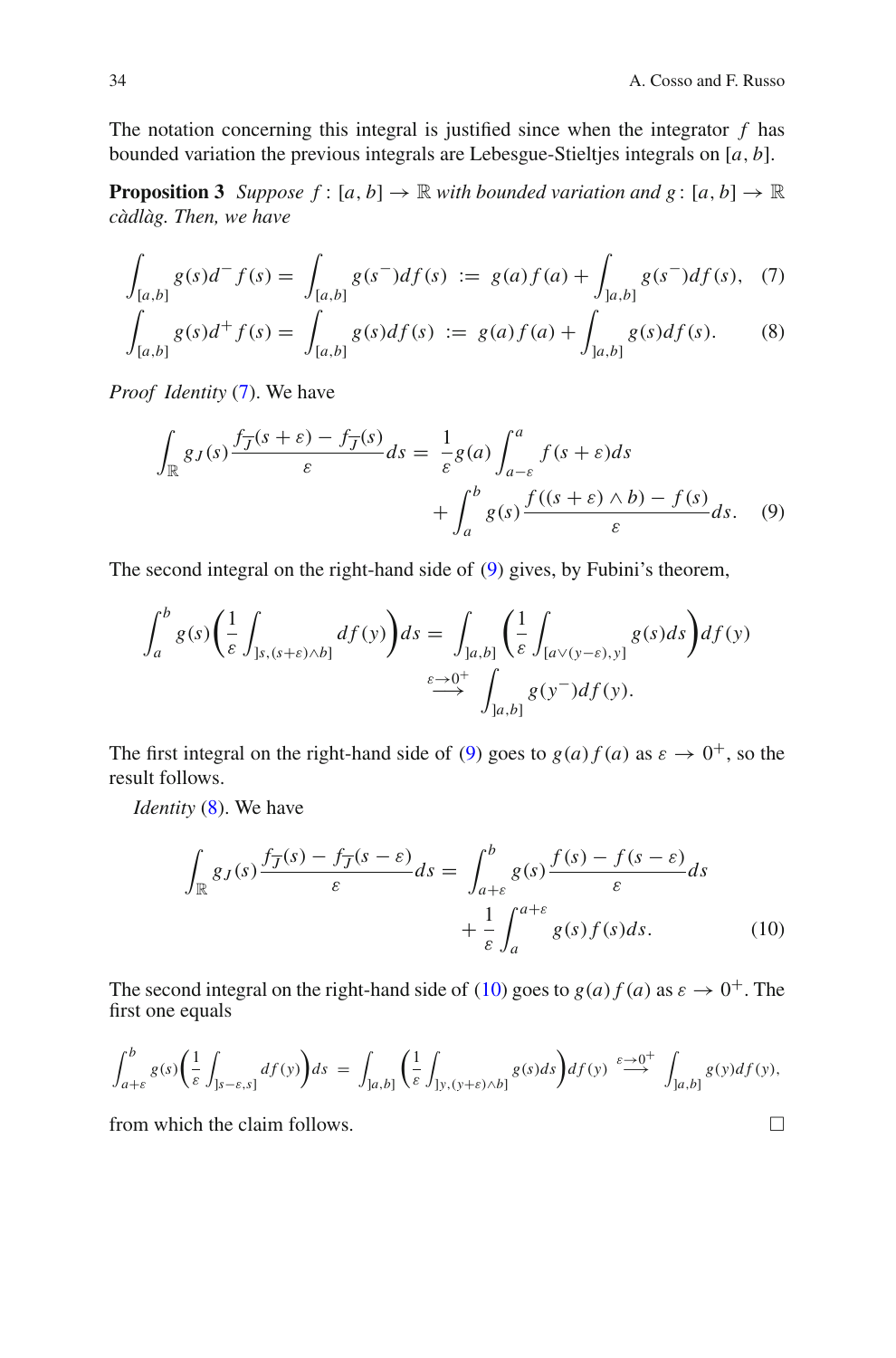The notation concerning this integral is justified since when the integrator $f$ has bounded variation the previous integrals are Lebesgue-Stieltjes integrals on $[a, b]$.

**Proposition 3** *Suppose $f: [a, b] \to \mathbb{R}$ with bounded variation and $g: [a, b] \to \mathbb{R}$ càdlàg. Then, we have*

$$\int_{[a,b]} g(s) d^- f(s) = \int_{[a,b]} g(s^-) df(s) \ := \ g(a) f(a) + \int_{]a,b]} g(s^-) df(s), \quad (7)$$

$$\int_{[a,b]} g(s) d^+ f(s) = \int_{[a,b]} g(s) df(s) \ := \ g(a) f(a) + \int_{]a,b]} g(s) df(s). \quad (8)$$

*Proof Identity* (7). We have

$$\int_{\mathbb{R}} g_J(s) \frac{f_{\overline{J}}(s+\varepsilon) - f_{\overline{J}}(s)}{\varepsilon} ds = \frac{1}{\varepsilon} g(a) \int_{a-\varepsilon}^{a} f(s+\varepsilon) ds + \int_a^b g(s) \frac{f((s+\varepsilon) \wedge b) - f(s)}{\varepsilon} ds. \quad (9)$$

The second integral on the right-hand side of (9) gives, by Fubini's theorem,

$$\int_a^b g(s) \left( \frac{1}{\varepsilon} \int_{]s,(s+\varepsilon)\wedge b]} df(y) \right) ds = \int_{]a,b]} \left( \frac{1}{\varepsilon} \int_{[a \vee (y-\varepsilon), y]} g(s) ds \right) df(y) \overset{\varepsilon \to 0^+}{\longrightarrow} \int_{]a,b]} g(y^-) df(y).$$

The first integral on the right-hand side of (9) goes to $g(a) f(a)$ as $\varepsilon \to 0^+$, so the result follows.

*Identity* (8). We have

$$\int_{\mathbb{R}} g_J(s) \frac{f_{\overline{J}}(s) - f_{\overline{J}}(s-\varepsilon)}{\varepsilon} ds = \int_{a+\varepsilon}^b g(s) \frac{f(s) - f(s-\varepsilon)}{\varepsilon} ds + \frac{1}{\varepsilon} \int_a^{a+\varepsilon} g(s) f(s) ds. \quad (10)$$

The second integral on the right-hand side of (10) goes to $g(a) f(a)$ as $\varepsilon \to 0^+$. The first one equals

$$\int_{a+\varepsilon}^b g(s) \left( \frac{1}{\varepsilon} \int_{]s-\varepsilon,s]} df(y) \right) ds = \int_{]a,b]} \left( \frac{1}{\varepsilon} \int_{]y,(y+\varepsilon)\wedge b]} g(s) ds \right) df(y) \overset{\varepsilon \to 0^+}{\longrightarrow} \int_{]a,b]} g(y) df(y),$$

from which the claim follows. □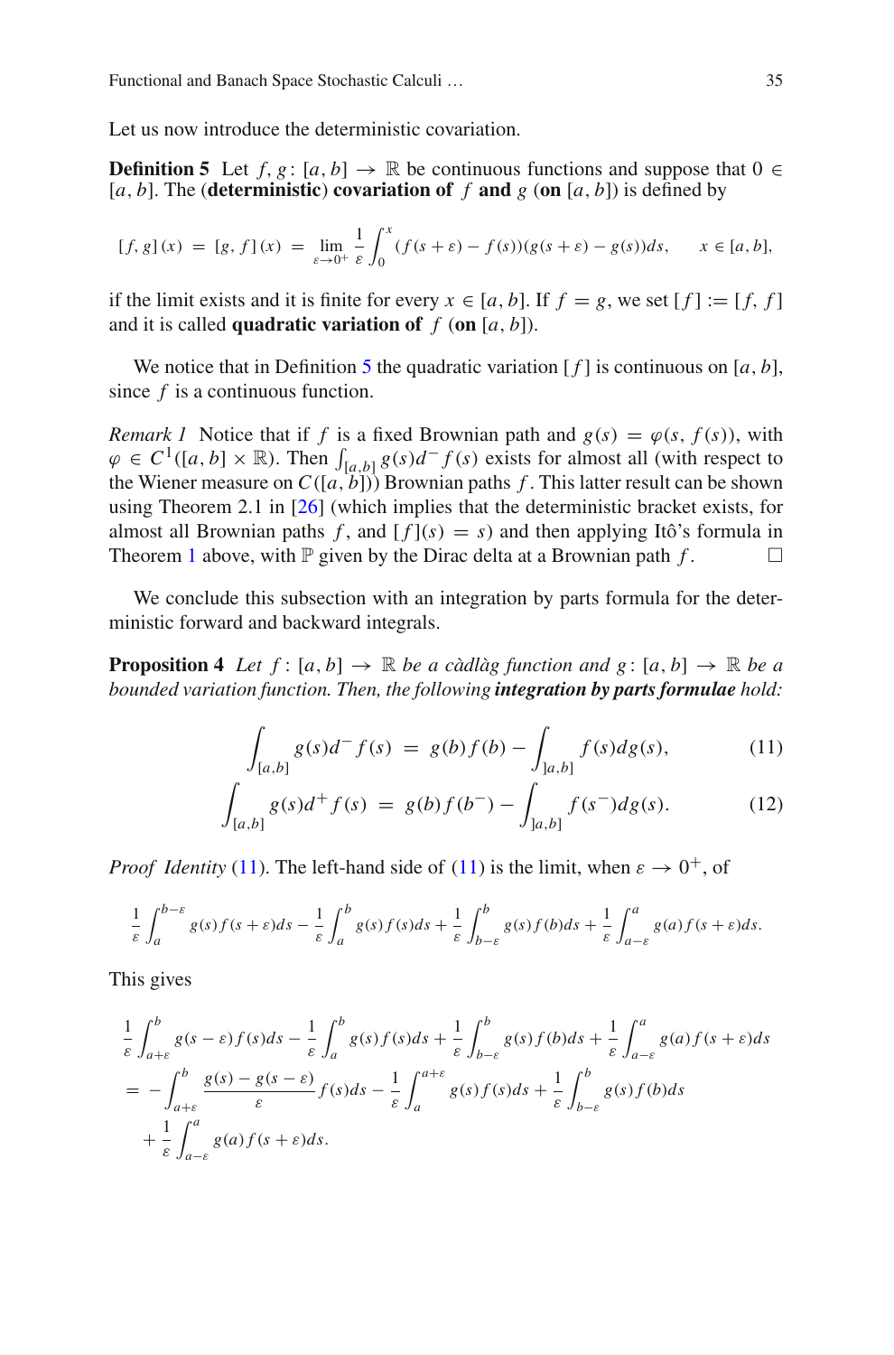Let us now introduce the deterministic covariation.

**Definition 5** Let $f, g\colon [a,b] \to \mathbb{R}$ be continuous functions and suppose that $0 \in [a,b]$. The (**deterministic**) **covariation of** $f$ **and** $g$ (**on** $[a,b]$) is defined by

$$[f,g](x) = [g,f](x) = \lim_{\varepsilon \to 0^+} \frac{1}{\varepsilon} \int_0^x (f(s+\varepsilon) - f(s))(g(s+\varepsilon) - g(s))ds, \qquad x \in [a,b],$$

if the limit exists and it is finite for every $x \in [a,b]$. If $f = g$, we set $[f] := [f,f]$ and it is called **quadratic variation of** $f$ (**on** $[a,b]$).

We notice that in Definition 5 the quadratic variation $[f]$ is continuous on $[a,b]$, since $f$ is a continuous function.

*Remark 1* Notice that if $f$ is a fixed Brownian path and $g(s) = \varphi(s, f(s))$, with $\varphi \in C^1([a,b] \times \mathbb{R})$. Then $\int_{[a,b]} g(s)d^- f(s)$ exists for almost all (with respect to the Wiener measure on $C([a,b])$) Brownian paths $f$. This latter result can be shown using Theorem 2.1 in [26] (which implies that the deterministic bracket exists, for almost all Brownian paths $f$, and $[f](s) = s$) and then applying Itô's formula in Theorem 1 above, with $\mathbb{P}$ given by the Dirac delta at a Brownian path $f$. □

We conclude this subsection with an integration by parts formula for the deterministic forward and backward integrals.

**Proposition 4** *Let $f\colon [a,b] \to \mathbb{R}$ be a càdlàg function and $g\colon [a,b] \to \mathbb{R}$ be a bounded variation function. Then, the following* ***integration by parts formulae*** *hold:*

$$\int_{[a,b]} g(s)d^- f(s) = g(b)f(b) - \int_{]a,b]} f(s)dg(s), \tag{11}$$

$$\int_{[a,b]} g(s)d^+ f(s) = g(b)f(b^-) - \int_{]a,b]} f(s^-)dg(s). \tag{12}$$

*Proof* *Identity* (11). The left-hand side of (11) is the limit, when $\varepsilon \to 0^+$, of

$$\frac{1}{\varepsilon}\int_a^{b-\varepsilon} g(s)f(s+\varepsilon)ds - \frac{1}{\varepsilon}\int_a^b g(s)f(s)ds + \frac{1}{\varepsilon}\int_{b-\varepsilon}^b g(s)f(b)ds + \frac{1}{\varepsilon}\int_{a-\varepsilon}^a g(a)f(s+\varepsilon)ds.$$

This gives

$$\begin{aligned}
&\frac{1}{\varepsilon}\int_{a+\varepsilon}^{b} g(s-\varepsilon)f(s)ds - \frac{1}{\varepsilon}\int_a^b g(s)f(s)ds + \frac{1}{\varepsilon}\int_{b-\varepsilon}^b g(s)f(b)ds + \frac{1}{\varepsilon}\int_{a-\varepsilon}^a g(a)f(s+\varepsilon)ds \\
&= -\int_{a+\varepsilon}^b \frac{g(s) - g(s-\varepsilon)}{\varepsilon} f(s)ds - \frac{1}{\varepsilon}\int_a^{a+\varepsilon} g(s)f(s)ds + \frac{1}{\varepsilon}\int_{b-\varepsilon}^b g(s)f(b)ds \\
&\quad + \frac{1}{\varepsilon}\int_{a-\varepsilon}^a g(a)f(s+\varepsilon)ds.
\end{aligned}$$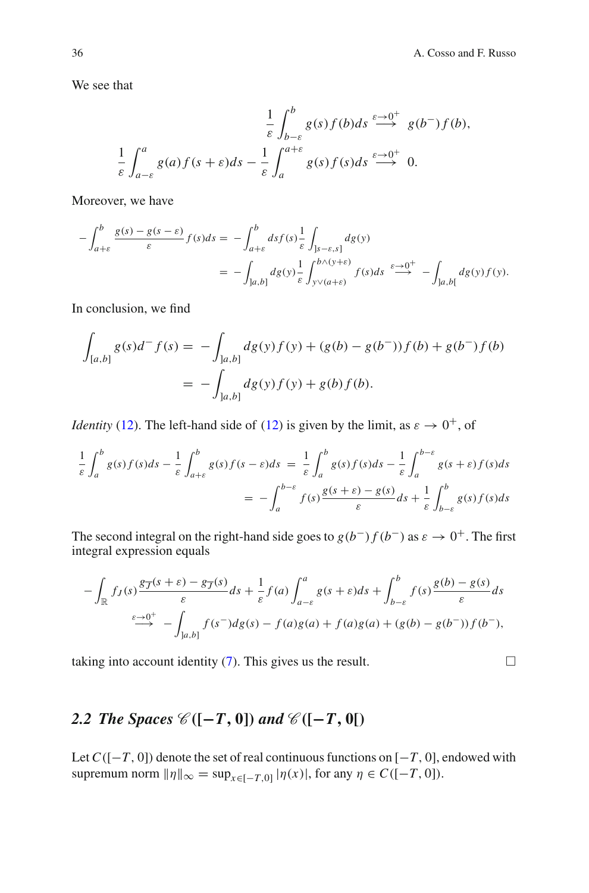We see that

$$
\begin{aligned}
\frac{1}{\varepsilon}\int_{b-\varepsilon}^{b} g(s) f(b) ds &\overset{\varepsilon\to 0^+}{\longrightarrow} g(b^-) f(b), \\
\frac{1}{\varepsilon}\int_{a-\varepsilon}^{a} g(a) f(s+\varepsilon) ds - \frac{1}{\varepsilon}\int_{a}^{a+\varepsilon} g(s) f(s) ds &\overset{\varepsilon\to 0^+}{\longrightarrow} 0.
\end{aligned}
$$

Moreover, we have

$$
\begin{aligned}
-\int_{a+\varepsilon}^{b} \frac{g(s)-g(s-\varepsilon)}{\varepsilon} f(s) ds &= -\int_{a+\varepsilon}^{b} ds f(s) \frac{1}{\varepsilon}\int_{]s-\varepsilon,s]} dg(y) \\
&= -\int_{]a,b]} dg(y) \frac{1}{\varepsilon}\int_{y\vee(a+\varepsilon)}^{b\wedge(y+\varepsilon)} f(s) ds \overset{\varepsilon\to 0^+}{\longrightarrow} -\int_{]a,b[} dg(y) f(y).
\end{aligned}
$$

In conclusion, we find

$$
\begin{aligned}
\int_{[a,b]} g(s) d^- f(s) &= -\int_{]a,b]} dg(y) f(y) + (g(b) - g(b^-)) f(b) + g(b^-) f(b) \\
&= -\int_{]a,b]} dg(y) f(y) + g(b) f(b).
\end{aligned}
$$

*Identity* (12). The left-hand side of (12) is given by the limit, as $\varepsilon \to 0^+$, of

$$
\begin{aligned}
\frac{1}{\varepsilon}\int_{a}^{b} g(s) f(s) ds - \frac{1}{\varepsilon}\int_{a+\varepsilon}^{b} g(s) f(s-\varepsilon) ds &= \frac{1}{\varepsilon}\int_{a}^{b} g(s) f(s) ds - \frac{1}{\varepsilon}\int_{a}^{b-\varepsilon} g(s+\varepsilon) f(s) ds \\
&= -\int_{a}^{b-\varepsilon} f(s) \frac{g(s+\varepsilon)-g(s)}{\varepsilon} ds + \frac{1}{\varepsilon}\int_{b-\varepsilon}^{b} g(s) f(s) ds
\end{aligned}
$$

The second integral on the right-hand side goes to $g(b^-) f(b^-)$ as $\varepsilon \to 0^+$. The first integral expression equals

$$
\begin{aligned}
&-\int_{\mathbb{R}} f_J(s) \frac{g_{\overline{J}}(s+\varepsilon) - g_{\overline{J}}(s)}{\varepsilon} ds + \frac{1}{\varepsilon} f(a) \int_{a-\varepsilon}^{a} g(s+\varepsilon) ds + \int_{b-\varepsilon}^{b} f(s) \frac{g(b)-g(s)}{\varepsilon} ds \\
&\overset{\varepsilon\to 0^+}{\longrightarrow} -\int_{]a,b]} f(s^-) dg(s) - f(a) g(a) + f(a) g(a) + (g(b) - g(b^-)) f(b^-),
\end{aligned}
$$

taking into account identity (7). This gives us the result. □

### 2.2 The Spaces $\mathscr{C}([-T,0])$ and $\mathscr{C}([-T,0[)$

Let $C([-T,0])$ denote the set of real continuous functions on $[-T,0]$, endowed with supremum norm $\|\eta\|_\infty = \sup_{x\in[-T,0]} |\eta(x)|$, for any $\eta \in C([-T,0])$.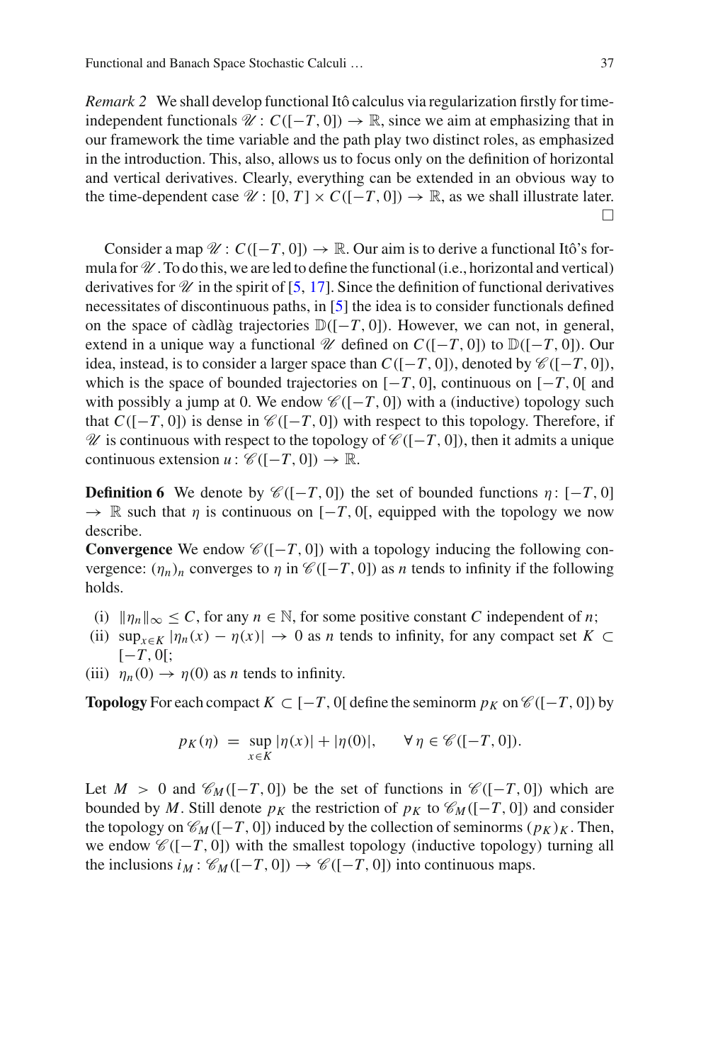*Remark 2* We shall develop functional Itô calculus via regularization firstly for time-independent functionals $\mathscr{U}: C([-T, 0]) \to \mathbb{R}$, since we aim at emphasizing that in our framework the time variable and the path play two distinct roles, as emphasized in the introduction. This, also, allows us to focus only on the definition of horizontal and vertical derivatives. Clearly, everything can be extended in an obvious way to the time-dependent case $\mathscr{U}: [0, T] \times C([-T, 0]) \to \mathbb{R}$, as we shall illustrate later. □

Consider a map $\mathscr{U}: C([-T, 0]) \to \mathbb{R}$. Our aim is to derive a functional Itô's formula for $\mathscr{U}$. To do this, we are led to define the functional (i.e., horizontal and vertical) derivatives for $\mathscr{U}$ in the spirit of [5, 17]. Since the definition of functional derivatives necessitates of discontinuous paths, in [5] the idea is to consider functionals defined on the space of càdlàg trajectories $\mathbb{D}([-T, 0])$. However, we can not, in general, extend in a unique way a functional $\mathscr{U}$ defined on $C([-T, 0])$ to $\mathbb{D}([-T, 0])$. Our idea, instead, is to consider a larger space than $C([-T, 0])$, denoted by $\mathscr{C}([-T, 0])$, which is the space of bounded trajectories on $[-T, 0]$, continuous on $[-T, 0[$ and with possibly a jump at 0. We endow $\mathscr{C}([-T, 0])$ with a (inductive) topology such that $C([-T, 0])$ is dense in $\mathscr{C}([-T, 0])$ with respect to this topology. Therefore, if $\mathscr{U}$ is continuous with respect to the topology of $\mathscr{C}([-T, 0])$, then it admits a unique continuous extension $u: \mathscr{C}([-T, 0]) \to \mathbb{R}$.

**Definition 6** We denote by $\mathscr{C}([-T, 0])$ the set of bounded functions $\eta: [-T, 0] \to \mathbb{R}$ such that $\eta$ is continuous on $[-T, 0[$, equipped with the topology we now describe.

**Convergence** We endow $\mathscr{C}([-T, 0])$ with a topology inducing the following convergence: $(\eta_n)_n$ converges to $\eta$ in $\mathscr{C}([-T, 0])$ as $n$ tends to infinity if the following holds.

- (i) $\|\eta_n\|_\infty \le C$, for any $n \in \mathbb{N}$, for some positive constant $C$ independent of $n$;
- (ii) $\sup_{x \in K} |\eta_n(x) - \eta(x)| \to 0$ as $n$ tends to infinity, for any compact set $K \subset [-T, 0[$;
- (iii) $\eta_n(0) \to \eta(0)$ as $n$ tends to infinity.

**Topology** For each compact $K \subset [-T, 0[$ define the seminorm $p_K$ on $\mathscr{C}([-T, 0])$ by

$$p_K(\eta) = \sup_{x \in K} |\eta(x)| + |\eta(0)|, \qquad \forall\, \eta \in \mathscr{C}([-T, 0]).$$

Let $M > 0$ and $\mathscr{C}_M([-T, 0])$ be the set of functions in $\mathscr{C}([-T, 0])$ which are bounded by $M$. Still denote $p_K$ the restriction of $p_K$ to $\mathscr{C}_M([-T, 0])$ and consider the topology on $\mathscr{C}_M([-T, 0])$ induced by the collection of seminorms $(p_K)_K$. Then, we endow $\mathscr{C}([-T, 0])$ with the smallest topology (inductive topology) turning all the inclusions $i_M: \mathscr{C}_M([-T, 0]) \to \mathscr{C}([-T, 0])$ into continuous maps.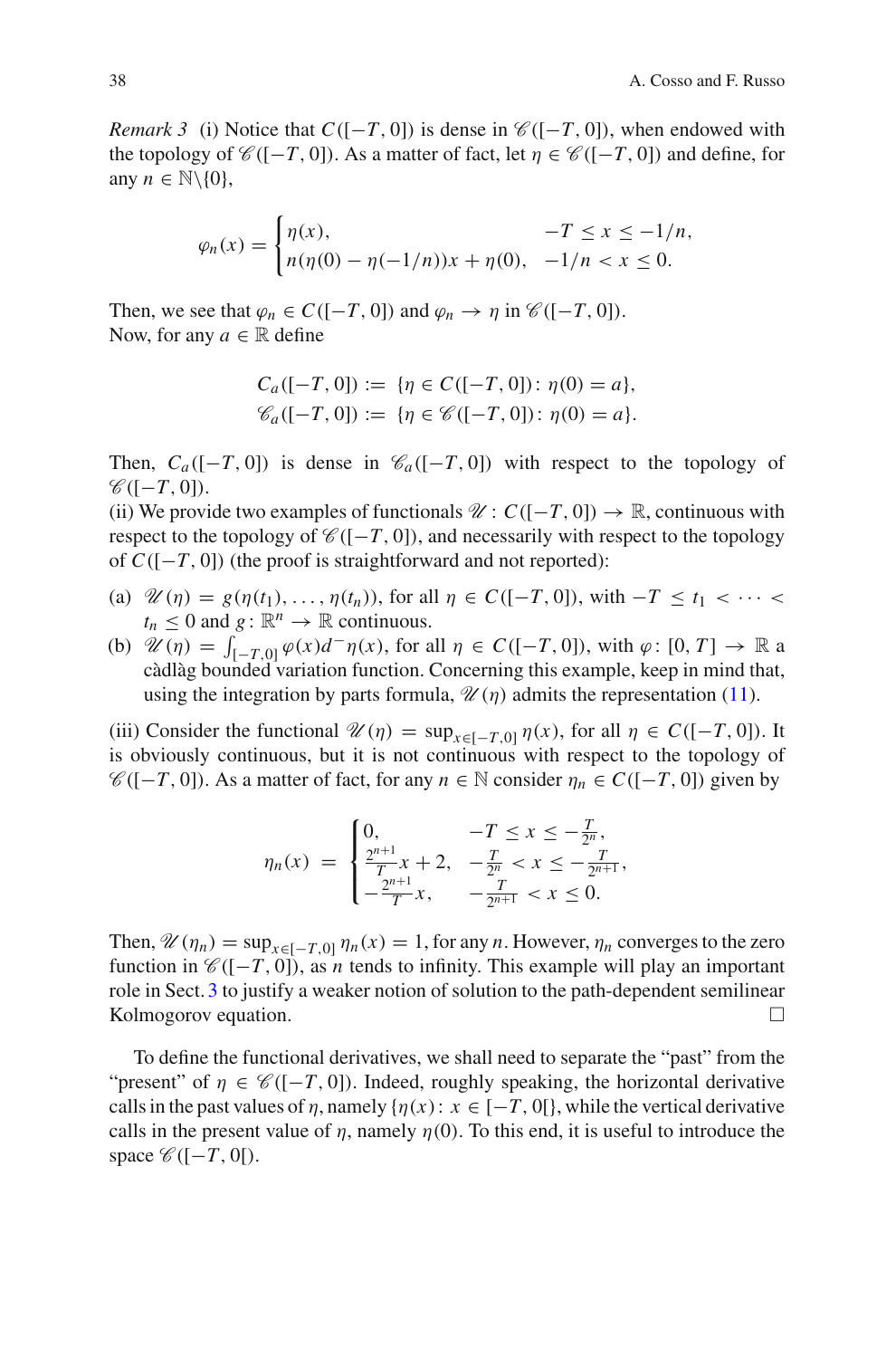*Remark 3* (i) Notice that $C([-T,0])$ is dense in $\mathscr{C}([-T,0])$, when endowed with the topology of $\mathscr{C}([-T,0])$. As a matter of fact, let $\eta \in \mathscr{C}([-T,0])$ and define, for any $n \in \mathbb{N}\backslash\{0\}$,

$$\varphi_n(x) = \begin{cases} \eta(x), & -T \leq x \leq -1/n, \\ n(\eta(0) - \eta(-1/n))x + \eta(0), & -1/n < x \leq 0. \end{cases}$$

Then, we see that $\varphi_n \in C([-T,0])$ and $\varphi_n \to \eta$ in $\mathscr{C}([-T,0])$.
Now, for any $a \in \mathbb{R}$ define

$$C_a([-T,0]) := \{\eta \in C([-T,0]) \colon \eta(0) = a\},$$
$$\mathscr{C}_a([-T,0]) := \{\eta \in \mathscr{C}([-T,0]) \colon \eta(0) = a\}.$$

Then, $C_a([-T,0])$ is dense in $\mathscr{C}_a([-T,0])$ with respect to the topology of $\mathscr{C}([-T,0])$.
(ii) We provide two examples of functionals $\mathscr{U} \colon C([-T,0]) \to \mathbb{R}$, continuous with respect to the topology of $\mathscr{C}([-T,0])$, and necessarily with respect to the topology of $C([-T,0])$ (the proof is straightforward and not reported):

(a) $\mathscr{U}(\eta) = g(\eta(t_1), \ldots, \eta(t_n))$, for all $\eta \in C([-T,0])$, with $-T \leq t_1 < \cdots < t_n \leq 0$ and $g \colon \mathbb{R}^n \to \mathbb{R}$ continuous.
(b) $\mathscr{U}(\eta) = \int_{[-T,0]} \varphi(x) d^- \eta(x)$, for all $\eta \in C([-T,0])$, with $\varphi \colon [0,T] \to \mathbb{R}$ a càdlàg bounded variation function. Concerning this example, keep in mind that, using the integration by parts formula, $\mathscr{U}(\eta)$ admits the representation (11).

(iii) Consider the functional $\mathscr{U}(\eta) = \sup_{x \in [-T,0]} \eta(x)$, for all $\eta \in C([-T,0])$. It is obviously continuous, but it is not continuous with respect to the topology of $\mathscr{C}([-T,0])$. As a matter of fact, for any $n \in \mathbb{N}$ consider $\eta_n \in C([-T,0])$ given by

$$\eta_n(x) = \begin{cases} 0, & -T \leq x \leq -\frac{T}{2^n}, \\ \frac{2^{n+1}}{T}x + 2, & -\frac{T}{2^n} < x \leq -\frac{T}{2^{n+1}}, \\ -\frac{2^{n+1}}{T}x, & -\frac{T}{2^{n+1}} < x \leq 0. \end{cases}$$

Then, $\mathscr{U}(\eta_n) = \sup_{x \in [-T,0]} \eta_n(x) = 1$, for any $n$. However, $\eta_n$ converges to the zero function in $\mathscr{C}([-T,0])$, as $n$ tends to infinity. This example will play an important role in Sect. 3 to justify a weaker notion of solution to the path-dependent semilinear Kolmogorov equation. □

To define the functional derivatives, we shall need to separate the "past" from the "present" of $\eta \in \mathscr{C}([-T,0])$. Indeed, roughly speaking, the horizontal derivative calls in the past values of $\eta$, namely $\{\eta(x) \colon x \in [-T,0[\}$, while the vertical derivative calls in the present value of $\eta$, namely $\eta(0)$. To this end, it is useful to introduce the space $\mathscr{C}([-T,0[)$.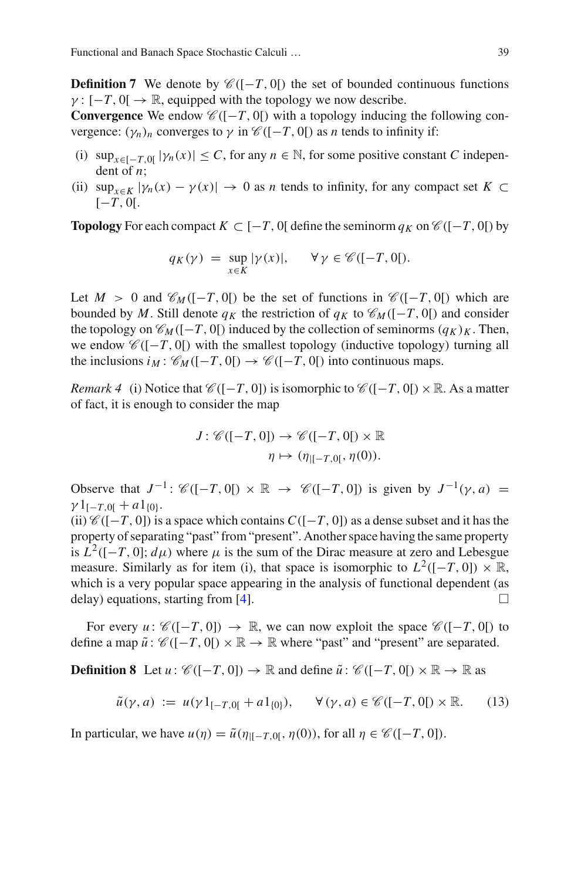**Definition 7** We denote by $\mathscr{C}([-T,0[)$ the set of bounded continuous functions $\gamma\colon [-T,0[ \to \mathbb{R}$, equipped with the topology we now describe.
**Convergence** We endow $\mathscr{C}([-T,0[)$ with a topology inducing the following convergence: $(\gamma_n)_n$ converges to $\gamma$ in $\mathscr{C}([-T,0[)$ as $n$ tends to infinity if:

(i) $\sup_{x\in[-T,0[}|\gamma_n(x)| \leq C$, for any $n \in \mathbb{N}$, for some positive constant $C$ independent of $n$;
(ii) $\sup_{x\in K}|\gamma_n(x) - \gamma(x)| \to 0$ as $n$ tends to infinity, for any compact set $K \subset [-T,0[$.

**Topology** For each compact $K \subset [-T,0[$ define the seminorm $q_K$ on $\mathscr{C}([-T,0[)$ by

$$q_K(\gamma) \;=\; \sup_{x\in K}|\gamma(x)|, \qquad \forall\, \gamma \in \mathscr{C}([-T,0[).$$

Let $M > 0$ and $\mathscr{C}_M([-T,0[)$ be the set of functions in $\mathscr{C}([-T,0[)$ which are bounded by $M$. Still denote $q_K$ the restriction of $q_K$ to $\mathscr{C}_M([-T,0[)$ and consider the topology on $\mathscr{C}_M([-T,0[)$ induced by the collection of seminorms $(q_K)_K$. Then, we endow $\mathscr{C}([-T,0[)$ with the smallest topology (inductive topology) turning all the inclusions $i_M\colon \mathscr{C}_M([-T,0[) \to \mathscr{C}([-T,0[)$ into continuous maps.

*Remark 4* (i) Notice that $\mathscr{C}([-T,0])$ is isomorphic to $\mathscr{C}([-T,0[) \times \mathbb{R}$. As a matter of fact, it is enough to consider the map

$$\begin{aligned} J\colon \mathscr{C}([-T,0]) &\to \mathscr{C}([-T,0[) \times \mathbb{R} \\ \eta &\mapsto (\eta_{|[-T,0[}, \eta(0)). \end{aligned}$$

Observe that $J^{-1}\colon \mathscr{C}([-T,0[) \times \mathbb{R} \to \mathscr{C}([-T,0])$ is given by $J^{-1}(\gamma,a) = \gamma 1_{[-T,0[} + a1_{\{0\}}$.
(ii) $\mathscr{C}([-T,0])$ is a space which contains $C([-T,0])$ as a dense subset and it has the property of separating "past" from "present". Another space having the same property is $L^2([-T,0];d\mu)$ where $\mu$ is the sum of the Dirac measure at zero and Lebesgue measure. Similarly as for item (i), that space is isomorphic to $L^2([-T,0]) \times \mathbb{R}$, which is a very popular space appearing in the analysis of functional dependent (as delay) equations, starting from [4]. □

For every $u\colon \mathscr{C}([-T,0]) \to \mathbb{R}$, we can now exploit the space $\mathscr{C}([-T,0[)$ to define a map $\tilde{u}\colon \mathscr{C}([-T,0[) \times \mathbb{R} \to \mathbb{R}$ where "past" and "present" are separated.

**Definition 8** Let $u\colon \mathscr{C}([-T,0]) \to \mathbb{R}$ and define $\tilde{u}\colon \mathscr{C}([-T,0[) \times \mathbb{R} \to \mathbb{R}$ as

$$\tilde{u}(\gamma,a) \;:=\; u(\gamma 1_{[-T,0[} + a1_{\{0\}}), \qquad \forall\,(\gamma,a) \in \mathscr{C}([-T,0[) \times \mathbb{R}. \tag{13}$$

In particular, we have $u(\eta) = \tilde{u}(\eta_{|[-T,0[}, \eta(0))$, for all $\eta \in \mathscr{C}([-T,0])$.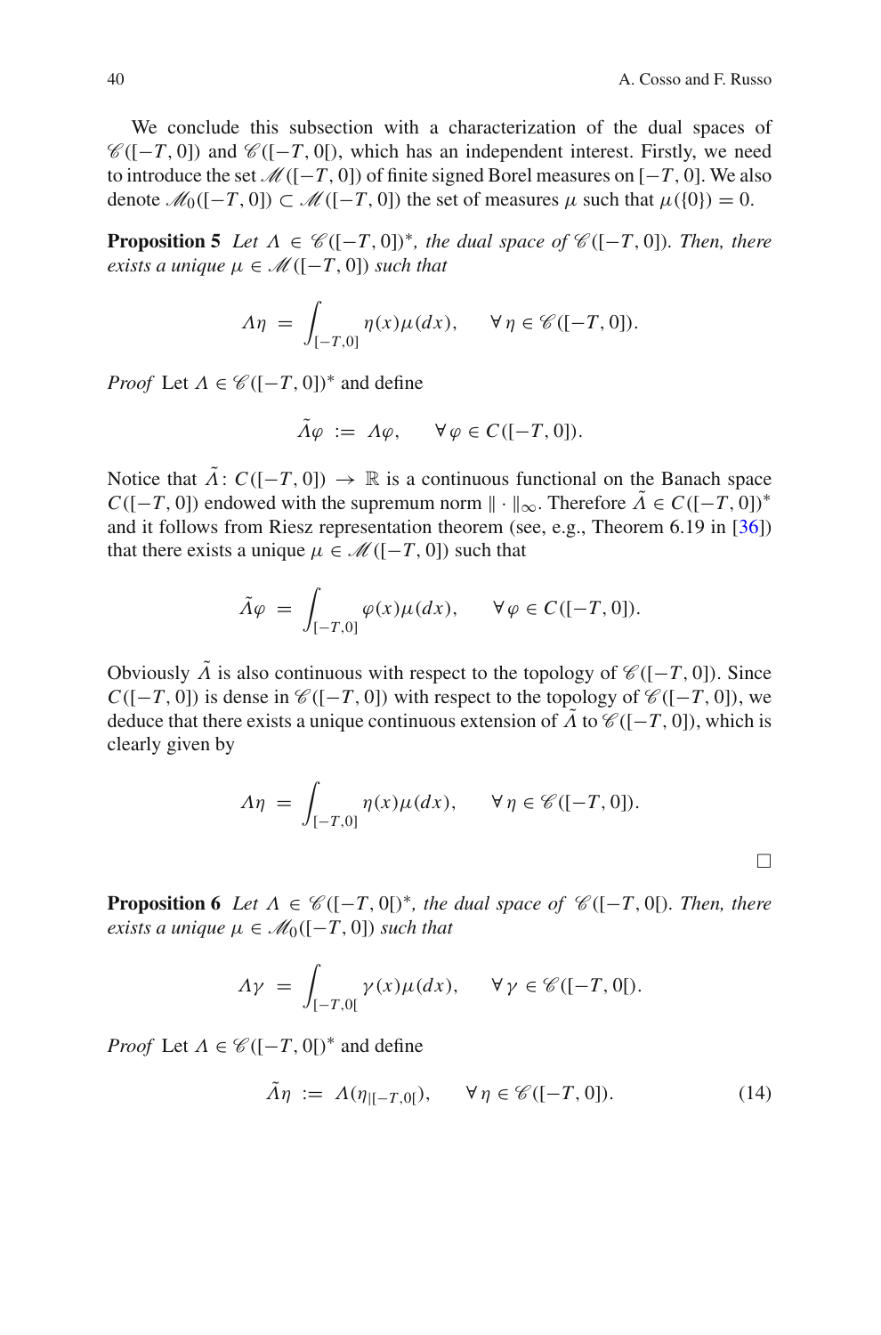We conclude this subsection with a characterization of the dual spaces of $\mathscr{C}([-T,0])$ and $\mathscr{C}([-T,0[)$, which has an independent interest. Firstly, we need to introduce the set $\mathscr{M}([-T,0])$ of finite signed Borel measures on $[-T,0]$. We also denote $\mathscr{M}_0([-T,0]) \subset \mathscr{M}([-T,0])$ the set of measures $\mu$ such that $\mu(\{0\}) = 0$.

**Proposition 5** *Let $\Lambda \in \mathscr{C}([-T,0])^*$, the dual space of $\mathscr{C}([-T,0])$. Then, there exists a unique $\mu \in \mathscr{M}([-T,0])$ such that*

$$\Lambda\eta \;=\; \int_{[-T,0]} \eta(x)\mu(dx), \qquad \forall\, \eta \in \mathscr{C}([-T,0]).$$

*Proof* Let $\Lambda \in \mathscr{C}([-T,0])^*$ and define

$$\tilde{\Lambda}\varphi \;:=\; \Lambda\varphi, \qquad \forall\, \varphi \in C([-T,0]).$$

Notice that $\tilde{\Lambda}\colon C([-T,0]) \to \mathbb{R}$ is a continuous functional on the Banach space $C([-T,0])$ endowed with the supremum norm $\|\cdot\|_\infty$. Therefore $\tilde{\Lambda} \in C([-T,0])^*$ and it follows from Riesz representation theorem (see, e.g., Theorem 6.19 in [36]) that there exists a unique $\mu \in \mathscr{M}([-T,0])$ such that

$$\tilde{\Lambda}\varphi \;=\; \int_{[-T,0]} \varphi(x)\mu(dx), \qquad \forall\, \varphi \in C([-T,0]).$$

Obviously $\tilde{\Lambda}$ is also continuous with respect to the topology of $\mathscr{C}([-T,0])$. Since $C([-T,0])$ is dense in $\mathscr{C}([-T,0])$ with respect to the topology of $\mathscr{C}([-T,0])$, we deduce that there exists a unique continuous extension of $\tilde{\Lambda}$ to $\mathscr{C}([-T,0])$, which is clearly given by

$$\Lambda\eta \;=\; \int_{[-T,0]} \eta(x)\mu(dx), \qquad \forall\, \eta \in \mathscr{C}([-T,0]).$$

□

**Proposition 6** *Let $\Lambda \in \mathscr{C}([-T,0[)^*$, the dual space of $\mathscr{C}([-T,0[)$. Then, there exists a unique $\mu \in \mathscr{M}_0([-T,0])$ such that*

$$\Lambda\gamma \;=\; \int_{[-T,0[} \gamma(x)\mu(dx), \qquad \forall\, \gamma \in \mathscr{C}([-T,0[).$$

*Proof* Let $\Lambda \in \mathscr{C}([-T,0[)^*$ and define

$$\tilde{\Lambda}\eta \;:=\; \Lambda(\eta_{|[-T,0[}), \qquad \forall\, \eta \in \mathscr{C}([-T,0]). \tag{14}$$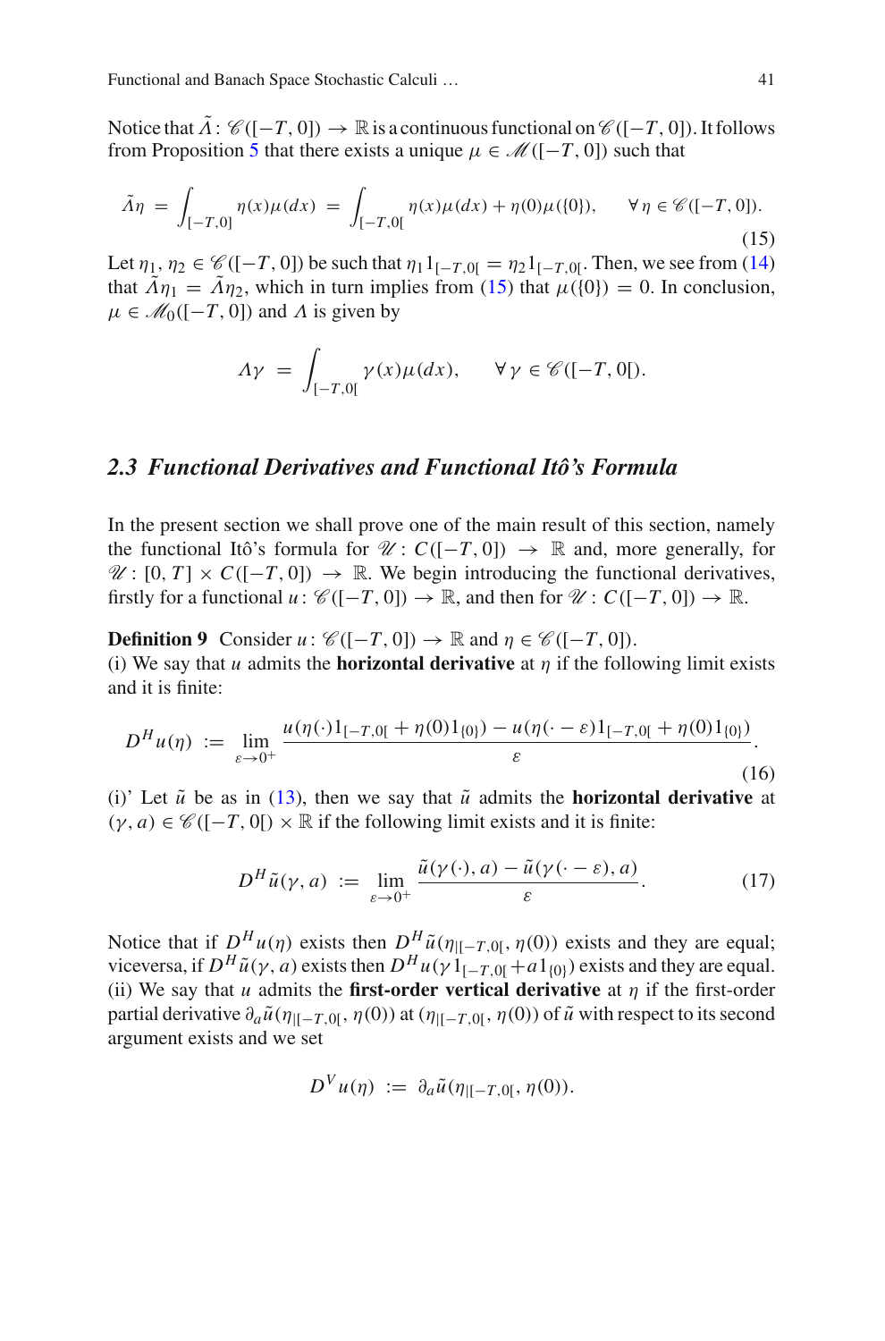Notice that $\tilde{\Lambda}: \mathscr{C}([-T, 0]) \to \mathbb{R}$ is a continuous functional on $\mathscr{C}([-T, 0])$. It follows from Proposition 5 that there exists a unique $\mu \in \mathscr{M}([-T, 0])$ such that

$$\tilde{\Lambda}\eta = \int_{[-T,0]} \eta(x)\mu(dx) = \int_{[-T,0[} \eta(x)\mu(dx) + \eta(0)\mu(\{0\}), \qquad \forall\, \eta \in \mathscr{C}([-T, 0]). \tag{15}$$

Let $\eta_1, \eta_2 \in \mathscr{C}([-T, 0])$ be such that $\eta_1 1_{[-T,0[} = \eta_2 1_{[-T,0[}$. Then, we see from (14) that $\tilde{\Lambda}\eta_1 = \tilde{\Lambda}\eta_2$, which in turn implies from (15) that $\mu(\{0\}) = 0$. In conclusion, $\mu \in \mathscr{M}_0([-T, 0])$ and $\Lambda$ is given by

$$\Lambda\gamma = \int_{[-T,0[} \gamma(x)\mu(dx), \qquad \forall\, \gamma \in \mathscr{C}([-T, 0[).$$

### *2.3 Functional Derivatives and Functional Itô's Formula*

In the present section we shall prove one of the main result of this section, namely the functional Itô's formula for $\mathscr{U}: C([-T, 0]) \to \mathbb{R}$ and, more generally, for $\mathscr{U}: [0, T] \times C([-T, 0]) \to \mathbb{R}$. We begin introducing the functional derivatives, firstly for a functional $u: \mathscr{C}([-T, 0]) \to \mathbb{R}$, and then for $\mathscr{U}: C([-T, 0]) \to \mathbb{R}$.

**Definition 9** Consider $u: \mathscr{C}([-T, 0]) \to \mathbb{R}$ and $\eta \in \mathscr{C}([-T, 0])$.
(i) We say that $u$ admits the **horizontal derivative** at $\eta$ if the following limit exists and it is finite:

$$D^H u(\eta) := \lim_{\varepsilon \to 0^+} \frac{u(\eta(\cdot)1_{[-T,0[} + \eta(0)1_{\{0\}}) - u(\eta(\cdot - \varepsilon)1_{[-T,0[} + \eta(0)1_{\{0\}})}{\varepsilon}. \tag{16}$$

(i)' Let $\tilde{u}$ be as in (13), then we say that $\tilde{u}$ admits the **horizontal derivative** at $(\gamma, a) \in \mathscr{C}([-T, 0[) \times \mathbb{R}$ if the following limit exists and it is finite:

$$D^H \tilde{u}(\gamma, a) := \lim_{\varepsilon \to 0^+} \frac{\tilde{u}(\gamma(\cdot), a) - \tilde{u}(\gamma(\cdot - \varepsilon), a)}{\varepsilon}. \tag{17}$$

Notice that if $D^H u(\eta)$ exists then $D^H \tilde{u}(\eta_{|[-T,0[}, \eta(0))$ exists and they are equal; viceversa, if $D^H \tilde{u}(\gamma, a)$ exists then $D^H u(\gamma 1_{[-T,0[} + a1_{\{0\}})$ exists and they are equal.
(ii) We say that $u$ admits the **first-order vertical derivative** at $\eta$ if the first-order partial derivative $\partial_a \tilde{u}(\eta_{|[-T,0[}, \eta(0))$ at $(\eta_{|[-T,0[}, \eta(0))$ of $\tilde{u}$ with respect to its second argument exists and we set

$$D^V u(\eta) := \partial_a \tilde{u}(\eta_{|[-T,0[}, \eta(0)).$$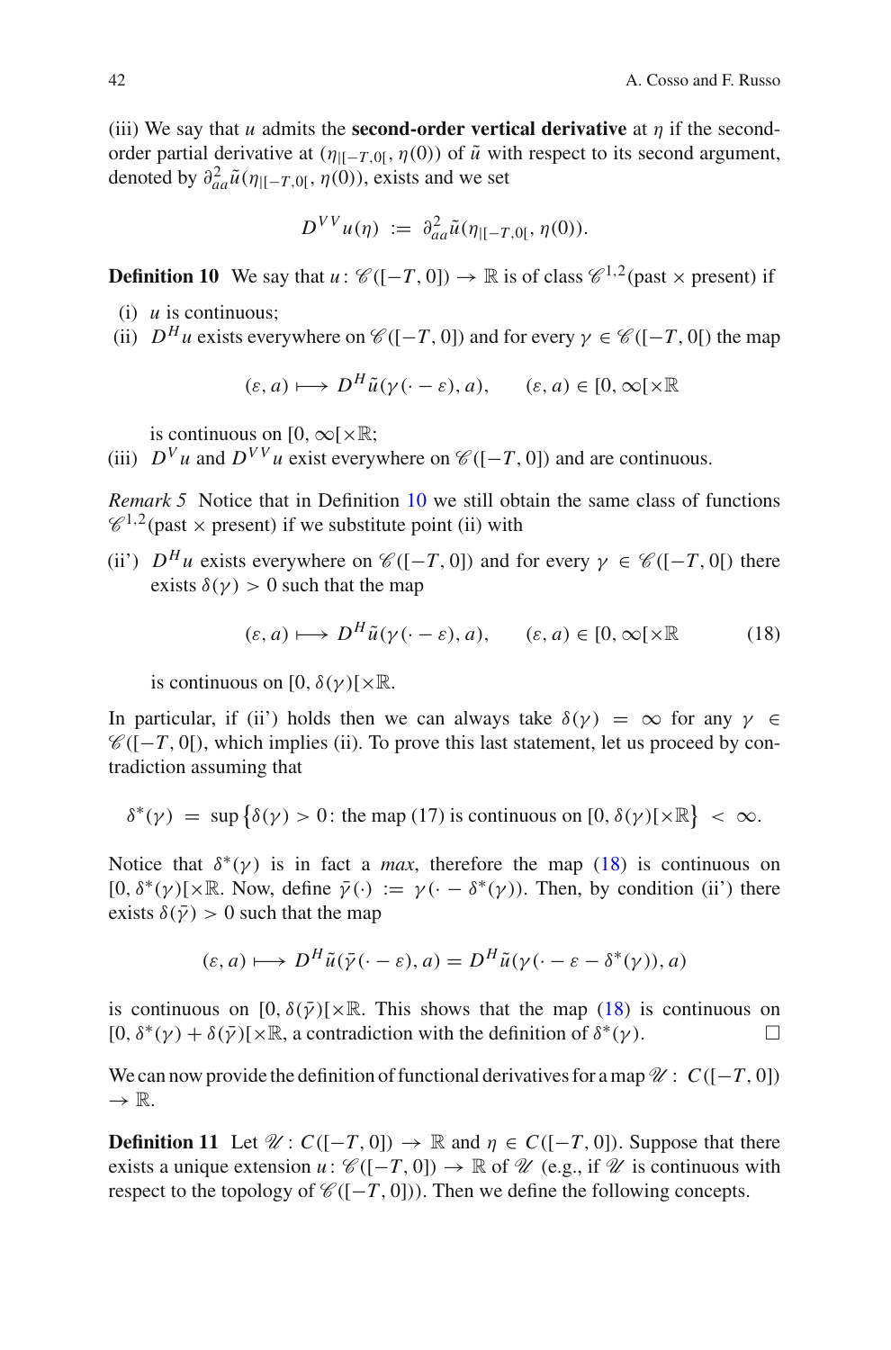(iii) We say that $u$ admits the **second-order vertical derivative** at $\eta$ if the second-order partial derivative at $(\eta_{|[-T,0[}, \eta(0))$ of $\tilde{u}$ with respect to its second argument, denoted by $\partial^2_{aa}\tilde{u}(\eta_{|[-T,0[}, \eta(0))$, exists and we set

$$D^{VV}u(\eta) \;:=\; \partial^2_{aa}\tilde{u}(\eta_{|[-T,0[}, \eta(0)).$$

**Definition 10** We say that $u\colon \mathscr{C}([-T,0]) \to \mathbb{R}$ is of class $\mathscr{C}^{1,2}(\text{past} \times \text{present})$ if

(i) $u$ is continuous;

(ii) $D^H u$ exists everywhere on $\mathscr{C}([-T,0])$ and for every $\gamma \in \mathscr{C}([-T,0[)$ the map

$$(\varepsilon, a) \longmapsto D^H\tilde{u}(\gamma(\cdot - \varepsilon), a), \qquad (\varepsilon, a) \in [0, \infty[\times\mathbb{R}$$

is continuous on $[0,\infty[\times\mathbb{R}$;

(iii) $D^V u$ and $D^{VV}u$ exist everywhere on $\mathscr{C}([-T,0])$ and are continuous.

*Remark 5* Notice that in Definition 10 we still obtain the same class of functions $\mathscr{C}^{1,2}(\text{past} \times \text{present})$ if we substitute point (ii) with

(ii') $D^H u$ exists everywhere on $\mathscr{C}([-T,0])$ and for every $\gamma \in \mathscr{C}([-T,0[)$ there exists $\delta(\gamma) > 0$ such that the map

$$(\varepsilon, a) \longmapsto D^H\tilde{u}(\gamma(\cdot - \varepsilon), a), \qquad (\varepsilon, a) \in [0, \infty[\times\mathbb{R} \tag{18}$$

is continuous on $[0, \delta(\gamma)[\times\mathbb{R}$.

In particular, if (ii') holds then we can always take $\delta(\gamma) = \infty$ for any $\gamma \in \mathscr{C}([-T,0[)$, which implies (ii). To prove this last statement, let us proceed by contradiction assuming that

$$\delta^*(\gamma) \;=\; \sup\big\{\delta(\gamma) > 0\colon \text{the map (17) is continuous on } [0,\delta(\gamma)[\times\mathbb{R}\big\} \;<\; \infty.$$

Notice that $\delta^*(\gamma)$ is in fact a *max*, therefore the map (18) is continuous on $[0, \delta^*(\gamma)[\times\mathbb{R}$. Now, define $\bar{\gamma}(\cdot) := \gamma(\cdot - \delta^*(\gamma))$. Then, by condition (ii') there exists $\delta(\bar{\gamma}) > 0$ such that the map

$$(\varepsilon, a) \longmapsto D^H\tilde{u}(\bar{\gamma}(\cdot - \varepsilon), a) = D^H\tilde{u}(\gamma(\cdot - \varepsilon - \delta^*(\gamma)), a)$$

is continuous on $[0, \delta(\bar{\gamma})[\times\mathbb{R}$. This shows that the map (18) is continuous on $[0, \delta^*(\gamma) + \delta(\bar{\gamma})[\times\mathbb{R}$, a contradiction with the definition of $\delta^*(\gamma)$. $\square$

We can now provide the definition of functional derivatives for a map $\mathscr{U}\colon\, C([-T,0]) \to \mathbb{R}$.

**Definition 11** Let $\mathscr{U}\colon C([-T,0]) \to \mathbb{R}$ and $\eta \in C([-T,0])$. Suppose that there exists a unique extension $u\colon \mathscr{C}([-T,0]) \to \mathbb{R}$ of $\mathscr{U}$ (e.g., if $\mathscr{U}$ is continuous with respect to the topology of $\mathscr{C}([-T,0])$). Then we define the following concepts.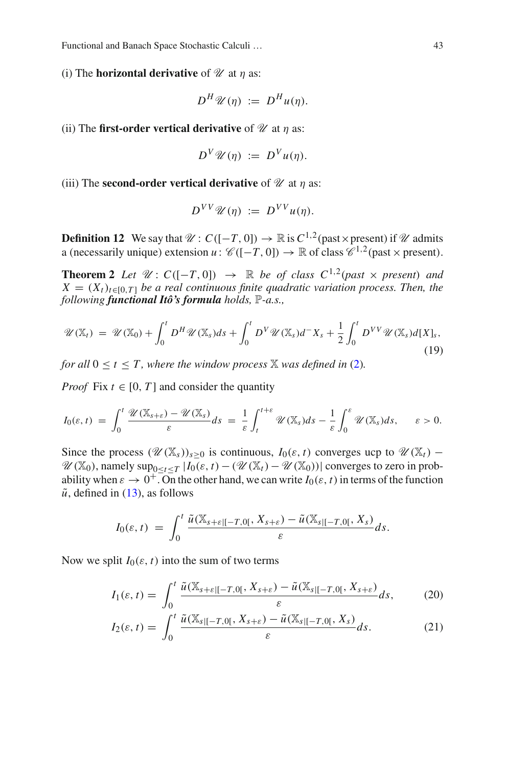(i) The **horizontal derivative** of $\mathscr{U}$ at $\eta$ as:

$$D^H \mathscr{U}(\eta) \;:=\; D^H u(\eta).$$

(ii) The **first-order vertical derivative** of $\mathscr{U}$ at $\eta$ as:

$$D^V \mathscr{U}(\eta) \;:=\; D^V u(\eta).$$

(iii) The **second-order vertical derivative** of $\mathscr{U}$ at $\eta$ as:

$$D^{VV} \mathscr{U}(\eta) \;:=\; D^{VV} u(\eta).$$

**Definition 12** We say that $\mathscr{U}\colon C([-T,0]) \to \mathbb{R}$ is $C^{1,2}(\text{past} \times \text{present})$ if $\mathscr{U}$ admits a (necessarily unique) extension $u\colon \mathscr{C}([-T,0]) \to \mathbb{R}$ of class $\mathscr{C}^{1,2}(\text{past} \times \text{present})$.

**Theorem 2** *Let $\mathscr{U}\colon C([-T,0]) \to \mathbb{R}$ be of class $C^{1,2}$(past $\times$ present) and $X = (X_t)_{t\in[0,T]}$ be a real continuous finite quadratic variation process. Then, the following **functional Itô's formula** holds, $\mathbb{P}$-a.s.,*

$$\mathscr{U}(\mathbb{X}_t) \;=\; \mathscr{U}(\mathbb{X}_0) + \int_0^t D^H \mathscr{U}(\mathbb{X}_s)ds + \int_0^t D^V \mathscr{U}(\mathbb{X}_s)d^- X_s + \frac{1}{2}\int_0^t D^{VV} \mathscr{U}(\mathbb{X}_s)d[X]_s, \tag{19}$$

*for all $0 \le t \le T$, where the window process $\mathbb{X}$ was defined in (2).*

*Proof* Fix $t \in [0,T]$ and consider the quantity

$$I_0(\varepsilon,t) \;=\; \int_0^t \frac{\mathscr{U}(\mathbb{X}_{s+\varepsilon}) - \mathscr{U}(\mathbb{X}_s)}{\varepsilon}ds \;=\; \frac{1}{\varepsilon}\int_t^{t+\varepsilon} \mathscr{U}(\mathbb{X}_s)ds - \frac{1}{\varepsilon}\int_0^{\varepsilon} \mathscr{U}(\mathbb{X}_s)ds, \qquad \varepsilon > 0.$$

Since the process $(\mathscr{U}(\mathbb{X}_s))_{s\ge 0}$ is continuous, $I_0(\varepsilon,t)$ converges ucp to $\mathscr{U}(\mathbb{X}_t) - \mathscr{U}(\mathbb{X}_0)$, namely $\sup_{0\le t\le T}|I_0(\varepsilon,t) - (\mathscr{U}(\mathbb{X}_t) - \mathscr{U}(\mathbb{X}_0))|$ converges to zero in probability when $\varepsilon \to 0^+$. On the other hand, we can write $I_0(\varepsilon,t)$ in terms of the function $\tilde{u}$, defined in (13), as follows

$$I_0(\varepsilon,t) \;=\; \int_0^t \frac{\tilde{u}(\mathbb{X}_{s+\varepsilon|[-T,0[}, X_{s+\varepsilon}) - \tilde{u}(\mathbb{X}_{s|[-T,0[}, X_s)}{\varepsilon}ds.$$

Now we split $I_0(\varepsilon,t)$ into the sum of two terms

$$I_1(\varepsilon,t) = \int_0^t \frac{\tilde{u}(\mathbb{X}_{s+\varepsilon|[-T,0[}, X_{s+\varepsilon}) - \tilde{u}(\mathbb{X}_{s|[-T,0[}, X_{s+\varepsilon})}{\varepsilon}ds, \tag{20}$$

$$I_2(\varepsilon,t) = \int_0^t \frac{\tilde{u}(\mathbb{X}_{s|[-T,0[}, X_{s+\varepsilon}) - \tilde{u}(\mathbb{X}_{s|[-T,0[}, X_s)}{\varepsilon}ds. \tag{21}$$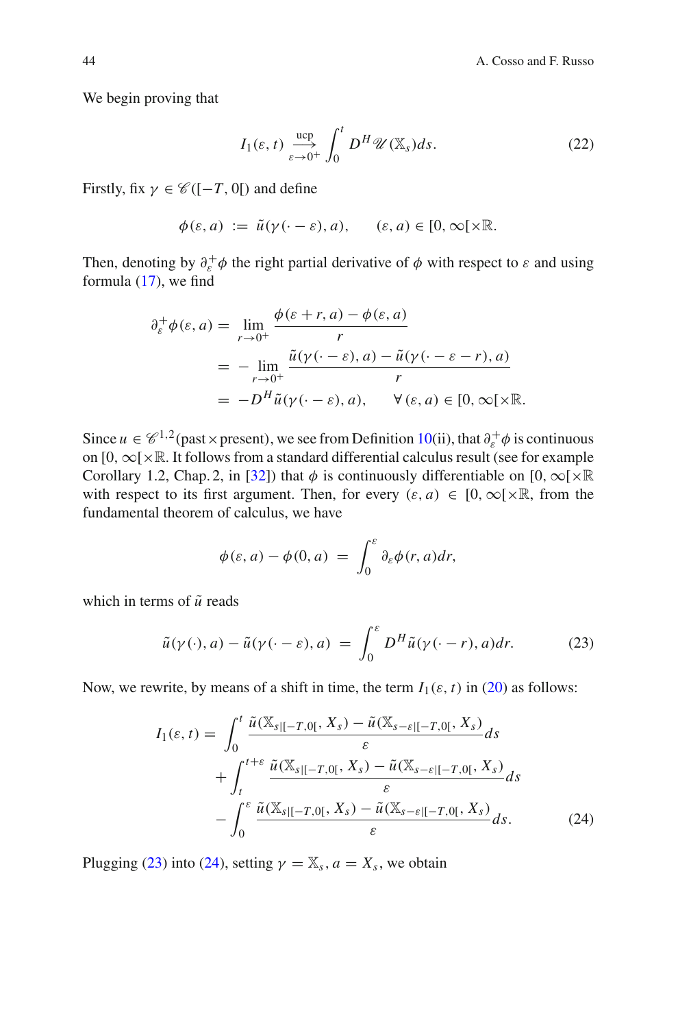We begin proving that

$$I_1(\varepsilon, t) \underset{\varepsilon \to 0^+}{\overset{\text{ucp}}{\longrightarrow}} \int_0^t D^H \mathscr{U}(\mathbb{X}_s) ds. \tag{22}$$

Firstly, fix $\gamma \in \mathscr{C}([-T, 0[)$ and define

$$\phi(\varepsilon, a) := \tilde{u}(\gamma(\cdot - \varepsilon), a), \qquad (\varepsilon, a) \in [0, \infty[\times \mathbb{R}.$$

Then, denoting by $\partial_\varepsilon^+ \phi$ the right partial derivative of $\phi$ with respect to $\varepsilon$ and using formula (17), we find

$$\begin{aligned}
\partial_\varepsilon^+ \phi(\varepsilon, a) &= \lim_{r \to 0^+} \frac{\phi(\varepsilon + r, a) - \phi(\varepsilon, a)}{r} \\
&= -\lim_{r \to 0^+} \frac{\tilde{u}(\gamma(\cdot - \varepsilon), a) - \tilde{u}(\gamma(\cdot - \varepsilon - r), a)}{r} \\
&= -D^H \tilde{u}(\gamma(\cdot - \varepsilon), a), \qquad \forall (\varepsilon, a) \in [0, \infty[\times \mathbb{R}.
\end{aligned}$$

Since $u \in \mathscr{C}^{1,2}(\text{past} \times \text{present})$, we see from Definition 10(ii), that $\partial_\varepsilon^+ \phi$ is continuous on $[0, \infty[\times \mathbb{R}$. It follows from a standard differential calculus result (see for example Corollary 1.2, Chap. 2, in [32]) that $\phi$ is continuously differentiable on $[0, \infty[\times \mathbb{R}$ with respect to its first argument. Then, for every $(\varepsilon, a) \in [0, \infty[\times \mathbb{R}$, from the fundamental theorem of calculus, we have

$$\phi(\varepsilon, a) - \phi(0, a) = \int_0^\varepsilon \partial_\varepsilon \phi(r, a) dr,$$

which in terms of $\tilde{u}$ reads

$$\tilde{u}(\gamma(\cdot), a) - \tilde{u}(\gamma(\cdot - \varepsilon), a) = \int_0^\varepsilon D^H \tilde{u}(\gamma(\cdot - r), a) dr. \tag{23}$$

Now, we rewrite, by means of a shift in time, the term $I_1(\varepsilon, t)$ in (20) as follows:

$$\begin{aligned}
I_1(\varepsilon, t) = &\int_0^t \frac{\tilde{u}(\mathbb{X}_{s|[-T,0[}, X_s) - \tilde{u}(\mathbb{X}_{s-\varepsilon|[-T,0[}, X_s)}{\varepsilon} ds \\
&+ \int_t^{t+\varepsilon} \frac{\tilde{u}(\mathbb{X}_{s|[-T,0[}, X_s) - \tilde{u}(\mathbb{X}_{s-\varepsilon|[-T,0[}, X_s)}{\varepsilon} ds \\
&- \int_0^\varepsilon \frac{\tilde{u}(\mathbb{X}_{s|[-T,0[}, X_s) - \tilde{u}(\mathbb{X}_{s-\varepsilon|[-T,0[}, X_s)}{\varepsilon} ds.
\end{aligned} \tag{24}$$

Plugging (23) into (24), setting $\gamma = \mathbb{X}_s$, $a = X_s$, we obtain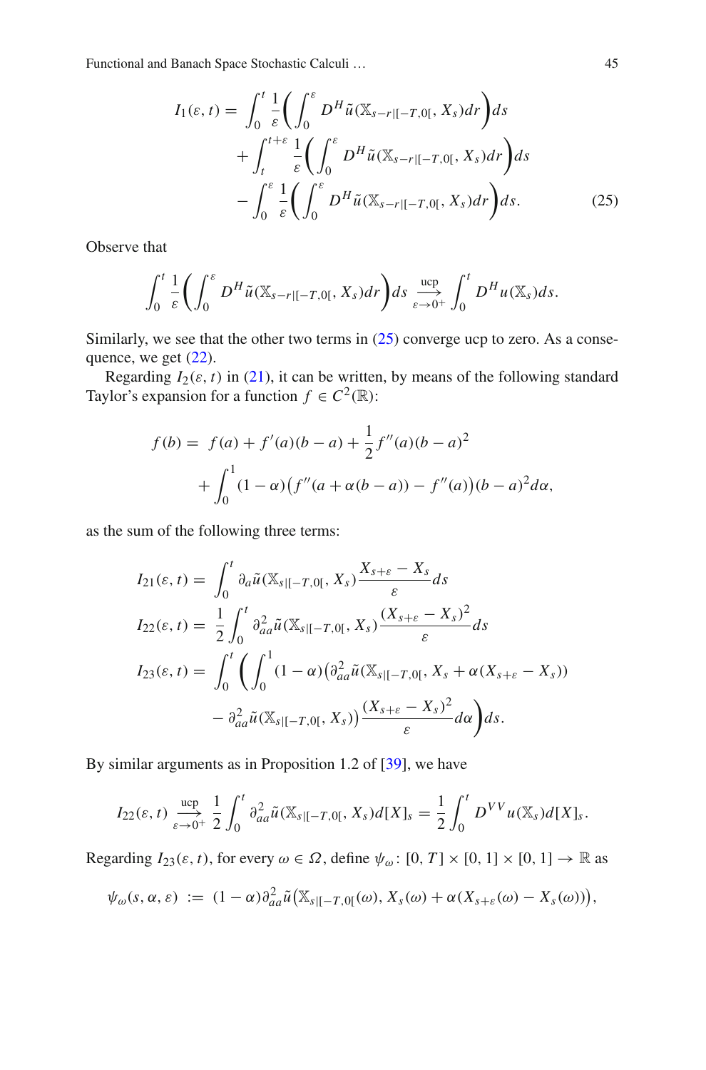$$
\begin{aligned}
I_1(\varepsilon,t) = &\int_0^t \frac{1}{\varepsilon}\left(\int_0^\varepsilon D^H \tilde{u}(\mathbb{X}_{s-r|[-T,0[}, X_s)dr\right)ds \\
&+ \int_t^{t+\varepsilon} \frac{1}{\varepsilon}\left(\int_0^\varepsilon D^H \tilde{u}(\mathbb{X}_{s-r|[-T,0[}, X_s)dr\right)ds \\
&- \int_0^\varepsilon \frac{1}{\varepsilon}\left(\int_0^\varepsilon D^H \tilde{u}(\mathbb{X}_{s-r|[-T,0[}, X_s)dr\right)ds.
\end{aligned} \tag{25}
$$

Observe that

$$
\int_0^t \frac{1}{\varepsilon}\left(\int_0^\varepsilon D^H \tilde{u}(\mathbb{X}_{s-r|[-T,0[}, X_s)dr\right)ds \xrightarrow[\varepsilon\to 0^+]{\text{ucp}} \int_0^t D^H u(\mathbb{X}_s)ds.
$$

Similarly, we see that the other two terms in (25) converge ucp to zero. As a consequence, we get (22).

Regarding $I_2(\varepsilon,t)$ in (21), it can be written, by means of the following standard Taylor's expansion for a function $f \in C^2(\mathbb{R})$:

$$
\begin{aligned}
f(b) = \; & f(a) + f'(a)(b-a) + \frac{1}{2}f''(a)(b-a)^2 \\
&+ \int_0^1 (1-\alpha)\big(f''(a+\alpha(b-a)) - f''(a)\big)(b-a)^2 d\alpha,
\end{aligned}
$$

as the sum of the following three terms:

$$
\begin{aligned}
I_{21}(\varepsilon,t) &= \int_0^t \partial_a \tilde{u}(\mathbb{X}_{s|[-T,0[}, X_s)\frac{X_{s+\varepsilon}-X_s}{\varepsilon}ds \\
I_{22}(\varepsilon,t) &= \frac{1}{2}\int_0^t \partial_{aa}^2 \tilde{u}(\mathbb{X}_{s|[-T,0[}, X_s)\frac{(X_{s+\varepsilon}-X_s)^2}{\varepsilon}ds \\
I_{23}(\varepsilon,t) &= \int_0^t \left(\int_0^1 (1-\alpha)\big(\partial_{aa}^2 \tilde{u}(\mathbb{X}_{s|[-T,0[}, X_s + \alpha(X_{s+\varepsilon}-X_s)) \right. \\
&\qquad \left. - \partial_{aa}^2 \tilde{u}(\mathbb{X}_{s|[-T,0[}, X_s)\big)\frac{(X_{s+\varepsilon}-X_s)^2}{\varepsilon}d\alpha\right)ds.
\end{aligned}
$$

By similar arguments as in Proposition 1.2 of [39], we have

$$
I_{22}(\varepsilon,t) \xrightarrow[\varepsilon\to 0^+]{\text{ucp}} \frac{1}{2}\int_0^t \partial_{aa}^2 \tilde{u}(\mathbb{X}_{s|[-T,0[}, X_s)d[X]_s = \frac{1}{2}\int_0^t D^{VV}u(\mathbb{X}_s)d[X]_s.
$$

Regarding $I_{23}(\varepsilon,t)$, for every $\omega \in \Omega$, define $\psi_\omega \colon [0,T]\times[0,1]\times[0,1] \to \mathbb{R}$ as

$$
\psi_\omega(s,\alpha,\varepsilon) \;:=\; (1-\alpha)\partial_{aa}^2 \tilde{u}\big(\mathbb{X}_{s|[-T,0[}(\omega), X_s(\omega) + \alpha(X_{s+\varepsilon}(\omega) - X_s(\omega))\big),
$$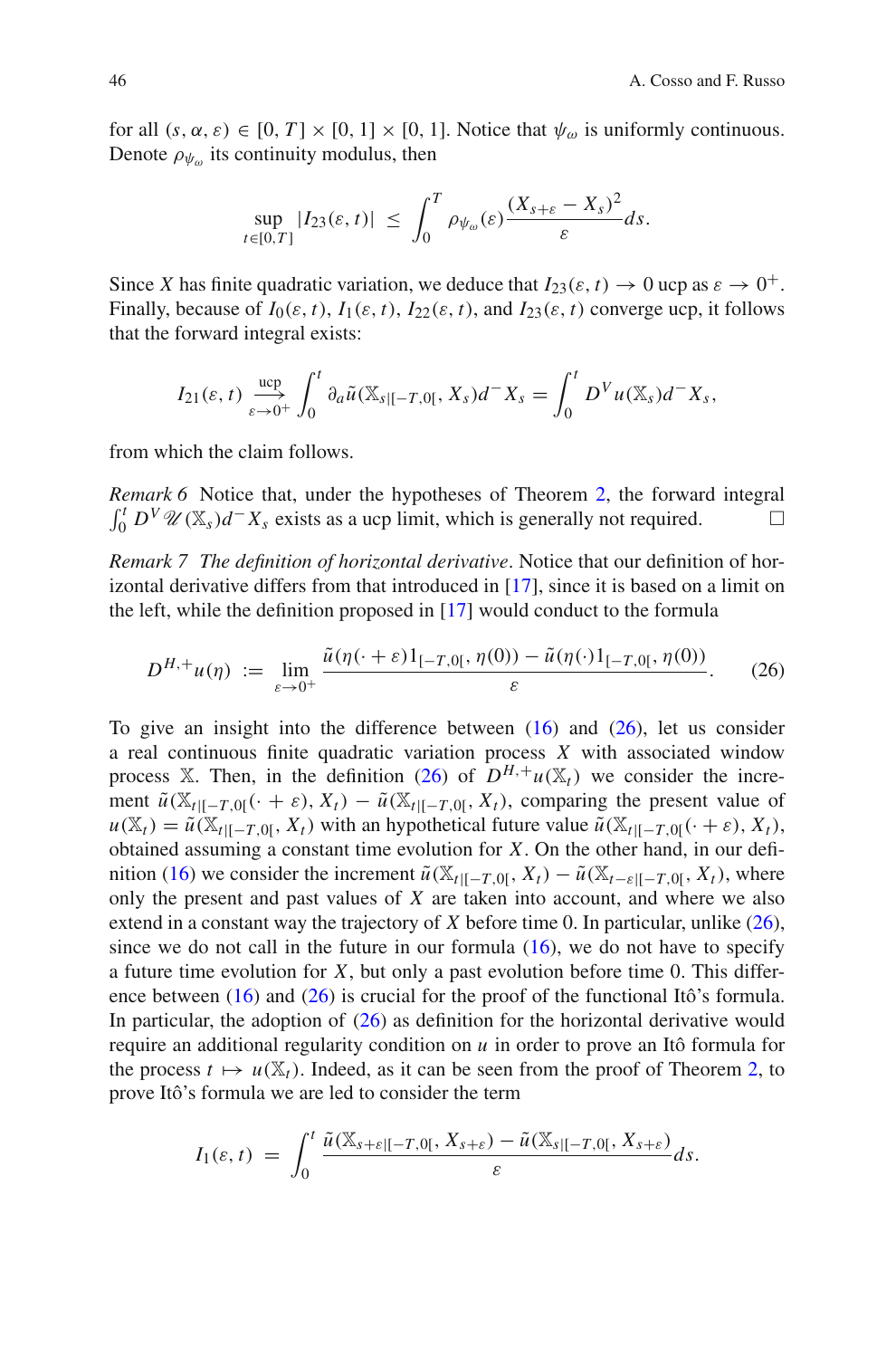for all $(s, \alpha, \varepsilon) \in [0, T] \times [0, 1] \times [0, 1]$. Notice that $\psi_\omega$ is uniformly continuous. Denote $\rho_{\psi_\omega}$ its continuity modulus, then

$$\sup_{t\in[0,T]} |I_{23}(\varepsilon, t)| \leq \int_0^T \rho_{\psi_\omega}(\varepsilon) \frac{(X_{s+\varepsilon} - X_s)^2}{\varepsilon} ds.$$

Since $X$ has finite quadratic variation, we deduce that $I_{23}(\varepsilon, t) \to 0$ ucp as $\varepsilon \to 0^+$. Finally, because of $I_0(\varepsilon, t)$, $I_1(\varepsilon, t)$, $I_{22}(\varepsilon, t)$, and $I_{23}(\varepsilon, t)$ converge ucp, it follows that the forward integral exists:

$$I_{21}(\varepsilon, t) \xrightarrow[\varepsilon\to 0^+]{\text{ucp}} \int_0^t \partial_a \tilde{u}(\mathbb{X}_{s|[-T,0[}, X_s) d^- X_s = \int_0^t D^V u(\mathbb{X}_s) d^- X_s,$$

from which the claim follows.

*Remark 6* Notice that, under the hypotheses of Theorem 2, the forward integral $\int_0^t D^V \mathscr{U}(\mathbb{X}_s) d^- X_s$ exists as a ucp limit, which is generally not required. □

*Remark 7* *The definition of horizontal derivative*. Notice that our definition of horizontal derivative differs from that introduced in [17], since it is based on a limit on the left, while the definition proposed in [17] would conduct to the formula

$$D^{H,+}u(\eta) := \lim_{\varepsilon\to 0^+} \frac{\tilde{u}(\eta(\cdot + \varepsilon)1_{[-T,0[}, \eta(0)) - \tilde{u}(\eta(\cdot)1_{[-T,0[}, \eta(0))}{\varepsilon}. \tag{26}$$

To give an insight into the difference between (16) and (26), let us consider a real continuous finite quadratic variation process $X$ with associated window process $\mathbb{X}$. Then, in the definition (26) of $D^{H,+}u(\mathbb{X}_t)$ we consider the increment $\tilde{u}(\mathbb{X}_{t|[-T,0[}(\cdot + \varepsilon), X_t) - \tilde{u}(\mathbb{X}_{t|[-T,0[}, X_t)$, comparing the present value of $u(\mathbb{X}_t) = \tilde{u}(\mathbb{X}_{t|[-T,0[}, X_t)$ with an hypothetical future value $\tilde{u}(\mathbb{X}_{t|[-T,0[}(\cdot + \varepsilon), X_t)$, obtained assuming a constant time evolution for $X$. On the other hand, in our definition (16) we consider the increment $\tilde{u}(\mathbb{X}_{t|[-T,0[}, X_t) - \tilde{u}(\mathbb{X}_{t-\varepsilon|[-T,0[}, X_t)$, where only the present and past values of $X$ are taken into account, and where we also extend in a constant way the trajectory of $X$ before time 0. In particular, unlike (26), since we do not call in the future in our formula (16), we do not have to specify a future time evolution for $X$, but only a past evolution before time 0. This difference between (16) and (26) is crucial for the proof of the functional Itô's formula. In particular, the adoption of (26) as definition for the horizontal derivative would require an additional regularity condition on $u$ in order to prove an Itô formula for the process $t \mapsto u(\mathbb{X}_t)$. Indeed, as it can be seen from the proof of Theorem 2, to prove Itô's formula we are led to consider the term

$$I_1(\varepsilon, t) = \int_0^t \frac{\tilde{u}(\mathbb{X}_{s+\varepsilon|[-T,0[}, X_{s+\varepsilon}) - \tilde{u}(\mathbb{X}_{s|[-T,0[}, X_{s+\varepsilon})}{\varepsilon} ds.$$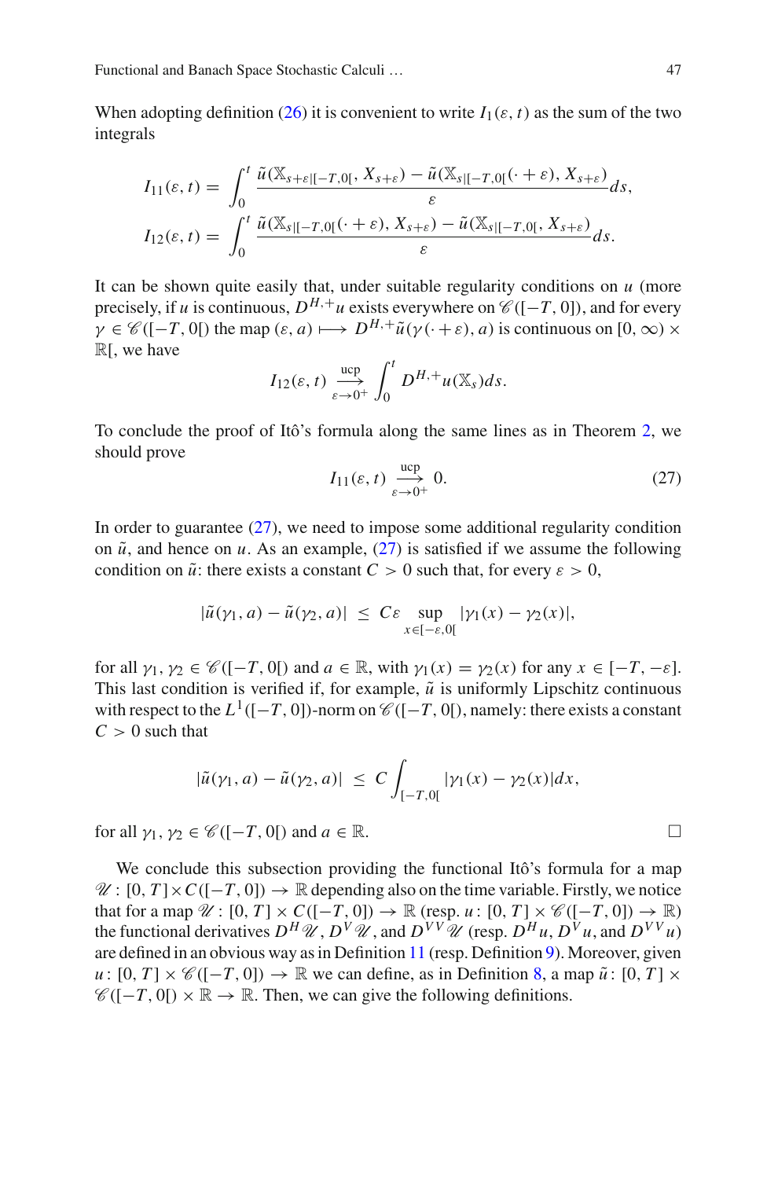When adopting definition (26) it is convenient to write $I_1(\varepsilon, t)$ as the sum of the two integrals

$$I_{11}(\varepsilon, t) = \int_0^t \frac{\tilde{u}(\mathbb{X}_{s+\varepsilon|[-T,0[}, X_{s+\varepsilon}) - \tilde{u}(\mathbb{X}_{s|[-T,0[}(\cdot + \varepsilon), X_{s+\varepsilon})}{\varepsilon} ds,$$

$$I_{12}(\varepsilon, t) = \int_0^t \frac{\tilde{u}(\mathbb{X}_{s|[-T,0[}(\cdot + \varepsilon), X_{s+\varepsilon}) - \tilde{u}(\mathbb{X}_{s|[-T,0[}, X_{s+\varepsilon})}{\varepsilon} ds.$$

It can be shown quite easily that, under suitable regularity conditions on $u$ (more precisely, if $u$ is continuous, $D^{H,+}u$ exists everywhere on $\mathscr{C}([-T,0])$, and for every $\gamma \in \mathscr{C}([-T,0[)$ the map $(\varepsilon, a) \longmapsto D^{H,+}\tilde{u}(\gamma(\cdot + \varepsilon), a)$ is continuous on $[0,\infty) \times \mathbb{R}[$, we have

$$I_{12}(\varepsilon, t) \xrightarrow[\varepsilon \to 0^+]{\text{ucp}} \int_0^t D^{H,+}u(\mathbb{X}_s) ds.$$

To conclude the proof of Itô's formula along the same lines as in Theorem 2, we should prove

$$I_{11}(\varepsilon, t) \xrightarrow[\varepsilon \to 0^+]{\text{ucp}} 0. \tag{27}$$

In order to guarantee (27), we need to impose some additional regularity condition on $\tilde{u}$, and hence on $u$. As an example, (27) is satisfied if we assume the following condition on $\tilde{u}$: there exists a constant $C > 0$ such that, for every $\varepsilon > 0$,

$$|\tilde{u}(\gamma_1, a) - \tilde{u}(\gamma_2, a)| \le C\varepsilon \sup_{x \in [-\varepsilon, 0[} |\gamma_1(x) - \gamma_2(x)|,$$

for all $\gamma_1, \gamma_2 \in \mathscr{C}([-T,0[)$ and $a \in \mathbb{R}$, with $\gamma_1(x) = \gamma_2(x)$ for any $x \in [-T, -\varepsilon]$. This last condition is verified if, for example, $\tilde{u}$ is uniformly Lipschitz continuous with respect to the $L^1([-T,0])$-norm on $\mathscr{C}([-T,0[)$, namely: there exists a constant $C > 0$ such that

$$|\tilde{u}(\gamma_1, a) - \tilde{u}(\gamma_2, a)| \le C \int_{[-T,0[} |\gamma_1(x) - \gamma_2(x)| dx,$$

for all $\gamma_1, \gamma_2 \in \mathscr{C}([-T,0[)$ and $a \in \mathbb{R}$. □

We conclude this subsection providing the functional Itô's formula for a map $\mathscr{U}: [0,T] \times C([-T,0]) \to \mathbb{R}$ depending also on the time variable. Firstly, we notice that for a map $\mathscr{U}: [0,T] \times C([-T,0]) \to \mathbb{R}$ (resp. $u: [0,T] \times \mathscr{C}([-T,0]) \to \mathbb{R}$) the functional derivatives $D^H\mathscr{U}$, $D^V\mathscr{U}$, and $D^{VV}\mathscr{U}$ (resp. $D^H u$, $D^V u$, and $D^{VV}u$) are defined in an obvious way as in Definition 11 (resp. Definition 9). Moreover, given $u: [0,T] \times \mathscr{C}([-T,0]) \to \mathbb{R}$ we can define, as in Definition 8, a map $\tilde{u}: [0,T] \times \mathscr{C}([-T,0[) \times \mathbb{R} \to \mathbb{R}$. Then, we can give the following definitions.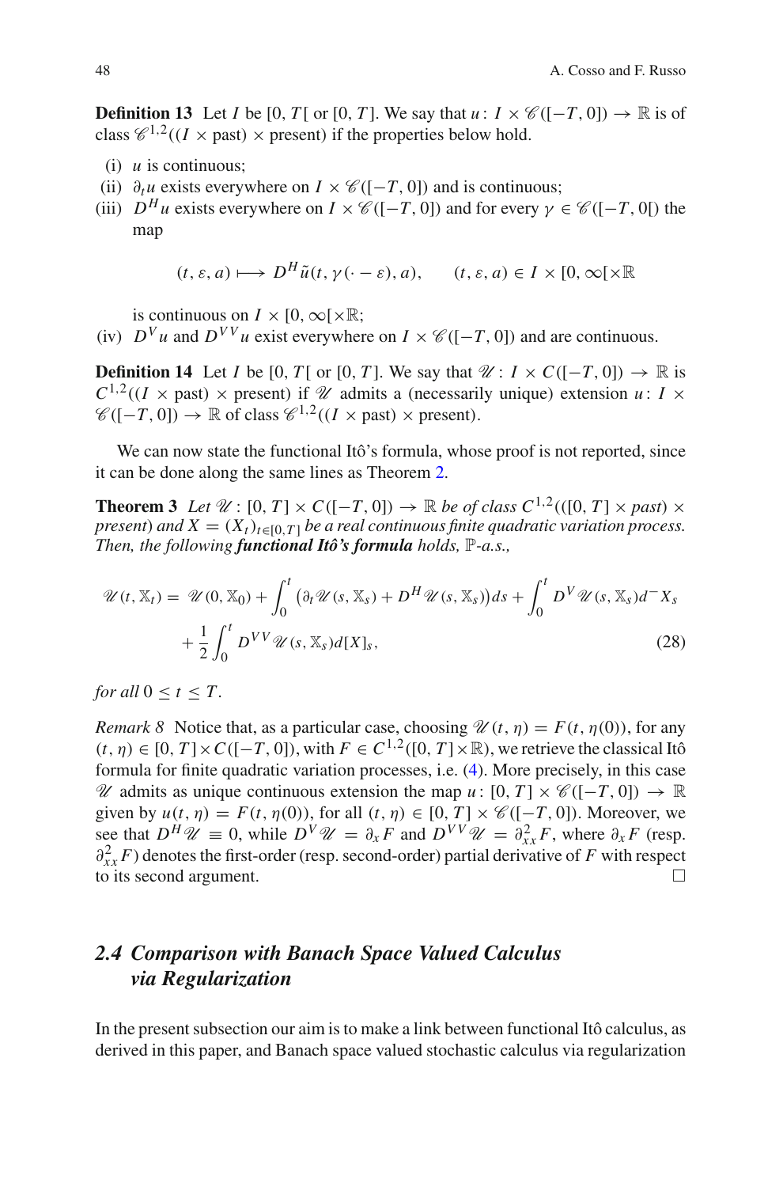**Definition 13** Let $I$ be $[0,T[$ or $[0,T]$. We say that $u\colon I \times \mathscr{C}([-T,0]) \to \mathbb{R}$ is of class $\mathscr{C}^{1,2}((I \times \text{past}) \times \text{present})$ if the properties below hold.

(i) $u$ is continuous;

(ii) $\partial_t u$ exists everywhere on $I \times \mathscr{C}([-T,0])$ and is continuous;

(iii) $D^H u$ exists everywhere on $I \times \mathscr{C}([-T,0])$ and for every $\gamma \in \mathscr{C}([-T,0[)$ the map

$$(t, \varepsilon, a) \longmapsto D^H \tilde{u}(t, \gamma(\cdot - \varepsilon), a), \qquad (t, \varepsilon, a) \in I \times [0, \infty[ \times \mathbb{R}$$

is continuous on $I \times [0,\infty[\times\mathbb{R}$;

(iv) $D^V u$ and $D^{VV} u$ exist everywhere on $I \times \mathscr{C}([-T,0])$ and are continuous.

**Definition 14** Let $I$ be $[0,T[$ or $[0,T]$. We say that $\mathscr{U}\colon I \times C([-T,0]) \to \mathbb{R}$ is $C^{1,2}((I \times \text{past}) \times \text{present})$ if $\mathscr{U}$ admits a (necessarily unique) extension $u\colon I \times \mathscr{C}([-T,0]) \to \mathbb{R}$ of class $\mathscr{C}^{1,2}((I \times \text{past}) \times \text{present})$.

We can now state the functional Itô's formula, whose proof is not reported, since it can be done along the same lines as Theorem 2.

**Theorem 3** *Let $\mathscr{U}\colon [0,T] \times C([-T,0]) \to \mathbb{R}$ be of class $C^{1,2}(([0,T] \times past) \times present)$ and $X = (X_t)_{t\in[0,T]}$ be a real continuous finite quadratic variation process. Then, the following* ***functional Itô's formula*** *holds, $\mathbb{P}$-a.s.,*

$$\mathscr{U}(t, \mathbb{X}_t) = \mathscr{U}(0, \mathbb{X}_0) + \int_0^t \big(\partial_t \mathscr{U}(s, \mathbb{X}_s) + D^H \mathscr{U}(s, \mathbb{X}_s)\big) ds + \int_0^t D^V \mathscr{U}(s, \mathbb{X}_s) d^- X_s + \frac{1}{2} \int_0^t D^{VV} \mathscr{U}(s, \mathbb{X}_s) d[X]_s, \tag{28}$$

*for all $0 \le t \le T$.*

*Remark 8* Notice that, as a particular case, choosing $\mathscr{U}(t,\eta) = F(t,\eta(0))$, for any $(t,\eta) \in [0,T] \times C([-T,0])$, with $F \in C^{1,2}([0,T] \times \mathbb{R})$, we retrieve the classical Itô formula for finite quadratic variation processes, i.e. (4). More precisely, in this case $\mathscr{U}$ admits as unique continuous extension the map $u\colon [0,T] \times \mathscr{C}([-T,0]) \to \mathbb{R}$ given by $u(t,\eta) = F(t,\eta(0))$, for all $(t,\eta) \in [0,T] \times \mathscr{C}([-T,0])$. Moreover, we see that $D^H \mathscr{U} \equiv 0$, while $D^V \mathscr{U} = \partial_x F$ and $D^{VV} \mathscr{U} = \partial_{xx}^2 F$, where $\partial_x F$ (resp. $\partial_{xx}^2 F$) denotes the first-order (resp. second-order) partial derivative of $F$ with respect to its second argument. □

## 2.4 Comparison with Banach Space Valued Calculus via Regularization

In the present subsection our aim is to make a link between functional Itô calculus, as derived in this paper, and Banach space valued stochastic calculus via regularization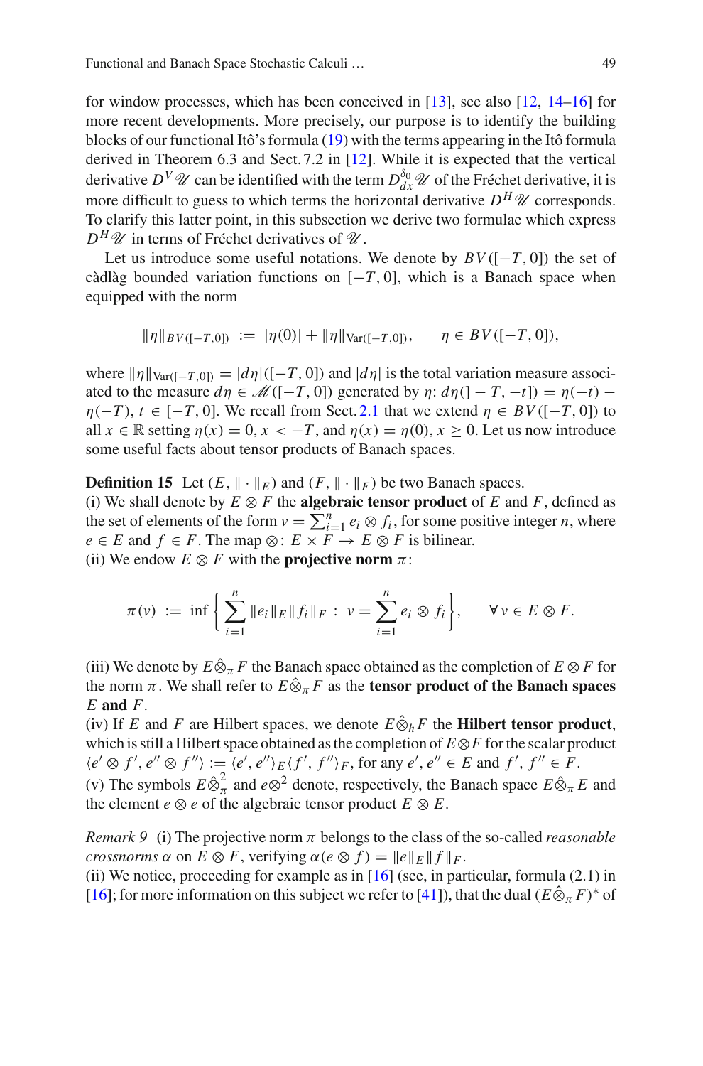for window processes, which has been conceived in [13], see also [12, 14–16] for more recent developments. More precisely, our purpose is to identify the building blocks of our functional Itô's formula (19) with the terms appearing in the Itô formula derived in Theorem 6.3 and Sect. 7.2 in [12]. While it is expected that the vertical derivative $D^V \mathscr{U}$ can be identified with the term $D^{\delta_0}_{dx} \mathscr{U}$ of the Fréchet derivative, it is more difficult to guess to which terms the horizontal derivative $D^H \mathscr{U}$ corresponds. To clarify this latter point, in this subsection we derive two formulae which express $D^H \mathscr{U}$ in terms of Fréchet derivatives of $\mathscr{U}$.

Let us introduce some useful notations. We denote by $BV([-T,0])$ the set of càdlàg bounded variation functions on $[-T,0]$, which is a Banach space when equipped with the norm

$$\|\eta\|_{BV([-T,0])} \ := \ |\eta(0)| + \|\eta\|_{\mathrm{Var}([-T,0])}, \qquad \eta \in BV([-T,0]),$$

where $\|\eta\|_{\mathrm{Var}([-T,0])} = |d\eta|([-T,0])$ and $|d\eta|$ is the total variation measure associated to the measure $d\eta \in \mathscr{M}([-T,0])$ generated by $\eta$: $d\eta(]-T,-t]) = \eta(-t) - \eta(-T)$, $t \in [-T,0]$. We recall from Sect. 2.1 that we extend $\eta \in BV([-T,0])$ to all $x \in \mathbb{R}$ setting $\eta(x) = 0$, $x < -T$, and $\eta(x) = \eta(0)$, $x \geq 0$. Let us now introduce some useful facts about tensor products of Banach spaces.

**Definition 15** Let $(E, \|\cdot\|_E)$ and $(F, \|\cdot\|_F)$ be two Banach spaces.
(i) We shall denote by $E \otimes F$ the **algebraic tensor product** of $E$ and $F$, defined as the set of elements of the form $v = \sum_{i=1}^n e_i \otimes f_i$, for some positive integer $n$, where $e \in E$ and $f \in F$. The map $\otimes \colon E \times F \to E \otimes F$ is bilinear.
(ii) We endow $E \otimes F$ with the **projective norm** $\pi$:

$$\pi(v) \ := \ \inf\left\{ \sum_{i=1}^n \|e_i\|_E \|f_i\|_F \ : \ v = \sum_{i=1}^n e_i \otimes f_i \right\}, \qquad \forall\, v \in E \otimes F.$$

(iii) We denote by $E \hat{\otimes}_\pi F$ the Banach space obtained as the completion of $E \otimes F$ for the norm $\pi$. We shall refer to $E \hat{\otimes}_\pi F$ as the **tensor product of the Banach spaces $E$ and $F$**.
(iv) If $E$ and $F$ are Hilbert spaces, we denote $E \hat{\otimes}_h F$ the **Hilbert tensor product**, which is still a Hilbert space obtained as the completion of $E \otimes F$ for the scalar product $\langle e' \otimes f', e'' \otimes f'' \rangle := \langle e', e'' \rangle_E \langle f', f'' \rangle_F$, for any $e', e'' \in E$ and $f', f'' \in F$.
(v) The symbols $E \hat{\otimes}_\pi^2$ and $e \otimes^2$ denote, respectively, the Banach space $E \hat{\otimes}_\pi E$ and the element $e \otimes e$ of the algebraic tensor product $E \otimes E$.

*Remark 9* (i) The projective norm $\pi$ belongs to the class of the so-called *reasonable crossnorms* $\alpha$ on $E \otimes F$, verifying $\alpha(e \otimes f) = \|e\|_E \|f\|_F$.
(ii) We notice, proceeding for example as in [16] (see, in particular, formula (2.1) in [16]; for more information on this subject we refer to [41]), that the dual $(E \hat{\otimes}_\pi F)^*$ of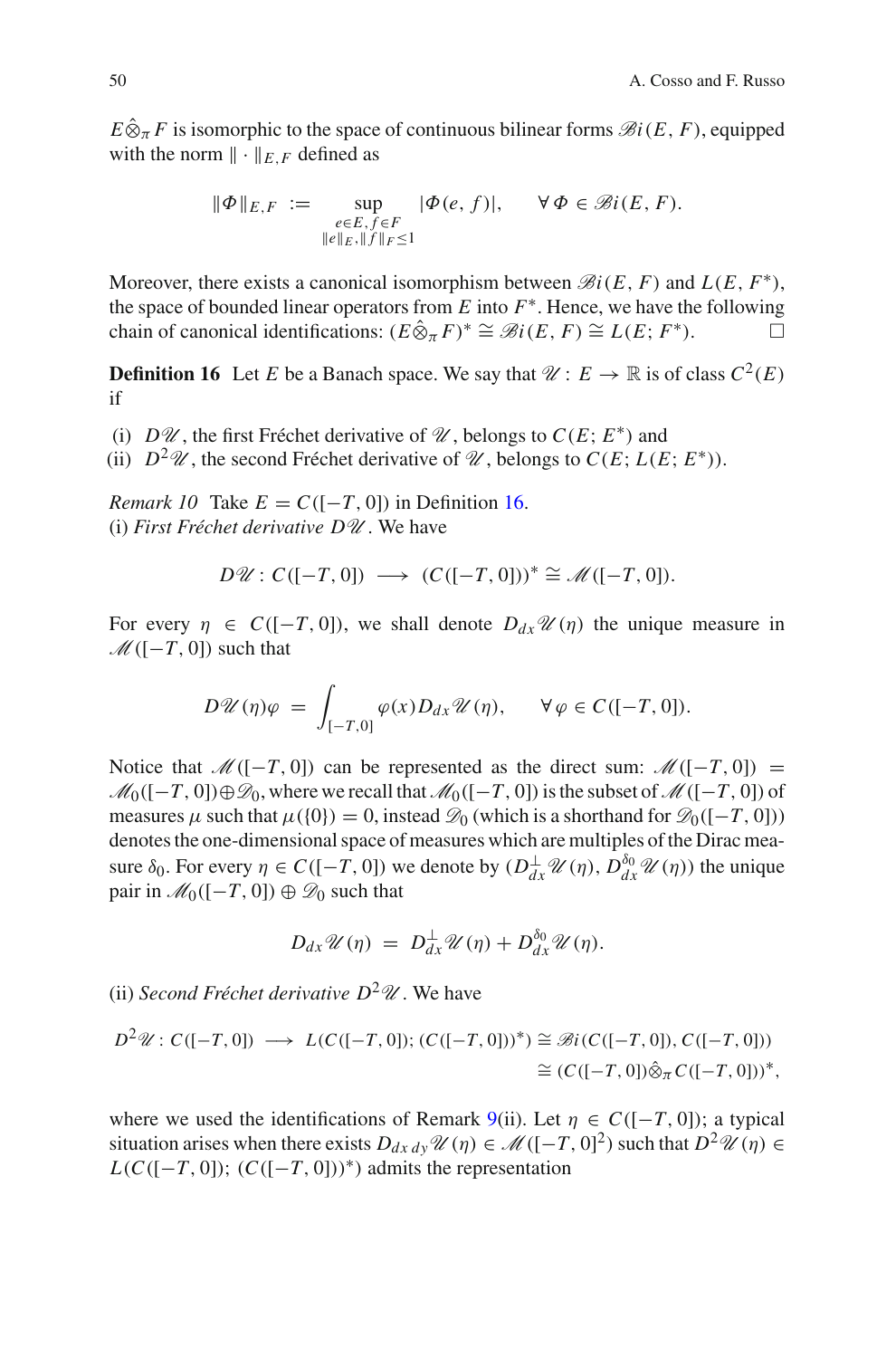$E\hat{\otimes}_\pi F$ is isomorphic to the space of continuous bilinear forms $\mathscr{B}i(E, F)$, equipped with the norm $\|\cdot\|_{E,F}$ defined as

$$\|\Phi\|_{E,F} \;:=\; \sup_{\substack{e\in E, f\in F\\ \|e\|_E, \|f\|_F \leq 1}} |\Phi(e, f)|, \qquad \forall\, \Phi \in \mathscr{B}i(E, F).$$

Moreover, there exists a canonical isomorphism between $\mathscr{B}i(E, F)$ and $L(E, F^*)$, the space of bounded linear operators from $E$ into $F^*$. Hence, we have the following chain of canonical identifications: $(E\hat{\otimes}_\pi F)^* \cong \mathscr{B}i(E, F) \cong L(E; F^*)$. □

**Definition 16** Let $E$ be a Banach space. We say that $\mathscr{U} : E \to \mathbb{R}$ is of class $C^2(E)$ if

(i) $D\mathscr{U}$, the first Fréchet derivative of $\mathscr{U}$, belongs to $C(E; E^*)$ and
(ii) $D^2\mathscr{U}$, the second Fréchet derivative of $\mathscr{U}$, belongs to $C(E; L(E; E^*))$.

*Remark 10* Take $E = C([-T, 0])$ in Definition 16.
(i) *First Fréchet derivative $D\mathscr{U}$.* We have

$$D\mathscr{U} : C([-T, 0]) \;\longrightarrow\; (C([-T, 0]))^* \cong \mathscr{M}([-T, 0]).$$

For every $\eta \in C([-T, 0])$, we shall denote $D_{dx}\mathscr{U}(\eta)$ the unique measure in $\mathscr{M}([-T, 0])$ such that

$$D\mathscr{U}(\eta)\varphi \;=\; \int_{[-T,0]} \varphi(x) D_{dx}\mathscr{U}(\eta), \qquad \forall\, \varphi \in C([-T, 0]).$$

Notice that $\mathscr{M}([-T, 0])$ can be represented as the direct sum: $\mathscr{M}([-T, 0]) = \mathscr{M}_0([-T, 0]) \oplus \mathscr{D}_0$, where we recall that $\mathscr{M}_0([-T, 0])$ is the subset of $\mathscr{M}([-T, 0])$ of measures $\mu$ such that $\mu(\{0\}) = 0$, instead $\mathscr{D}_0$ (which is a shorthand for $\mathscr{D}_0([-T, 0])$) denotes the one-dimensional space of measures which are multiples of the Dirac measure $\delta_0$. For every $\eta \in C([-T, 0])$ we denote by $(D_{dx}^{\perp}\mathscr{U}(\eta), D_{dx}^{\delta_0}\mathscr{U}(\eta))$ the unique pair in $\mathscr{M}_0([-T, 0]) \oplus \mathscr{D}_0$ such that

$$D_{dx}\mathscr{U}(\eta) \;=\; D_{dx}^{\perp}\mathscr{U}(\eta) + D_{dx}^{\delta_0}\mathscr{U}(\eta).$$

(ii) *Second Fréchet derivative $D^2\mathscr{U}$.* We have

$$\begin{aligned}
D^2\mathscr{U} : C([-T, 0]) \;\longrightarrow\; L(C([-T, 0]); (C([-T, 0]))^*) &\cong \mathscr{B}i(C([-T, 0]), C([-T, 0])) \\
&\cong (C([-T, 0])\hat{\otimes}_\pi C([-T, 0]))^*,
\end{aligned}$$

where we used the identifications of Remark 9(ii). Let $\eta \in C([-T, 0])$; a typical situation arises when there exists $D_{dx\,dy}\mathscr{U}(\eta) \in \mathscr{M}([-T, 0]^2)$ such that $D^2\mathscr{U}(\eta) \in L(C([-T, 0]); (C([-T, 0]))^*)$ admits the representation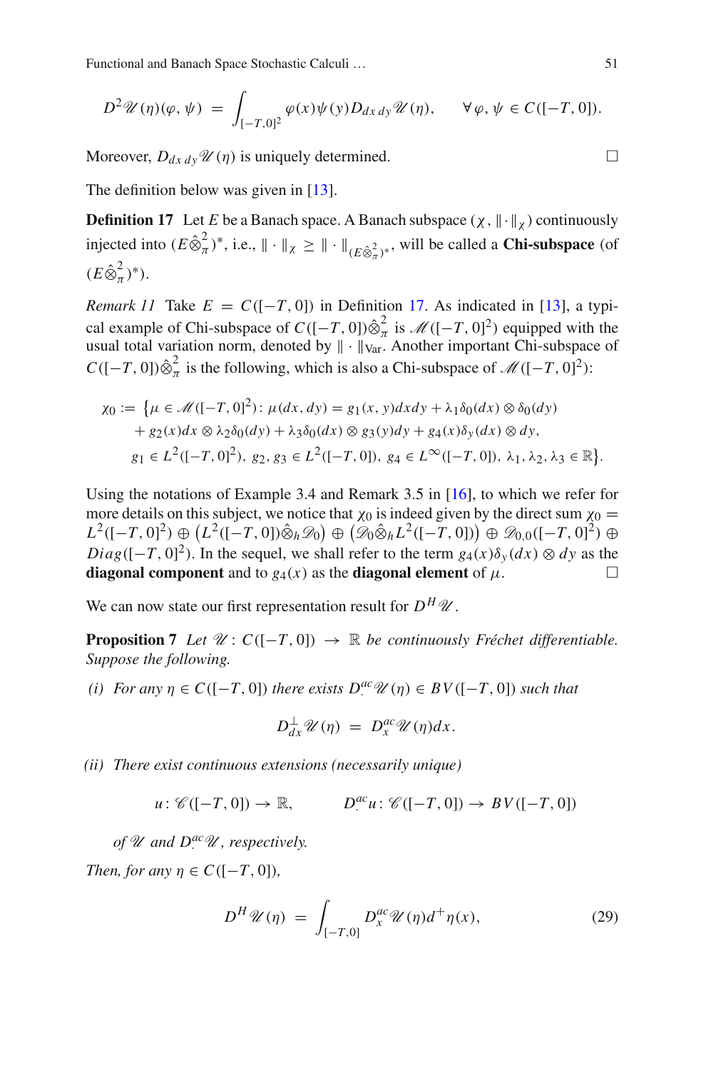$$D^2\mathscr{U}(\eta)(\varphi, \psi) = \int_{[-T,0]^2} \varphi(x)\psi(y) D_{dx\,dy}\mathscr{U}(\eta), \qquad \forall\, \varphi, \psi \in C([-T, 0]).$$

Moreover, $D_{dx\,dy}\mathscr{U}(\eta)$ is uniquely determined. □

The definition below was given in [13].

**Definition 17** Let $E$ be a Banach space. A Banach subspace $(\chi, \|\cdot\|_\chi)$ continuously injected into $(E\hat{\otimes}_\pi^2)^*$, i.e., $\|\cdot\|_\chi \geq \|\cdot\|_{(E\hat{\otimes}_\pi^2)^*}$, will be called a **Chi-subspace** (of $(E\hat{\otimes}_\pi^2)^*$).

*Remark 11* Take $E = C([-T, 0])$ in Definition 17. As indicated in [13], a typical example of Chi-subspace of $C([-T, 0])\hat{\otimes}_\pi^2$ is $\mathscr{M}([-T, 0]^2)$ equipped with the usual total variation norm, denoted by $\|\cdot\|_{\mathrm{Var}}$. Another important Chi-subspace of $C([-T, 0])\hat{\otimes}_\pi^2$ is the following, which is also a Chi-subspace of $\mathscr{M}([-T, 0]^2)$:

$$\begin{aligned}
\chi_0 := \big\{&\mu \in \mathscr{M}([-T, 0]^2) \colon \mu(dx, dy) = g_1(x, y)dxdy + \lambda_1\delta_0(dx) \otimes \delta_0(dy) \\
&+ g_2(x)dx \otimes \lambda_2\delta_0(dy) + \lambda_3\delta_0(dx) \otimes g_3(y)dy + g_4(x)\delta_y(dx) \otimes dy, \\
&g_1 \in L^2([-T, 0]^2),\ g_2, g_3 \in L^2([-T, 0]),\ g_4 \in L^\infty([-T, 0]),\ \lambda_1, \lambda_2, \lambda_3 \in \mathbb{R}\big\}.
\end{aligned}$$

Using the notations of Example 3.4 and Remark 3.5 in [16], to which we refer for more details on this subject, we notice that $\chi_0$ is indeed given by the direct sum $\chi_0 = L^2([-T, 0]^2) \oplus \big(L^2([-T, 0])\hat{\otimes}_h \mathscr{D}_0\big) \oplus \big(\mathscr{D}_0\hat{\otimes}_h L^2([-T, 0])\big) \oplus \mathscr{D}_{0,0}([-T, 0]^2) \oplus Diag([-T, 0]^2)$. In the sequel, we shall refer to the term $g_4(x)\delta_y(dx) \otimes dy$ as the **diagonal component** and to $g_4(x)$ as the **diagonal element** of $\mu$. □

We can now state our first representation result for $D^H\mathscr{U}$.

**Proposition 7** *Let $\mathscr{U} \colon C([-T, 0]) \to \mathbb{R}$ be continuously Fréchet differentiable. Suppose the following.*

*(i) For any $\eta \in C([-T, 0])$ there exists $D_\cdot^{ac}\mathscr{U}(\eta) \in BV([-T, 0])$ such that*

$$D_{dx}^\perp\mathscr{U}(\eta) = D_x^{ac}\mathscr{U}(\eta)dx.$$

*(ii) There exist continuous extensions (necessarily unique)*

$$u \colon \mathscr{C}([-T, 0]) \to \mathbb{R}, \qquad D_\cdot^{ac}u \colon \mathscr{C}([-T, 0]) \to BV([-T, 0])$$

*of $\mathscr{U}$ and $D_\cdot^{ac}\mathscr{U}$, respectively.*

*Then, for any $\eta \in C([-T, 0])$,*

$$D^H\mathscr{U}(\eta) = \int_{[-T,0]} D_x^{ac}\mathscr{U}(\eta)d^+\eta(x), \tag{29}$$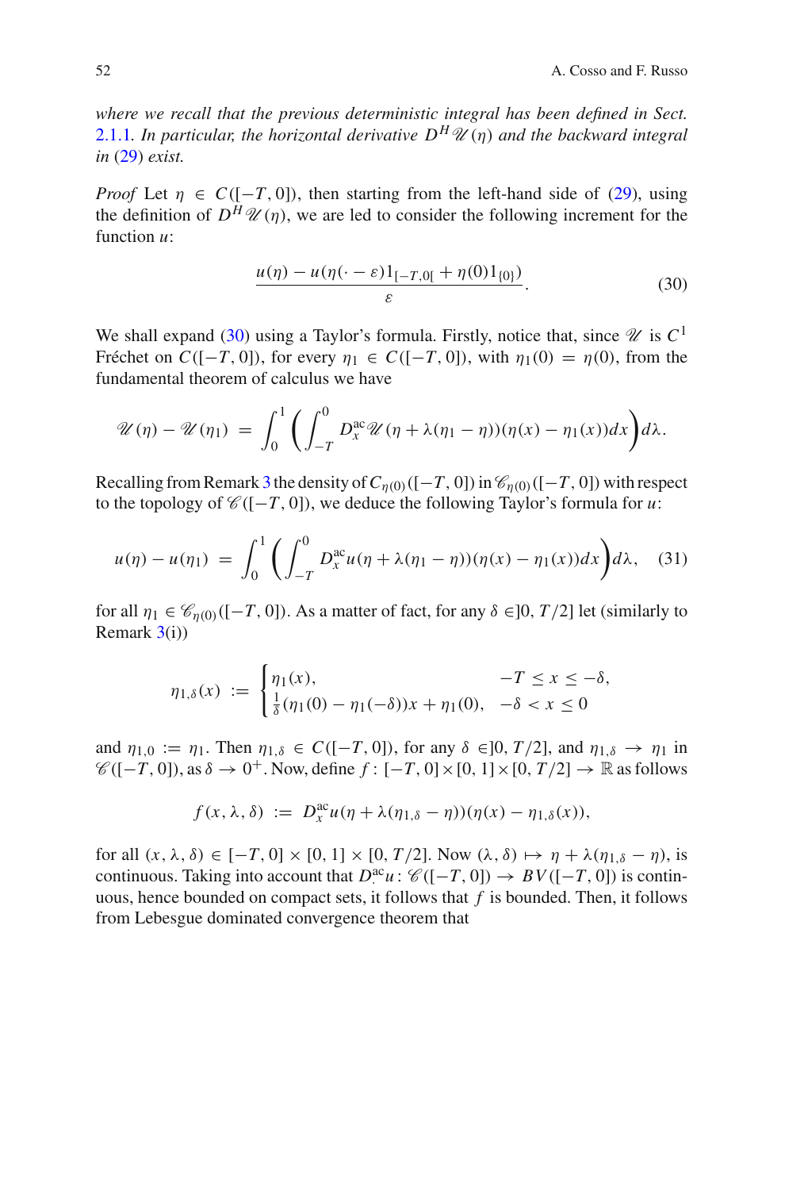*where we recall that the previous deterministic integral has been defined in Sect. 2.1.1. In particular, the horizontal derivative $D^H \mathscr{U}(\eta)$ and the backward integral in (29) exist.*

*Proof* Let $\eta \in C([-T,0])$, then starting from the left-hand side of (29), using the definition of $D^H \mathscr{U}(\eta)$, we are led to consider the following increment for the function $u$:

$$\frac{u(\eta) - u(\eta(\cdot - \varepsilon)1_{[-T,0[} + \eta(0)1_{\{0\}})}{\varepsilon}. \tag{30}$$

We shall expand (30) using a Taylor's formula. Firstly, notice that, since $\mathscr{U}$ is $C^1$ Fréchet on $C([-T,0])$, for every $\eta_1 \in C([-T,0])$, with $\eta_1(0) = \eta(0)$, from the fundamental theorem of calculus we have

$$\mathscr{U}(\eta) - \mathscr{U}(\eta_1) = \int_0^1 \bigg( \int_{-T}^0 D_x^{\mathrm{ac}} \mathscr{U}(\eta + \lambda(\eta_1 - \eta))(\eta(x) - \eta_1(x)) dx \bigg) d\lambda.$$

Recalling from Remark 3 the density of $C_{\eta(0)}([-T,0])$ in $\mathscr{C}_{\eta(0)}([-T,0])$ with respect to the topology of $\mathscr{C}([-T,0])$, we deduce the following Taylor's formula for $u$:

$$u(\eta) - u(\eta_1) = \int_0^1 \bigg( \int_{-T}^0 D_x^{\mathrm{ac}} u(\eta + \lambda(\eta_1 - \eta))(\eta(x) - \eta_1(x)) dx \bigg) d\lambda, \tag{31}$$

for all $\eta_1 \in \mathscr{C}_{\eta(0)}([-T,0])$. As a matter of fact, for any $\delta \in ]0, T/2]$ let (similarly to Remark 3(i))

$$\eta_{1,\delta}(x) := \begin{cases} \eta_1(x), & -T \leq x \leq -\delta, \\ \frac{1}{\delta}(\eta_1(0) - \eta_1(-\delta))x + \eta_1(0), & -\delta < x \leq 0 \end{cases}$$

and $\eta_{1,0} := \eta_1$. Then $\eta_{1,\delta} \in C([-T,0])$, for any $\delta \in ]0, T/2]$, and $\eta_{1,\delta} \to \eta_1$ in $\mathscr{C}([-T,0])$, as $\delta \to 0^+$. Now, define $f : [-T,0] \times [0,1] \times [0, T/2] \to \mathbb{R}$ as follows

$$f(x, \lambda, \delta) := D_x^{\mathrm{ac}} u(\eta + \lambda(\eta_{1,\delta} - \eta))(\eta(x) - \eta_{1,\delta}(x)),$$

for all $(x, \lambda, \delta) \in [-T,0] \times [0,1] \times [0, T/2]$. Now $(\lambda, \delta) \mapsto \eta + \lambda(\eta_{1,\delta} - \eta)$, is continuous. Taking into account that $D^{\mathrm{ac}}_{\cdot} u : \mathscr{C}([-T,0]) \to BV([-T,0])$ is continuous, hence bounded on compact sets, it follows that $f$ is bounded. Then, it follows from Lebesgue dominated convergence theorem that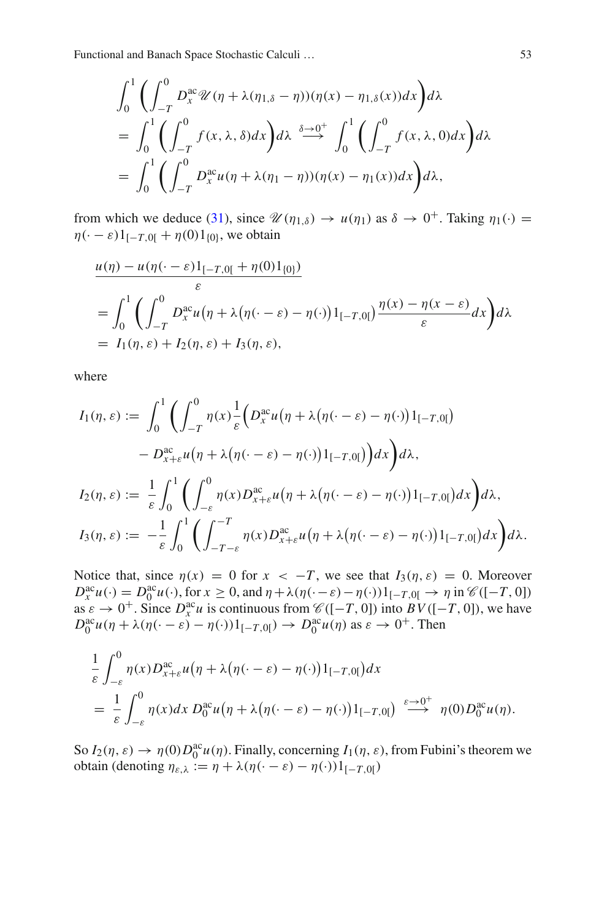$$
\begin{aligned}
&\int_0^1 \left( \int_{-T}^0 D_x^{\mathrm{ac}} \mathscr{U}(\eta + \lambda(\eta_{1,\delta} - \eta))(\eta(x) - \eta_{1,\delta}(x))dx \right) d\lambda \\
&= \int_0^1 \left( \int_{-T}^0 f(x, \lambda, \delta) dx \right) d\lambda \overset{\delta \to 0^+}{\longrightarrow} \int_0^1 \left( \int_{-T}^0 f(x, \lambda, 0) dx \right) d\lambda \\
&= \int_0^1 \left( \int_{-T}^0 D_x^{\mathrm{ac}} u(\eta + \lambda(\eta_1 - \eta))(\eta(x) - \eta_1(x)) dx \right) d\lambda,
\end{aligned}
$$

from which we deduce (31), since $\mathscr{U}(\eta_{1,\delta}) \to u(\eta_1)$ as $\delta \to 0^+$. Taking $\eta_1(\cdot) = \eta(\cdot - \varepsilon)1_{[-T,0[} + \eta(0)1_{\{0\}}$, we obtain

$$
\begin{aligned}
&\frac{u(\eta) - u(\eta(\cdot - \varepsilon)1_{[-T,0[} + \eta(0)1_{\{0\}})}{\varepsilon} \\
&= \int_0^1 \left( \int_{-T}^0 D_x^{\mathrm{ac}} u\big(\eta + \lambda\big(\eta(\cdot - \varepsilon) - \eta(\cdot)\big)1_{[-T,0[}\big) \frac{\eta(x) - \eta(x - \varepsilon)}{\varepsilon} dx \right) d\lambda \\
&= I_1(\eta, \varepsilon) + I_2(\eta, \varepsilon) + I_3(\eta, \varepsilon),
\end{aligned}
$$

where

$$
\begin{aligned}
I_1(\eta, \varepsilon) := &\int_0^1 \left( \int_{-T}^0 \eta(x) \frac{1}{\varepsilon} \Big( D_x^{\mathrm{ac}} u\big(\eta + \lambda\big(\eta(\cdot - \varepsilon) - \eta(\cdot)\big)1_{[-T,0[}\big) \right. \\
&\left. - D_{x+\varepsilon}^{\mathrm{ac}} u\big(\eta + \lambda\big(\eta(\cdot - \varepsilon) - \eta(\cdot)\big)1_{[-T,0[}\big) \Big) dx \right) d\lambda, \\
I_2(\eta, \varepsilon) := &\frac{1}{\varepsilon} \int_0^1 \left( \int_{-\varepsilon}^0 \eta(x) D_{x+\varepsilon}^{\mathrm{ac}} u\big(\eta + \lambda\big(\eta(\cdot - \varepsilon) - \eta(\cdot)\big)1_{[-T,0[}\big) dx \right) d\lambda, \\
I_3(\eta, \varepsilon) := &-\frac{1}{\varepsilon} \int_0^1 \left( \int_{-T-\varepsilon}^{-T} \eta(x) D_{x+\varepsilon}^{\mathrm{ac}} u\big(\eta + \lambda\big(\eta(\cdot - \varepsilon) - \eta(\cdot)\big)1_{[-T,0[}\big) dx \right) d\lambda.
\end{aligned}
$$

Notice that, since $\eta(x) = 0$ for $x < -T$, we see that $I_3(\eta, \varepsilon) = 0$. Moreover $D_x^{\mathrm{ac}} u(\cdot) = D_0^{\mathrm{ac}} u(\cdot)$, for $x \geq 0$, and $\eta + \lambda(\eta(\cdot - \varepsilon) - \eta(\cdot))1_{[-T,0[} \to \eta$ in $\mathscr{C}([-T, 0])$ as $\varepsilon \to 0^+$. Since $D_x^{\mathrm{ac}} u$ is continuous from $\mathscr{C}([-T, 0])$ into $BV([-T, 0])$, we have $D_0^{\mathrm{ac}} u(\eta + \lambda(\eta(\cdot - \varepsilon) - \eta(\cdot))1_{[-T,0[}) \to D_0^{\mathrm{ac}} u(\eta)$ as $\varepsilon \to 0^+$. Then

$$
\begin{aligned}
&\frac{1}{\varepsilon} \int_{-\varepsilon}^0 \eta(x) D_{x+\varepsilon}^{\mathrm{ac}} u\big(\eta + \lambda\big(\eta(\cdot - \varepsilon) - \eta(\cdot)\big)1_{[-T,0[}\big) dx \\
&= \frac{1}{\varepsilon} \int_{-\varepsilon}^0 \eta(x) dx \, D_0^{\mathrm{ac}} u\big(\eta + \lambda\big(\eta(\cdot - \varepsilon) - \eta(\cdot)\big)1_{[-T,0[}\big) \overset{\varepsilon \to 0^+}{\longrightarrow} \eta(0) D_0^{\mathrm{ac}} u(\eta).
\end{aligned}
$$

So $I_2(\eta, \varepsilon) \to \eta(0) D_0^{\mathrm{ac}} u(\eta)$. Finally, concerning $I_1(\eta, \varepsilon)$, from Fubini's theorem we obtain (denoting $\eta_{\varepsilon,\lambda} := \eta + \lambda(\eta(\cdot - \varepsilon) - \eta(\cdot))1_{[-T,0[}$)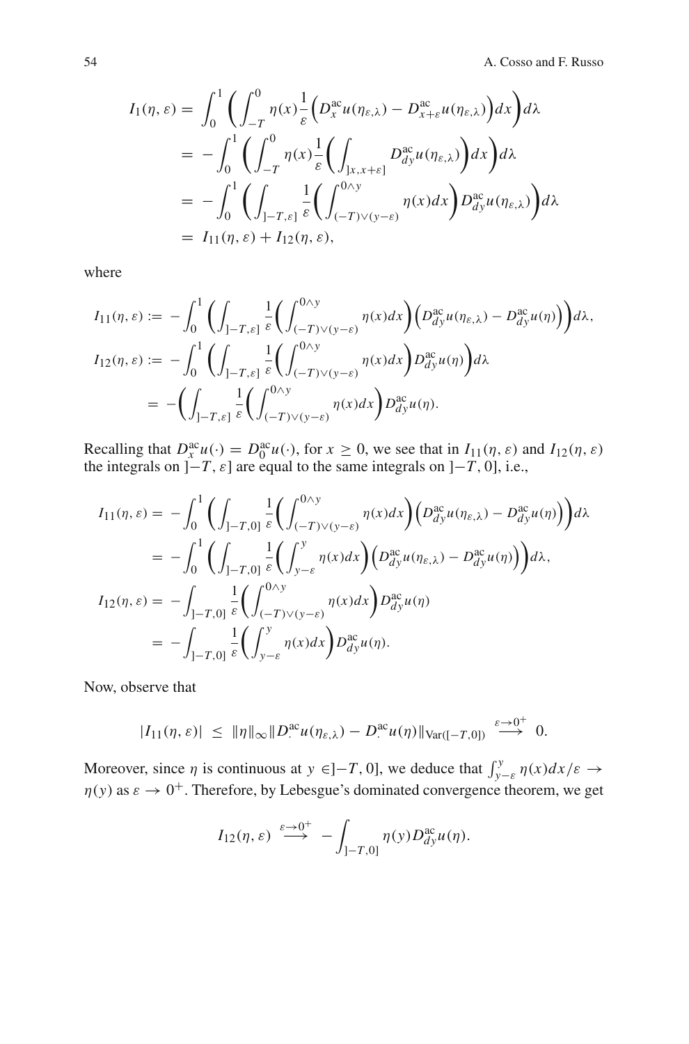$$
\begin{aligned}
I_1(\eta,\varepsilon) &= \int_0^1 \bigg( \int_{-T}^0 \eta(x) \frac{1}{\varepsilon} \Big( D_x^{\mathrm{ac}} u(\eta_{\varepsilon,\lambda}) - D_{x+\varepsilon}^{\mathrm{ac}} u(\eta_{\varepsilon,\lambda}) \Big) dx \bigg) d\lambda \\
&= -\int_0^1 \bigg( \int_{-T}^0 \eta(x) \frac{1}{\varepsilon} \bigg( \int_{]x,x+\varepsilon]} D_{dy}^{\mathrm{ac}} u(\eta_{\varepsilon,\lambda}) \bigg) dx \bigg) d\lambda \\
&= -\int_0^1 \bigg( \int_{]-T,\varepsilon]} \frac{1}{\varepsilon} \bigg( \int_{(-T)\vee(y-\varepsilon)}^{0\wedge y} \eta(x) dx \bigg) D_{dy}^{\mathrm{ac}} u(\eta_{\varepsilon,\lambda}) \bigg) d\lambda \\
&= I_{11}(\eta,\varepsilon) + I_{12}(\eta,\varepsilon),
\end{aligned}
$$

where

$$
\begin{aligned}
I_{11}(\eta,\varepsilon) &:= -\int_0^1 \bigg( \int_{]-T,\varepsilon]} \frac{1}{\varepsilon} \bigg( \int_{(-T)\vee(y-\varepsilon)}^{0\wedge y} \eta(x) dx \bigg) \Big( D_{dy}^{\mathrm{ac}} u(\eta_{\varepsilon,\lambda}) - D_{dy}^{\mathrm{ac}} u(\eta) \Big) \bigg) d\lambda, \\
I_{12}(\eta,\varepsilon) &:= -\int_0^1 \bigg( \int_{]-T,\varepsilon]} \frac{1}{\varepsilon} \bigg( \int_{(-T)\vee(y-\varepsilon)}^{0\wedge y} \eta(x) dx \bigg) D_{dy}^{\mathrm{ac}} u(\eta) \bigg) d\lambda \\
&= -\bigg( \int_{]-T,\varepsilon]} \frac{1}{\varepsilon} \bigg( \int_{(-T)\vee(y-\varepsilon)}^{0\wedge y} \eta(x) dx \bigg) D_{dy}^{\mathrm{ac}} u(\eta).
\end{aligned}
$$

Recalling that $D_x^{\mathrm{ac}} u(\cdot) = D_0^{\mathrm{ac}} u(\cdot)$, for $x \geq 0$, we see that in $I_{11}(\eta,\varepsilon)$ and $I_{12}(\eta,\varepsilon)$ the integrals on $]-T,\varepsilon]$ are equal to the same integrals on $]-T,0]$, i.e.,

$$
\begin{aligned}
I_{11}(\eta,\varepsilon) &= -\int_0^1 \bigg( \int_{]-T,0]} \frac{1}{\varepsilon} \bigg( \int_{(-T)\vee(y-\varepsilon)}^{0\wedge y} \eta(x) dx \bigg) \Big( D_{dy}^{\mathrm{ac}} u(\eta_{\varepsilon,\lambda}) - D_{dy}^{\mathrm{ac}} u(\eta) \Big) \bigg) d\lambda \\
&= -\int_0^1 \bigg( \int_{]-T,0]} \frac{1}{\varepsilon} \bigg( \int_{y-\varepsilon}^{y} \eta(x) dx \bigg) \Big( D_{dy}^{\mathrm{ac}} u(\eta_{\varepsilon,\lambda}) - D_{dy}^{\mathrm{ac}} u(\eta) \Big) \bigg) d\lambda, \\
I_{12}(\eta,\varepsilon) &= -\int_{]-T,0]} \frac{1}{\varepsilon} \bigg( \int_{(-T)\vee(y-\varepsilon)}^{0\wedge y} \eta(x) dx \bigg) D_{dy}^{\mathrm{ac}} u(\eta) \\
&= -\int_{]-T,0]} \frac{1}{\varepsilon} \bigg( \int_{y-\varepsilon}^{y} \eta(x) dx \bigg) D_{dy}^{\mathrm{ac}} u(\eta).
\end{aligned}
$$

Now, observe that

$$
|I_{11}(\eta,\varepsilon)| \leq \|\eta\|_\infty \|D_\cdot^{\mathrm{ac}} u(\eta_{\varepsilon,\lambda}) - D_\cdot^{\mathrm{ac}} u(\eta)\|_{\mathrm{Var}([-T,0])} \overset{\varepsilon\to 0^+}{\longrightarrow} 0.
$$

Moreover, since $\eta$ is continuous at $y \in ]-T,0]$, we deduce that $\int_{y-\varepsilon}^{y} \eta(x) dx/\varepsilon \to \eta(y)$ as $\varepsilon \to 0^+$. Therefore, by Lebesgue's dominated convergence theorem, we get

$$
I_{12}(\eta,\varepsilon) \overset{\varepsilon\to 0^+}{\longrightarrow} -\int_{]-T,0]} \eta(y) D_{dy}^{\mathrm{ac}} u(\eta).
$$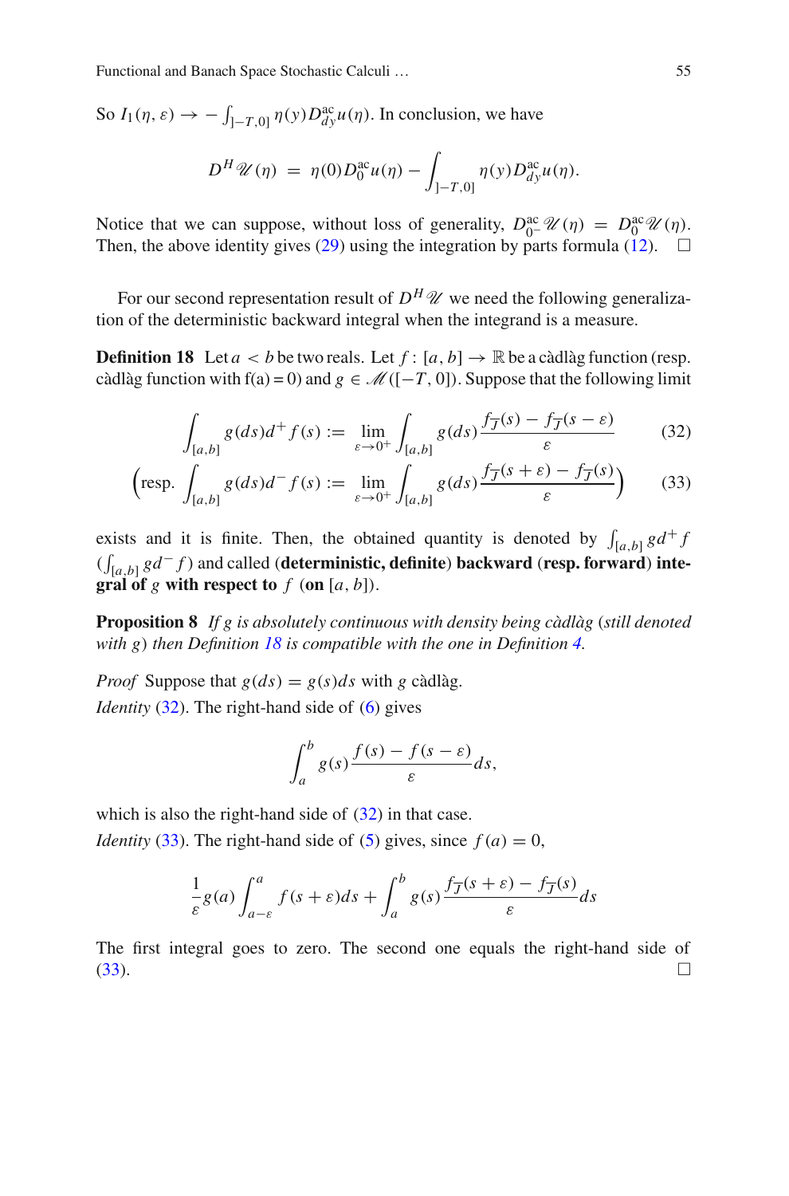So $I_1(\eta, \varepsilon) \to -\int_{]-T,0]} \eta(y) D^{ac}_{dy} u(\eta)$. In conclusion, we have

$$D^H \mathscr{U}(\eta) \;=\; \eta(0) D^{ac}_0 u(\eta) - \int_{]-T,0]} \eta(y) D^{ac}_{dy} u(\eta).$$

Notice that we can suppose, without loss of generality, $D^{ac}_{0-}\mathscr{U}(\eta) = D^{ac}_0 \mathscr{U}(\eta)$. Then, the above identity gives (29) using the integration by parts formula (12). $\square$

For our second representation result of $D^H \mathscr{U}$ we need the following generalization of the deterministic backward integral when the integrand is a measure.

**Definition 18** Let $a < b$ be two reals. Let $f \colon [a, b] \to \mathbb{R}$ be a càdlàg function (resp. càdlàg function with f(a) = 0) and $g \in \mathscr{M}([-T, 0])$. Suppose that the following limit

$$\int_{[a,b]} g(ds) d^+ f(s) := \lim_{\varepsilon \to 0^+} \int_{[a,b]} g(ds) \frac{f_{\overline{J}}(s) - f_{\overline{J}}(s - \varepsilon)}{\varepsilon} \tag{32}$$

$$\left(\text{resp. } \int_{[a,b]} g(ds) d^- f(s) := \lim_{\varepsilon \to 0^+} \int_{[a,b]} g(ds) \frac{f_{\overline{J}}(s + \varepsilon) - f_{\overline{J}}(s)}{\varepsilon}\right) \tag{33}$$

exists and it is finite. Then, the obtained quantity is denoted by $\int_{[a,b]} g d^+ f$ ($\int_{[a,b]} g d^- f$) and called (**deterministic, definite**) **backward** (**resp. forward**) **integral of** $g$ **with respect to** $f$ (**on** $[a, b]$).

**Proposition 8** *If $g$ is absolutely continuous with density being càdlàg (still denoted with $g$) then Definition 18 is compatible with the one in Definition 4.*

*Proof* Suppose that $g(ds) = g(s)ds$ with $g$ càdlàg.

*Identity* (32). The right-hand side of (6) gives

$$\int_a^b g(s) \frac{f(s) - f(s - \varepsilon)}{\varepsilon} ds,$$

which is also the right-hand side of (32) in that case.

*Identity* (33). The right-hand side of (5) gives, since $f(a) = 0$,

$$\frac{1}{\varepsilon} g(a) \int_{a-\varepsilon}^{a} f(s + \varepsilon) ds + \int_a^b g(s) \frac{f_{\overline{J}}(s + \varepsilon) - f_{\overline{J}}(s)}{\varepsilon} ds$$

The first integral goes to zero. The second one equals the right-hand side of (33). $\square$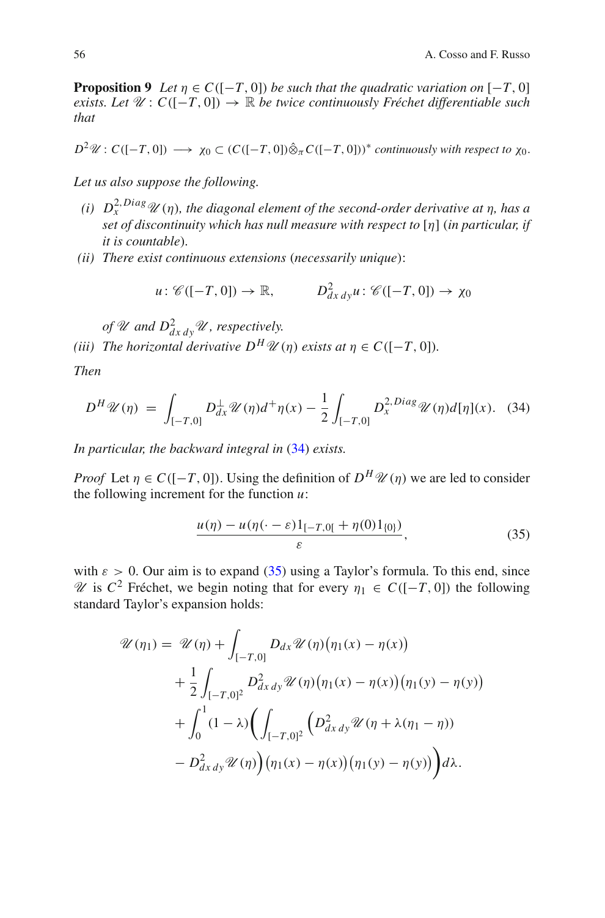**Proposition 9** *Let $\eta \in C([-T,0])$ be such that the quadratic variation on $[-T,0]$ exists. Let $\mathscr{U}: C([-T,0]) \to \mathbb{R}$ be twice continuously Fréchet differentiable such that*

$$D^2\mathscr{U}: C([-T,0]) \longrightarrow \chi_0 \subset (C([-T,0])\hat{\otimes}_\pi C([-T,0]))^* \text{ continuously with respect to } \chi_0.$$

*Let us also suppose the following.*

*(i) $D_x^{2,Diag}\mathscr{U}(\eta)$, the diagonal element of the second-order derivative at $\eta$, has a set of discontinuity which has null measure with respect to $[\eta]$ (in particular, if it is countable).*

*(ii) There exist continuous extensions (necessarily unique):*

$$u: \mathscr{C}([-T,0]) \to \mathbb{R}, \qquad D^2_{dx\,dy}u: \mathscr{C}([-T,0]) \to \chi_0$$

*of $\mathscr{U}$ and $D^2_{dx\,dy}\mathscr{U}$, respectively.*

*(iii) The horizontal derivative $D^H\mathscr{U}(\eta)$ exists at $\eta \in C([-T,0])$.*

*Then*

$$D^H\mathscr{U}(\eta) = \int_{[-T,0]} D_{dx}^{\perp}\mathscr{U}(\eta)d^+\eta(x) - \frac{1}{2}\int_{[-T,0]} D_x^{2,Diag}\mathscr{U}(\eta)d[\eta](x). \quad (34)$$

*In particular, the backward integral in (34) exists.*

*Proof* Let $\eta \in C([-T,0])$. Using the definition of $D^H\mathscr{U}(\eta)$ we are led to consider the following increment for the function $u$:

$$\frac{u(\eta) - u(\eta(\cdot - \varepsilon)1_{[-T,0[} + \eta(0)1_{\{0\}})}{\varepsilon}, \quad (35)$$

with $\varepsilon > 0$. Our aim is to expand (35) using a Taylor's formula. To this end, since $\mathscr{U}$ is $C^2$ Fréchet, we begin noting that for every $\eta_1 \in C([-T,0])$ the following standard Taylor's expansion holds:

$$\begin{aligned}
\mathscr{U}(\eta_1) = \; & \mathscr{U}(\eta) + \int_{[-T,0]} D_{dx}\mathscr{U}(\eta)\big(\eta_1(x) - \eta(x)\big) \\
& + \frac{1}{2}\int_{[-T,0]^2} D^2_{dx\,dy}\mathscr{U}(\eta)\big(\eta_1(x) - \eta(x)\big)\big(\eta_1(y) - \eta(y)\big) \\
& + \int_0^1 (1-\lambda)\bigg(\int_{[-T,0]^2}\Big(D^2_{dx\,dy}\mathscr{U}(\eta + \lambda(\eta_1 - \eta)) \\
& - D^2_{dx\,dy}\mathscr{U}(\eta)\Big)\big(\eta_1(x) - \eta(x)\big)\big(\eta_1(y) - \eta(y)\big)\bigg)d\lambda.
\end{aligned}$$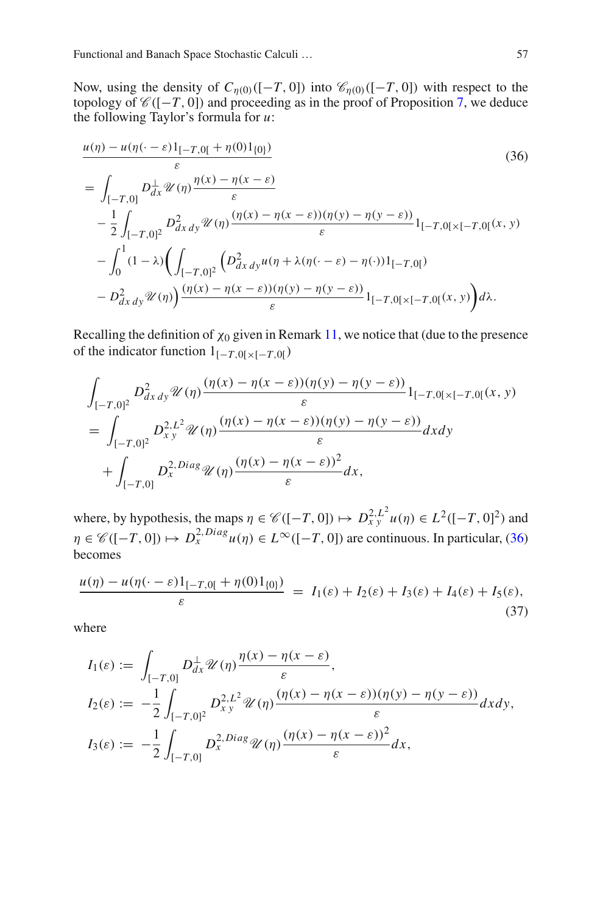Now, using the density of $C_{\eta(0)}([-T,0])$ into $\mathscr{C}_{\eta(0)}([-T,0])$ with respect to the topology of $\mathscr{C}([-T,0])$ and proceeding as in the proof of Proposition 7, we deduce the following Taylor's formula for $u$:

$$
\begin{aligned}
&\frac{u(\eta) - u(\eta(\cdot - \varepsilon)1_{[-T,0[} + \eta(0)1_{\{0\}})}{\varepsilon} \\
&= \int_{[-T,0]} D^{\perp}_{dx}\mathscr{U}(\eta)\frac{\eta(x)-\eta(x-\varepsilon)}{\varepsilon} \\
&\quad - \frac{1}{2}\int_{[-T,0]^2} D^2_{dx\,dy}\mathscr{U}(\eta)\frac{(\eta(x)-\eta(x-\varepsilon))(\eta(y)-\eta(y-\varepsilon))}{\varepsilon}1_{[-T,0[\times[-T,0[}(x,y) \\
&\quad - \int_0^1 (1-\lambda)\bigg(\int_{[-T,0]^2}\Big(D^2_{dx\,dy}u(\eta+\lambda(\eta(\cdot-\varepsilon)-\eta(\cdot))1_{[-T,0[}) \\
&\quad - D^2_{dx\,dy}\mathscr{U}(\eta)\Big)\frac{(\eta(x)-\eta(x-\varepsilon))(\eta(y)-\eta(y-\varepsilon))}{\varepsilon}1_{[-T,0[\times[-T,0[}(x,y)\bigg)d\lambda.
\end{aligned}
\tag{36}
$$

Recalling the definition of $\chi_0$ given in Remark 11, we notice that (due to the presence of the indicator function $1_{[-T,0[\times[-T,0[}$)

$$
\begin{aligned}
&\int_{[-T,0]^2} D^2_{dx\,dy}\mathscr{U}(\eta)\frac{(\eta(x)-\eta(x-\varepsilon))(\eta(y)-\eta(y-\varepsilon))}{\varepsilon}1_{[-T,0[\times[-T,0[}(x,y) \\
&= \int_{[-T,0]^2} D^{2,L^2}_{x\,y}\mathscr{U}(\eta)\frac{(\eta(x)-\eta(x-\varepsilon))(\eta(y)-\eta(y-\varepsilon))}{\varepsilon}dxdy \\
&\quad + \int_{[-T,0]} D^{2,Diag}_{x}\mathscr{U}(\eta)\frac{(\eta(x)-\eta(x-\varepsilon))^2}{\varepsilon}dx,
\end{aligned}
$$

where, by hypothesis, the maps $\eta \in \mathscr{C}([-T,0]) \mapsto D^{2,L^2}_{x\,y}u(\eta) \in L^2([-T,0]^2)$ and $\eta \in \mathscr{C}([-T,0]) \mapsto D^{2,Diag}_{x}u(\eta) \in L^\infty([-T,0])$ are continuous. In particular, (36) becomes

$$
\frac{u(\eta) - u(\eta(\cdot - \varepsilon)1_{[-T,0[} + \eta(0)1_{\{0\}})}{\varepsilon} \;=\; I_1(\varepsilon) + I_2(\varepsilon) + I_3(\varepsilon) + I_4(\varepsilon) + I_5(\varepsilon),
\tag{37}
$$

where

$$
\begin{aligned}
I_1(\varepsilon) &:= \int_{[-T,0]} D^{\perp}_{dx}\mathscr{U}(\eta)\frac{\eta(x)-\eta(x-\varepsilon)}{\varepsilon}, \\
I_2(\varepsilon) &:= -\frac{1}{2}\int_{[-T,0]^2} D^{2,L^2}_{x\,y}\mathscr{U}(\eta)\frac{(\eta(x)-\eta(x-\varepsilon))(\eta(y)-\eta(y-\varepsilon))}{\varepsilon}dxdy, \\
I_3(\varepsilon) &:= -\frac{1}{2}\int_{[-T,0]} D^{2,Diag}_{x}\mathscr{U}(\eta)\frac{(\eta(x)-\eta(x-\varepsilon))^2}{\varepsilon}dx,
\end{aligned}
$$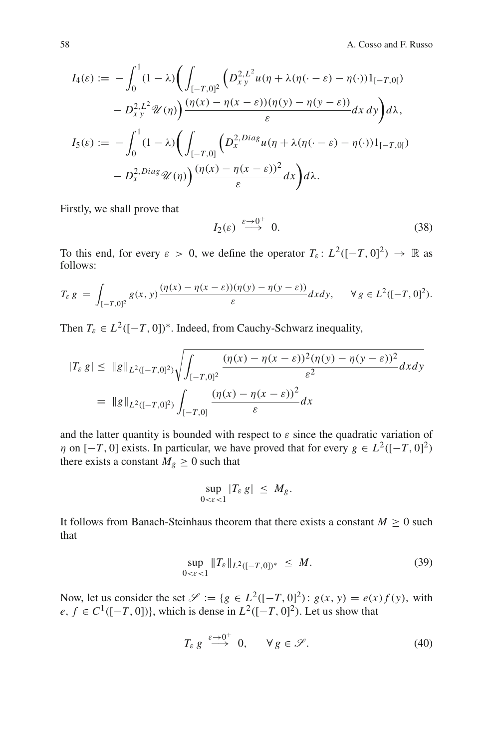$$I_4(\varepsilon) := -\int_0^1 (1-\lambda)\bigg(\int_{[-T,0]^2}\Big(D^{2,L^2}_{x\,y}u(\eta+\lambda(\eta(\cdot-\varepsilon)-\eta(\cdot))1_{[-T,0[})$$
$$-D^{2,L^2}_{x\,y}\mathscr{U}(\eta)\Big)\frac{(\eta(x)-\eta(x-\varepsilon))(\eta(y)-\eta(y-\varepsilon))}{\varepsilon}dx\,dy\bigg)d\lambda,$$

$$I_5(\varepsilon) := -\int_0^1 (1-\lambda)\bigg(\int_{[-T,0]}\Big(D^{2,Diag}_{x}u(\eta+\lambda(\eta(\cdot-\varepsilon)-\eta(\cdot))1_{[-T,0[})$$
$$-D^{2,Diag}_{x}\mathscr{U}(\eta)\Big)\frac{(\eta(x)-\eta(x-\varepsilon))^2}{\varepsilon}dx\bigg)d\lambda.$$

Firstly, we shall prove that

$$I_2(\varepsilon) \overset{\varepsilon\to 0^+}{\longrightarrow} 0. \tag{38}$$

To this end, for every $\varepsilon > 0$, we define the operator $T_\varepsilon\colon L^2([-T,0]^2)\to\mathbb{R}$ as follows:

$$T_\varepsilon\, g = \int_{[-T,0]^2} g(x,y)\frac{(\eta(x)-\eta(x-\varepsilon))(\eta(y)-\eta(y-\varepsilon))}{\varepsilon}dxdy, \qquad \forall\, g\in L^2([-T,0]^2).$$

Then $T_\varepsilon \in L^2([-T,0])^*$. Indeed, from Cauchy-Schwarz inequality,

$$|T_\varepsilon\, g| \le \|g\|_{L^2([-T,0]^2)}\sqrt{\int_{[-T,0]^2}\frac{(\eta(x)-\eta(x-\varepsilon))^2(\eta(y)-\eta(y-\varepsilon))^2}{\varepsilon^2}dxdy}$$
$$= \|g\|_{L^2([-T,0]^2)}\int_{[-T,0]}\frac{(\eta(x)-\eta(x-\varepsilon))^2}{\varepsilon}dx$$

and the latter quantity is bounded with respect to $\varepsilon$ since the quadratic variation of $\eta$ on $[-T,0]$ exists. In particular, we have proved that for every $g\in L^2([-T,0]^2)$ there exists a constant $M_g\ge 0$ such that

$$\sup_{0<\varepsilon<1}|T_\varepsilon\, g| \le M_g.$$

It follows from Banach-Steinhaus theorem that there exists a constant $M\ge 0$ such that

$$\sup_{0<\varepsilon<1}\|T_\varepsilon\|_{L^2([-T,0])^*} \le M. \tag{39}$$

Now, let us consider the set $\mathscr{S} := \{g\in L^2([-T,0]^2)\colon g(x,y)=e(x)f(y),$ with $e,f\in C^1([-T,0])\}$, which is dense in $L^2([-T,0]^2)$. Let us show that

$$T_\varepsilon\, g \overset{\varepsilon\to 0^+}{\longrightarrow} 0, \qquad \forall\, g\in\mathscr{S}. \tag{40}$$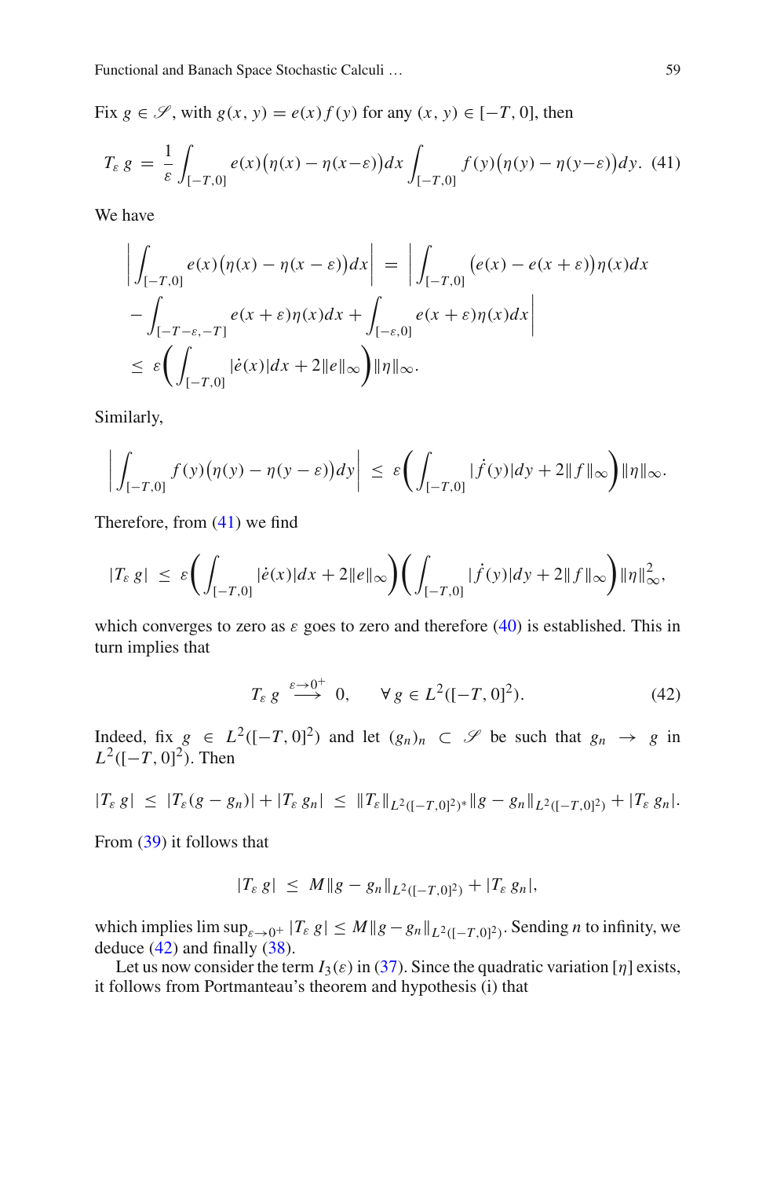Fix $g \in \mathscr{S}$, with $g(x, y) = e(x) f(y)$ for any $(x, y) \in [-T, 0]$, then

$$T_\varepsilon\, g \;=\; \frac{1}{\varepsilon} \int_{[-T,0]} e(x)\big(\eta(x) - \eta(x-\varepsilon)\big)dx \int_{[-T,0]} f(y)\big(\eta(y) - \eta(y-\varepsilon)\big)dy. \quad (41)$$

We have

$$\begin{aligned}
\left| \int_{[-T,0]} e(x)\big(\eta(x) - \eta(x - \varepsilon)\big)dx \right| \;&=\; \Bigg| \int_{[-T,0]} \big(e(x) - e(x + \varepsilon)\big)\eta(x)dx \\
&\quad - \int_{[-T-\varepsilon,-T]} e(x + \varepsilon)\eta(x)dx + \int_{[-\varepsilon,0]} e(x + \varepsilon)\eta(x)dx \Bigg| \\
&\leq\; \varepsilon\bigg( \int_{[-T,0]} |\dot{e}(x)|dx + 2\|e\|_\infty \bigg)\|\eta\|_\infty.
\end{aligned}$$

Similarly,

$$\left| \int_{[-T,0]} f(y)\big(\eta(y) - \eta(y - \varepsilon)\big)dy \right| \;\leq\; \varepsilon\bigg( \int_{[-T,0]} |\dot{f}(y)|dy + 2\|f\|_\infty \bigg)\|\eta\|_\infty.$$

Therefore, from (41) we find

$$|T_\varepsilon\, g| \;\leq\; \varepsilon\bigg( \int_{[-T,0]} |\dot{e}(x)|dx + 2\|e\|_\infty \bigg)\bigg( \int_{[-T,0]} |\dot{f}(y)|dy + 2\|f\|_\infty \bigg)\|\eta\|_\infty^2,$$

which converges to zero as $\varepsilon$ goes to zero and therefore (40) is established. This in turn implies that

$$T_\varepsilon\, g \;\overset{\varepsilon \to 0^+}{\longrightarrow}\; 0, \qquad \forall\, g \in L^2([-T, 0]^2). \quad (42)$$

Indeed, fix $g \in L^2([-T, 0]^2)$ and let $(g_n)_n \subset \mathscr{S}$ be such that $g_n \to g$ in $L^2([-T, 0]^2)$. Then

$$|T_\varepsilon\, g| \;\leq\; |T_\varepsilon(g - g_n)| + |T_\varepsilon\, g_n| \;\leq\; \|T_\varepsilon\|_{L^2([-T,0]^2)^*}\|g - g_n\|_{L^2([-T,0]^2)} + |T_\varepsilon\, g_n|.$$

From (39) it follows that

$$|T_\varepsilon\, g| \;\leq\; M\|g - g_n\|_{L^2([-T,0]^2)} + |T_\varepsilon\, g_n|,$$

which implies $\limsup_{\varepsilon \to 0^+} |T_\varepsilon\, g| \leq M\|g - g_n\|_{L^2([-T,0]^2)}$. Sending $n$ to infinity, we deduce (42) and finally (38).

Let us now consider the term $I_3(\varepsilon)$ in (37). Since the quadratic variation $[\eta]$ exists, it follows from Portmanteau's theorem and hypothesis (i) that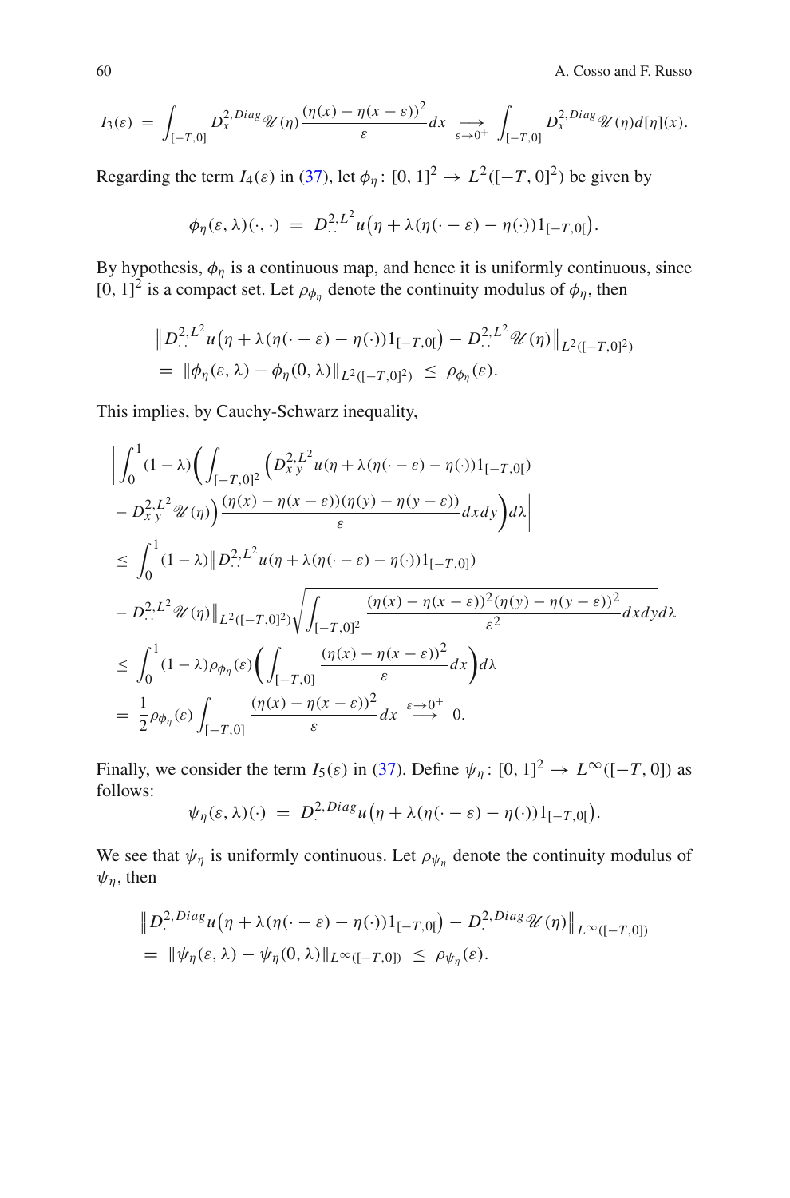$$I_3(\varepsilon) = \int_{[-T,0]} D_x^{2,Diag}\mathscr{U}(\eta)\frac{(\eta(x)-\eta(x-\varepsilon))^2}{\varepsilon}dx \underset{\varepsilon\to 0^+}{\longrightarrow} \int_{[-T,0]} D_x^{2,Diag}\mathscr{U}(\eta)d[\eta](x).$$

Regarding the term $I_4(\varepsilon)$ in (37), let $\phi_\eta\colon [0,1]^2 \to L^2([-T,0]^2)$ be given by

$$\phi_\eta(\varepsilon,\lambda)(\cdot,\cdot) = D_{\cdot\,\cdot}^{2,L^2}u\big(\eta + \lambda(\eta(\cdot-\varepsilon)-\eta(\cdot))1_{[-T,0[}\big).$$

By hypothesis, $\phi_\eta$ is a continuous map, and hence it is uniformly continuous, since $[0,1]^2$ is a compact set. Let $\rho_{\phi_\eta}$ denote the continuity modulus of $\phi_\eta$, then

$$\begin{aligned}
&\big\|D_{\cdot\,\cdot}^{2,L^2}u\big(\eta+\lambda(\eta(\cdot-\varepsilon)-\eta(\cdot))1_{[-T,0[}\big) - D_{\cdot\,\cdot}^{2,L^2}\mathscr{U}(\eta)\big\|_{L^2([-T,0]^2)} \\
&= \|\phi_\eta(\varepsilon,\lambda)-\phi_\eta(0,\lambda)\|_{L^2([-T,0]^2)} \le \rho_{\phi_\eta}(\varepsilon).
\end{aligned}$$

This implies, by Cauchy-Schwarz inequality,

$$\begin{aligned}
&\bigg|\int_0^1(1-\lambda)\bigg(\int_{[-T,0]^2}\Big(D_{x\,y}^{2,L^2}u(\eta+\lambda(\eta(\cdot-\varepsilon)-\eta(\cdot))1_{[-T,0[}) \\
&- D_{x\,y}^{2,L^2}\mathscr{U}(\eta)\Big)\frac{(\eta(x)-\eta(x-\varepsilon))(\eta(y)-\eta(y-\varepsilon))}{\varepsilon}dxdy\bigg)d\lambda\bigg| \\
&\le \int_0^1(1-\lambda)\big\|D_{\cdot\,\cdot}^{2,L^2}u(\eta+\lambda(\eta(\cdot-\varepsilon)-\eta(\cdot))1_{[-T,0]}) \\
&- D_{\cdot\,\cdot}^{2,L^2}\mathscr{U}(\eta)\big\|_{L^2([-T,0]^2)}\sqrt{\int_{[-T,0]^2}\frac{(\eta(x)-\eta(x-\varepsilon))^2(\eta(y)-\eta(y-\varepsilon))^2}{\varepsilon^2}dxdy}\,d\lambda \\
&\le \int_0^1(1-\lambda)\rho_{\phi_\eta}(\varepsilon)\bigg(\int_{[-T,0]}\frac{(\eta(x)-\eta(x-\varepsilon))^2}{\varepsilon}dx\bigg)d\lambda \\
&= \frac{1}{2}\rho_{\phi_\eta}(\varepsilon)\int_{[-T,0]}\frac{(\eta(x)-\eta(x-\varepsilon))^2}{\varepsilon}dx \overset{\varepsilon\to 0^+}{\longrightarrow} 0.
\end{aligned}$$

Finally, we consider the term $I_5(\varepsilon)$ in (37). Define $\psi_\eta\colon [0,1]^2 \to L^\infty([-T,0])$ as follows:

$$\psi_\eta(\varepsilon,\lambda)(\cdot) = D_{\cdot}^{2,Diag}u\big(\eta+\lambda(\eta(\cdot-\varepsilon)-\eta(\cdot))1_{[-T,0[}\big).$$

We see that $\psi_\eta$ is uniformly continuous. Let $\rho_{\psi_\eta}$ denote the continuity modulus of $\psi_\eta$, then

$$\begin{aligned}
&\big\|D_{\cdot}^{2,Diag}u\big(\eta+\lambda(\eta(\cdot-\varepsilon)-\eta(\cdot))1_{[-T,0[}\big) - D_{\cdot}^{2,Diag}\mathscr{U}(\eta)\big\|_{L^\infty([-T,0])} \\
&= \|\psi_\eta(\varepsilon,\lambda)-\psi_\eta(0,\lambda)\|_{L^\infty([-T,0])} \le \rho_{\psi_\eta}(\varepsilon).
\end{aligned}$$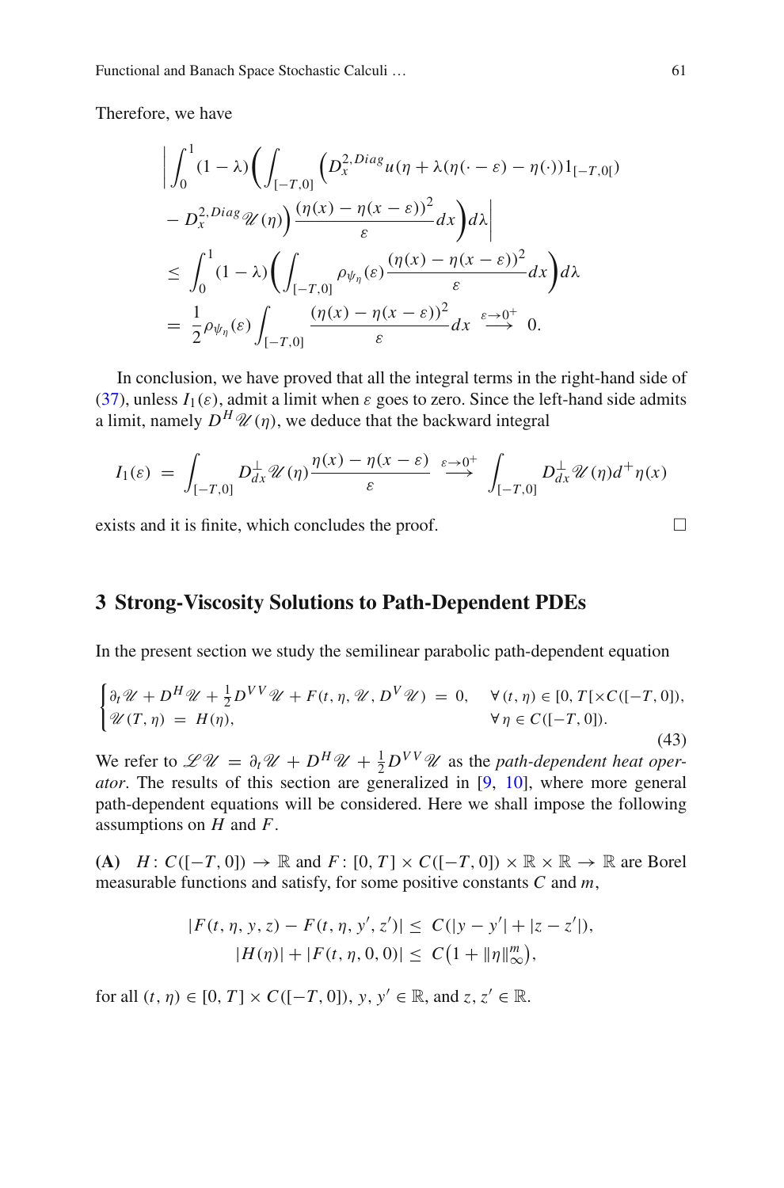Therefore, we have

$$
\begin{aligned}
&\bigg| \int_0^1 (1-\lambda) \bigg( \int_{[-T,0]} \Big( D_x^{2,Diag} u(\eta + \lambda(\eta(\cdot - \varepsilon) - \eta(\cdot)) 1_{[-T,0[}) \\
&- D_x^{2,Diag} \mathscr{U}(\eta) \Big) \frac{(\eta(x) - \eta(x-\varepsilon))^2}{\varepsilon} dx \bigg) d\lambda \bigg| \\
&\leq \int_0^1 (1-\lambda) \bigg( \int_{[-T,0]} \rho_{\psi_\eta}(\varepsilon) \frac{(\eta(x) - \eta(x-\varepsilon))^2}{\varepsilon} dx \bigg) d\lambda \\
&= \frac{1}{2} \rho_{\psi_\eta}(\varepsilon) \int_{[-T,0]} \frac{(\eta(x) - \eta(x-\varepsilon))^2}{\varepsilon} dx \overset{\varepsilon \to 0^+}{\longrightarrow} 0.
\end{aligned}
$$

In conclusion, we have proved that all the integral terms in the right-hand side of (37), unless $I_1(\varepsilon)$, admit a limit when $\varepsilon$ goes to zero. Since the left-hand side admits a limit, namely $D^H \mathscr{U}(\eta)$, we deduce that the backward integral

$$
I_1(\varepsilon) = \int_{[-T,0]} D_{dx}^{\perp} \mathscr{U}(\eta) \frac{\eta(x) - \eta(x-\varepsilon)}{\varepsilon} \overset{\varepsilon \to 0^+}{\longrightarrow} \int_{[-T,0]} D_{dx}^{\perp} \mathscr{U}(\eta) d^+ \eta(x)
$$

exists and it is finite, which concludes the proof. □

## 3 Strong-Viscosity Solutions to Path-Dependent PDEs

In the present section we study the semilinear parabolic path-dependent equation

$$
\begin{cases}
\partial_t \mathscr{U} + D^H \mathscr{U} + \frac{1}{2} D^{VV} \mathscr{U} + F(t, \eta, \mathscr{U}, D^V \mathscr{U}) = 0, & \forall (t, \eta) \in [0, T[ \times C([-T, 0]), \\
\mathscr{U}(T, \eta) = H(\eta), & \forall \eta \in C([-T, 0]).
\end{cases}
\tag{43}
$$

We refer to $\mathscr{L}\mathscr{U} = \partial_t \mathscr{U} + D^H \mathscr{U} + \frac{1}{2} D^{VV} \mathscr{U}$ as the *path-dependent heat operator*. The results of this section are generalized in [9, 10], where more general path-dependent equations will be considered. Here we shall impose the following assumptions on $H$ and $F$.

**(A)** $H\colon C([-T,0]) \to \mathbb{R}$ and $F\colon [0,T] \times C([-T,0]) \times \mathbb{R} \times \mathbb{R} \to \mathbb{R}$ are Borel measurable functions and satisfy, for some positive constants $C$ and $m$,

$$
\begin{aligned}
|F(t, \eta, y, z) - F(t, \eta, y', z')| &\leq C(|y - y'| + |z - z'|), \\
|H(\eta)| + |F(t, \eta, 0, 0)| &\leq C\big(1 + \|\eta\|_\infty^m\big),
\end{aligned}
$$

for all $(t, \eta) \in [0, T] \times C([-T, 0])$, $y, y' \in \mathbb{R}$, and $z, z' \in \mathbb{R}$.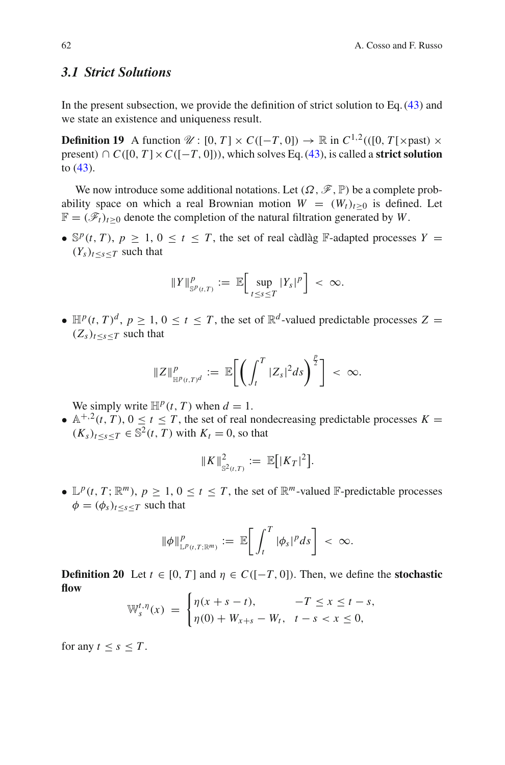### 3.1 Strict Solutions

In the present subsection, we provide the definition of strict solution to Eq. (43) and we state an existence and uniqueness result.

**Definition 19** A function $\mathscr{U}\colon [0,T] \times C([-T,0]) \to \mathbb{R}$ in $C^{1,2}(([0,T[\times \text{past}) \times \text{present}) \cap C([0,T] \times C([-T,0]))$, which solves Eq. (43), is called a **strict solution** to (43).

We now introduce some additional notations. Let $(\Omega, \mathscr{F}, \mathbb{P})$ be a complete probability space on which a real Brownian motion $W = (W_t)_{t\geq 0}$ is defined. Let $\mathbb{F} = (\mathscr{F}_t)_{t\geq 0}$ denote the completion of the natural filtration generated by $W$.

- $\mathbb{S}^p(t,T)$, $p \geq 1$, $0 \leq t \leq T$, the set of real càdlàg $\mathbb{F}$-adapted processes $Y = (Y_s)_{t\leq s\leq T}$ such that

$$\|Y\|^p_{\mathbb{S}^p(t,T)} := \mathbb{E}\Big[\sup_{t\leq s\leq T} |Y_s|^p\Big] < \infty.$$

- $\mathbb{H}^p(t,T)^d$, $p \geq 1$, $0 \leq t \leq T$, the set of $\mathbb{R}^d$-valued predictable processes $Z = (Z_s)_{t\leq s\leq T}$ such that

$$\|Z\|^p_{\mathbb{H}^p(t,T)^d} := \mathbb{E}\bigg[\bigg(\int_t^T |Z_s|^2 ds\bigg)^{\frac{p}{2}}\bigg] < \infty.$$

  We simply write $\mathbb{H}^p(t,T)$ when $d = 1$.

- $\mathbb{A}^{+,2}(t,T)$, $0 \leq t \leq T$, the set of real nondecreasing predictable processes $K = (K_s)_{t\leq s\leq T} \in \mathbb{S}^2(t,T)$ with $K_t = 0$, so that

$$\|K\|^2_{\mathbb{S}^2(t,T)} := \mathbb{E}\big[|K_T|^2\big].$$

- $\mathbb{L}^p(t,T;\mathbb{R}^m)$, $p \geq 1$, $0 \leq t \leq T$, the set of $\mathbb{R}^m$-valued $\mathbb{F}$-predictable processes $\phi = (\phi_s)_{t\leq s\leq T}$ such that

$$\|\phi\|^p_{\mathbb{L}^p(t,T;\mathbb{R}^m)} := \mathbb{E}\bigg[\int_t^T |\phi_s|^p ds\bigg] < \infty.$$

**Definition 20** Let $t \in [0,T]$ and $\eta \in C([-T,0])$. Then, we define the **stochastic flow**

$$\mathbb{W}_s^{t,\eta}(x) = \begin{cases} \eta(x+s-t), & -T \leq x \leq t-s, \\ \eta(0) + W_{x+s} - W_t, & t-s < x \leq 0, \end{cases}$$

for any $t \leq s \leq T$.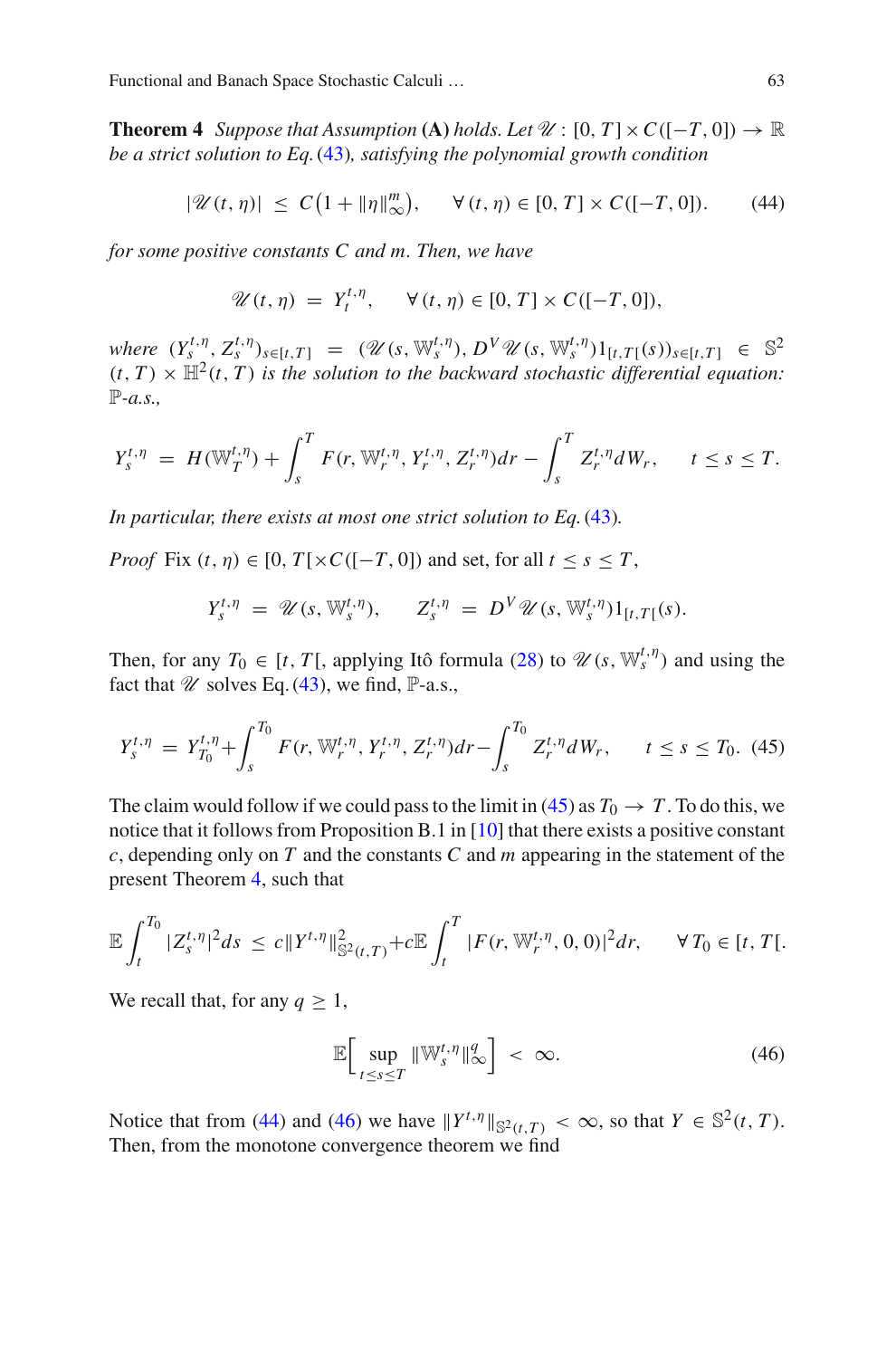**Theorem 4** *Suppose that Assumption* **(A)** *holds. Let* $\mathscr{U} : [0, T] \times C([-T, 0]) \to \mathbb{R}$ *be a strict solution to Eq.* (43)*, satisfying the polynomial growth condition*

$$|\mathscr{U}(t, \eta)| \;\le\; C\big(1 + \|\eta\|_\infty^m\big), \qquad \forall\,(t, \eta) \in [0, T] \times C([-T, 0]). \tag{44}$$

*for some positive constants* $C$ *and* $m$*. Then, we have*

$$\mathscr{U}(t, \eta) \;=\; Y_t^{t,\eta}, \qquad \forall\,(t, \eta) \in [0, T] \times C([-T, 0]),$$

*where* $(Y_s^{t,\eta}, Z_s^{t,\eta})_{s\in[t,T]} \;=\; (\mathscr{U}(s, \mathbb{W}_s^{t,\eta}), D^V\mathscr{U}(s, \mathbb{W}_s^{t,\eta})1_{[t,T[}(s))_{s\in[t,T]} \;\in\; \mathbb{S}^2(t, T) \times \mathbb{H}^2(t, T)$ *is the solution to the backward stochastic differential equation:* $\mathbb{P}$*-a.s.,*

$$Y_s^{t,\eta} \;=\; H(\mathbb{W}_T^{t,\eta}) + \int_s^T F(r, \mathbb{W}_r^{t,\eta}, Y_r^{t,\eta}, Z_r^{t,\eta})dr - \int_s^T Z_r^{t,\eta} dW_r, \qquad t \le s \le T.$$

*In particular, there exists at most one strict solution to Eq.* (43)*.*

*Proof* Fix $(t, \eta) \in [0, T[\times C([-T, 0])$ and set, for all $t \le s \le T$,

$$Y_s^{t,\eta} \;=\; \mathscr{U}(s, \mathbb{W}_s^{t,\eta}), \qquad Z_s^{t,\eta} \;=\; D^V\mathscr{U}(s, \mathbb{W}_s^{t,\eta})1_{[t,T[}(s).$$

Then, for any $T_0 \in [t, T[$, applying Itô formula (28) to $\mathscr{U}(s, \mathbb{W}_s^{t,\eta})$ and using the fact that $\mathscr{U}$ solves Eq. (43), we find, $\mathbb{P}$-a.s.,

$$Y_s^{t,\eta} \;=\; Y_{T_0}^{t,\eta} + \int_s^{T_0} F(r, \mathbb{W}_r^{t,\eta}, Y_r^{t,\eta}, Z_r^{t,\eta})dr - \int_s^{T_0} Z_r^{t,\eta} dW_r, \qquad t \le s \le T_0. \tag{45}$$

The claim would follow if we could pass to the limit in (45) as $T_0 \to T$. To do this, we notice that it follows from Proposition B.1 in [10] that there exists a positive constant $c$, depending only on $T$ and the constants $C$ and $m$ appearing in the statement of the present Theorem 4, such that

$$\mathbb{E}\int_t^{T_0} |Z_s^{t,\eta}|^2 ds \;\le\; c\|Y^{t,\eta}\|_{\mathbb{S}^2(t,T)}^2 + c\mathbb{E}\int_t^T |F(r, \mathbb{W}_r^{t,\eta}, 0, 0)|^2 dr, \qquad \forall\, T_0 \in [t, T[.$$

We recall that, for any $q \ge 1$,

$$\mathbb{E}\Big[\sup_{t\le s\le T} \|\mathbb{W}_s^{t,\eta}\|_\infty^q\Big] \;<\; \infty. \tag{46}$$

Notice that from (44) and (46) we have $\|Y^{t,\eta}\|_{\mathbb{S}^2(t,T)} < \infty$, so that $Y \in \mathbb{S}^2(t, T)$. Then, from the monotone convergence theorem we find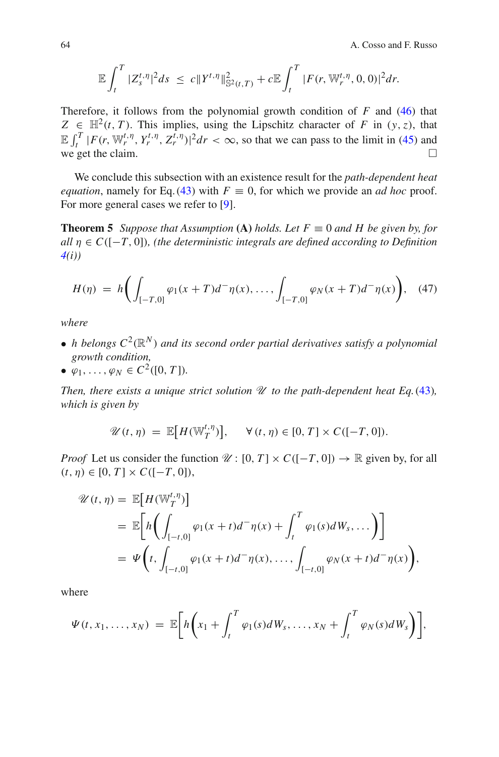$$\mathbb{E}\int_t^T |Z_s^{t,\eta}|^2 ds \;\le\; c\|Y^{t,\eta}\|^2_{\mathbb{S}^2(t,T)} + c\mathbb{E}\int_t^T |F(r,\mathbb{W}_r^{t,\eta},0,0)|^2 dr.$$

Therefore, it follows from the polynomial growth condition of $F$ and (46) that $Z \in \mathbb{H}^2(t,T)$. This implies, using the Lipschitz character of $F$ in $(y,z)$, that $\mathbb{E}\int_t^T |F(r,\mathbb{W}_r^{t,\eta},Y_r^{t,\eta},Z_r^{t,\eta})|^2 dr < \infty$, so that we can pass to the limit in (45) and we get the claim. □

We conclude this subsection with an existence result for the *path-dependent heat equation*, namely for Eq. (43) with $F \equiv 0$, for which we provide an *ad hoc* proof. For more general cases we refer to [9].

**Theorem 5** *Suppose that Assumption* **(A)** *holds. Let* $F \equiv 0$ *and* $H$ *be given by, for all* $\eta \in C([-T,0])$, *(the deterministic integrals are defined according to Definition 4(i))*

$$H(\eta) \;=\; h\bigg(\int_{[-T,0]} \varphi_1(x+T)d^-\eta(x),\ldots,\int_{[-T,0]} \varphi_N(x+T)d^-\eta(x)\bigg), \quad (47)$$

*where*

- *$h$ belongs $C^2(\mathbb{R}^N)$ and its second order partial derivatives satisfy a polynomial growth condition,*
- *$\varphi_1,\ldots,\varphi_N \in C^2([0,T])$.*

*Then, there exists a unique strict solution $\mathscr{U}$ to the path-dependent heat Eq. (43), which is given by*

$$\mathscr{U}(t,\eta) \;=\; \mathbb{E}\big[H(\mathbb{W}_T^{t,\eta})\big], \qquad \forall\,(t,\eta) \in [0,T]\times C([-T,0]).$$

*Proof* Let us consider the function $\mathscr{U}\colon [0,T]\times C([-T,0]) \to \mathbb{R}$ given by, for all $(t,\eta) \in [0,T]\times C([-T,0])$,

$$\begin{aligned}
\mathscr{U}(t,\eta) &= \mathbb{E}\big[H(\mathbb{W}_T^{t,\eta})\big] \\
&= \mathbb{E}\bigg[h\bigg(\int_{[-t,0]} \varphi_1(x+t)d^-\eta(x) + \int_t^T \varphi_1(s)dW_s,\ldots\bigg)\bigg] \\
&= \Psi\bigg(t,\int_{[-t,0]} \varphi_1(x+t)d^-\eta(x),\ldots,\int_{[-t,0]} \varphi_N(x+t)d^-\eta(x)\bigg),
\end{aligned}$$

where

$$\Psi(t,x_1,\ldots,x_N) \;=\; \mathbb{E}\bigg[h\bigg(x_1 + \int_t^T \varphi_1(s)dW_s,\ldots,x_N + \int_t^T \varphi_N(s)dW_s\bigg)\bigg],$$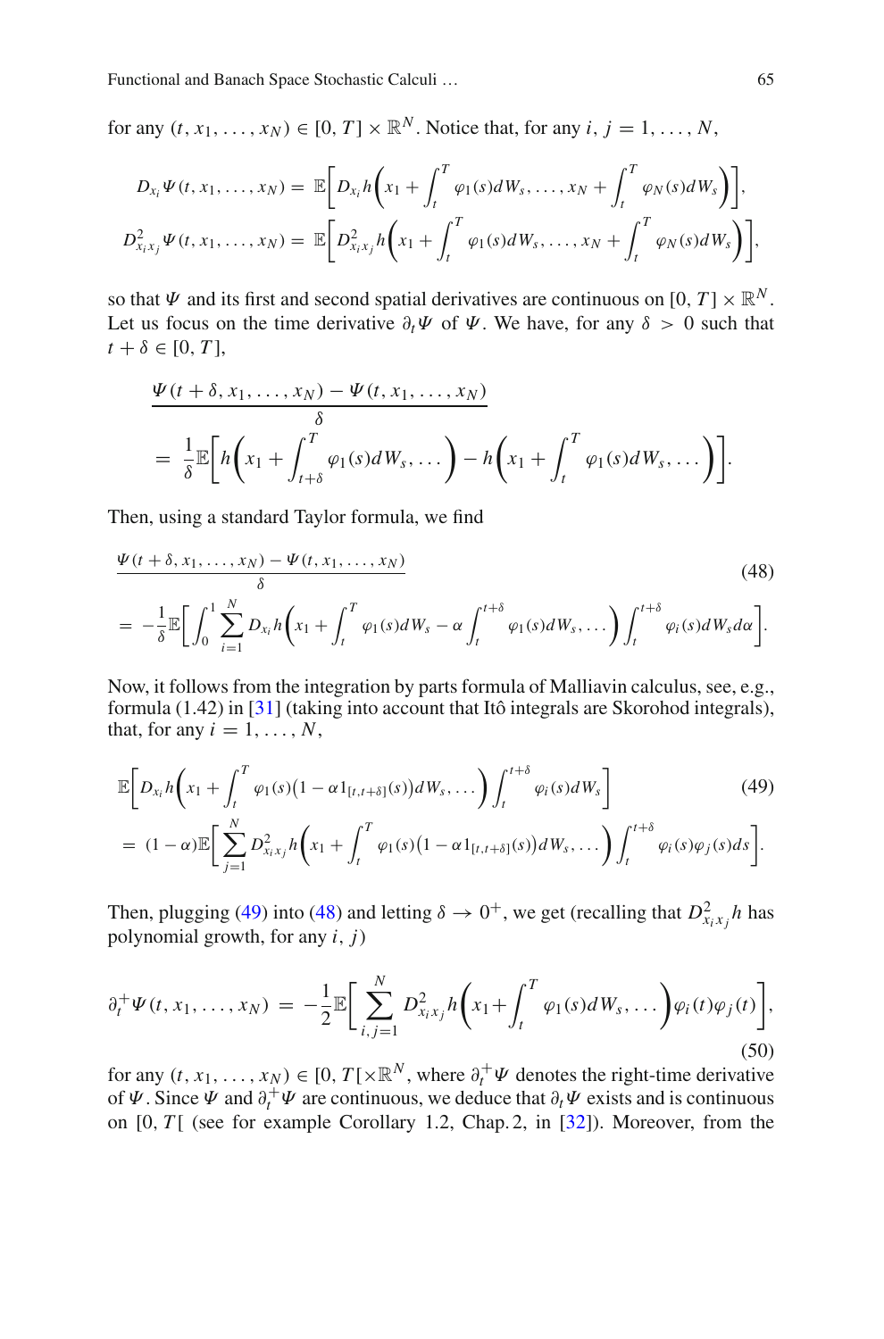for any $(t, x_1, \dots, x_N) \in [0, T] \times \mathbb{R}^N$. Notice that, for any $i, j = 1, \dots, N$,

$$D_{x_i} \Psi(t, x_1, \dots, x_N) = \mathbb{E}\bigg[ D_{x_i} h\bigg( x_1 + \int_t^T \varphi_1(s) dW_s, \dots, x_N + \int_t^T \varphi_N(s) dW_s \bigg)\bigg],$$

$$D^2_{x_i x_j} \Psi(t, x_1, \dots, x_N) = \mathbb{E}\bigg[ D^2_{x_i x_j} h\bigg( x_1 + \int_t^T \varphi_1(s) dW_s, \dots, x_N + \int_t^T \varphi_N(s) dW_s \bigg)\bigg],$$

so that $\Psi$ and its first and second spatial derivatives are continuous on $[0, T] \times \mathbb{R}^N$. Let us focus on the time derivative $\partial_t \Psi$ of $\Psi$. We have, for any $\delta > 0$ such that $t + \delta \in [0, T]$,

$$\frac{\Psi(t+\delta, x_1, \dots, x_N) - \Psi(t, x_1, \dots, x_N)}{\delta}$$
$$= \frac{1}{\delta} \mathbb{E}\bigg[ h\bigg( x_1 + \int_{t+\delta}^T \varphi_1(s) dW_s, \dots \bigg) - h\bigg( x_1 + \int_t^T \varphi_1(s) dW_s, \dots \bigg)\bigg].$$

Then, using a standard Taylor formula, we find

$$\frac{\Psi(t+\delta, x_1, \dots, x_N) - \Psi(t, x_1, \dots, x_N)}{\delta} \tag{48}$$
$$= -\frac{1}{\delta} \mathbb{E}\bigg[ \int_0^1 \sum_{i=1}^N D_{x_i} h\bigg( x_1 + \int_t^T \varphi_1(s) dW_s - \alpha \int_t^{t+\delta} \varphi_1(s) dW_s, \dots \bigg) \int_t^{t+\delta} \varphi_i(s) dW_s d\alpha \bigg].$$

Now, it follows from the integration by parts formula of Malliavin calculus, see, e.g., formula (1.42) in [31] (taking into account that Itô integrals are Skorohod integrals), that, for any $i = 1, \dots, N$,

$$\mathbb{E}\bigg[ D_{x_i} h\bigg( x_1 + \int_t^T \varphi_1(s)\big(1 - \alpha 1_{[t,t+\delta]}(s)\big) dW_s, \dots \bigg) \int_t^{t+\delta} \varphi_i(s) dW_s \bigg] \tag{49}$$
$$= (1-\alpha) \mathbb{E}\bigg[ \sum_{j=1}^N D^2_{x_i x_j} h\bigg( x_1 + \int_t^T \varphi_1(s)\big(1 - \alpha 1_{[t,t+\delta]}(s)\big) dW_s, \dots \bigg) \int_t^{t+\delta} \varphi_i(s) \varphi_j(s) ds \bigg].$$

Then, plugging (49) into (48) and letting $\delta \to 0^+$, we get (recalling that $D^2_{x_i x_j} h$ has polynomial growth, for any $i, j$)

$$\partial_t^+ \Psi(t, x_1, \dots, x_N) = -\frac{1}{2} \mathbb{E}\bigg[ \sum_{i,j=1}^N D^2_{x_i x_j} h\bigg( x_1 + \int_t^T \varphi_1(s) dW_s, \dots \bigg) \varphi_i(t) \varphi_j(t) \bigg], \tag{50}$$

for any $(t, x_1, \dots, x_N) \in [0, T[ \times \mathbb{R}^N$, where $\partial_t^+ \Psi$ denotes the right-time derivative of $\Psi$. Since $\Psi$ and $\partial_t^+ \Psi$ are continuous, we deduce that $\partial_t \Psi$ exists and is continuous on $[0, T[$ (see for example Corollary 1.2, Chap. 2, in [32]). Moreover, from the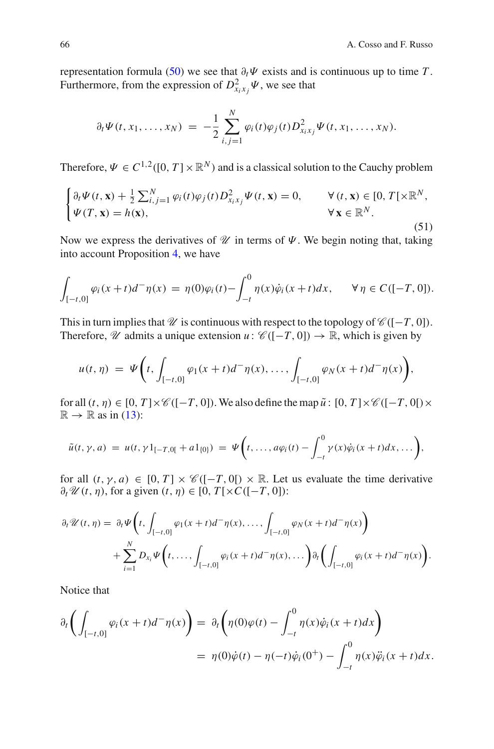representation formula (50) we see that $\partial_t \Psi$ exists and is continuous up to time $T$. Furthermore, from the expression of $D^2_{x_i x_j}\Psi$, we see that

$$
\partial_t \Psi(t, x_1, \ldots, x_N) \;=\; -\frac{1}{2}\sum_{i,j=1}^N \varphi_i(t)\varphi_j(t) D^2_{x_i x_j}\Psi(t, x_1, \ldots, x_N).
$$

Therefore, $\Psi \in C^{1,2}([0,T]\times\mathbb{R}^N)$ and is a classical solution to the Cauchy problem

$$
\begin{cases}
\partial_t \Psi(t,\mathbf{x}) + \frac{1}{2}\sum_{i,j=1}^N \varphi_i(t)\varphi_j(t) D^2_{x_i x_j}\Psi(t,\mathbf{x}) = 0, & \forall\,(t,\mathbf{x}) \in [0,T[\times\mathbb{R}^N, \\
\Psi(T,\mathbf{x}) = h(\mathbf{x}), & \forall\,\mathbf{x}\in\mathbb{R}^N.
\end{cases}
\tag{51}
$$

Now we express the derivatives of $\mathscr{U}$ in terms of $\Psi$. We begin noting that, taking into account Proposition 4, we have

$$
\int_{[-t,0]} \varphi_i(x+t)d^-\eta(x) \;=\; \eta(0)\varphi_i(t) - \int_{-t}^0 \eta(x)\dot{\varphi}_i(x+t)dx, \qquad \forall\,\eta\in C([-T,0]).
$$

This in turn implies that $\mathscr{U}$ is continuous with respect to the topology of $\mathscr{C}([-T,0])$. Therefore, $\mathscr{U}$ admits a unique extension $u\colon \mathscr{C}([-T,0])\to\mathbb{R}$, which is given by

$$
u(t,\eta) \;=\; \Psi\bigg(t, \int_{[-t,0]}\varphi_1(x+t)d^-\eta(x), \ldots, \int_{[-t,0]}\varphi_N(x+t)d^-\eta(x)\bigg),
$$

for all $(t,\eta)\in[0,T]\times\mathscr{C}([-T,0])$. We also define the map $\tilde{u}\colon [0,T]\times\mathscr{C}([-T,0[)\times\mathbb{R}\to\mathbb{R}$ as in (13):

$$
\tilde{u}(t,\gamma,a) \;=\; u(t,\gamma 1_{[-T,0[} + a1_{\{0\}}) \;=\; \Psi\bigg(t, \ldots, a\varphi_i(t) - \int_{-t}^0 \gamma(x)\dot{\varphi}_i(x+t)dx, \ldots\bigg),
$$

for all $(t,\gamma,a)\in[0,T]\times\mathscr{C}([-T,0[)\times\mathbb{R}$. Let us evaluate the time derivative $\partial_t\mathscr{U}(t,\eta)$, for a given $(t,\eta)\in[0,T[\times C([-T,0])$:

$$
\begin{aligned}
\partial_t\mathscr{U}(t,\eta) = \;& \partial_t\Psi\bigg(t, \int_{[-t,0]}\varphi_1(x+t)d^-\eta(x), \ldots, \int_{[-t,0]}\varphi_N(x+t)d^-\eta(x)\bigg) \\
& + \sum_{i=1}^N D_{x_i}\Psi\bigg(t, \ldots, \int_{[-t,0]}\varphi_i(x+t)d^-\eta(x), \ldots\bigg)\partial_t\bigg(\int_{[-t,0]}\varphi_i(x+t)d^-\eta(x)\bigg).
\end{aligned}
$$

Notice that

$$
\begin{aligned}
\partial_t\bigg(\int_{[-t,0]}\varphi_i(x+t)d^-\eta(x)\bigg) \;&=\; \partial_t\bigg(\eta(0)\varphi(t) - \int_{-t}^0 \eta(x)\dot{\varphi}_i(x+t)dx\bigg) \\
&=\; \eta(0)\dot{\varphi}(t) - \eta(-t)\dot{\varphi}_i(0^+) - \int_{-t}^0 \eta(x)\ddot{\varphi}_i(x+t)dx.
\end{aligned}
$$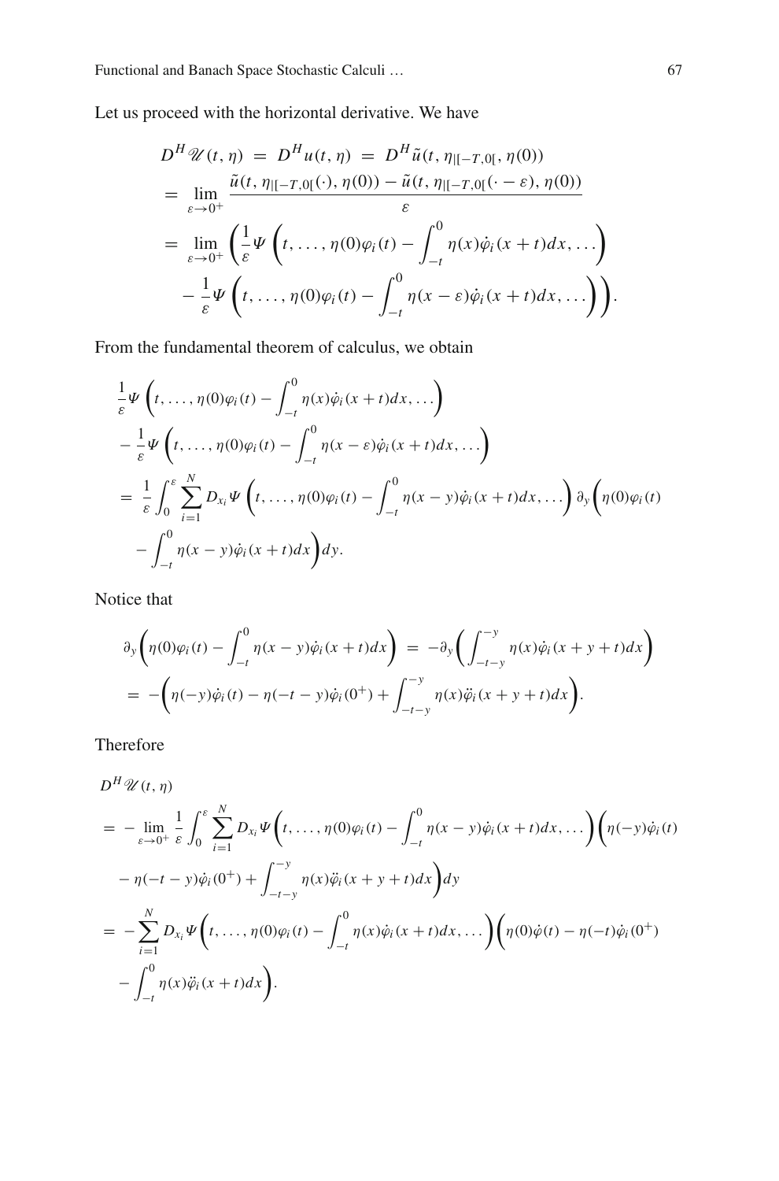Let us proceed with the horizontal derivative. We have

$$
\begin{aligned}
D^H \mathscr{U}(t,\eta) \;&=\; D^H u(t,\eta) \;=\; D^H \tilde{u}(t, \eta_{|[-T,0[}, \eta(0)) \\
&= \lim_{\varepsilon\to 0^+} \frac{\tilde{u}(t, \eta_{|[-T,0[}(\cdot), \eta(0)) - \tilde{u}(t, \eta_{|[-T,0[}(\cdot-\varepsilon), \eta(0))}{\varepsilon} \\
&= \lim_{\varepsilon\to 0^+} \bigg( \frac{1}{\varepsilon} \Psi\bigg(t, \ldots, \eta(0)\varphi_i(t) - \int_{-t}^0 \eta(x)\dot{\varphi}_i(x+t)dx, \ldots\bigg) \\
&\quad - \frac{1}{\varepsilon} \Psi\bigg(t, \ldots, \eta(0)\varphi_i(t) - \int_{-t}^0 \eta(x-\varepsilon)\dot{\varphi}_i(x+t)dx, \ldots\bigg)\bigg).
\end{aligned}
$$

From the fundamental theorem of calculus, we obtain

$$
\begin{aligned}
&\frac{1}{\varepsilon} \Psi\bigg(t, \ldots, \eta(0)\varphi_i(t) - \int_{-t}^0 \eta(x)\dot{\varphi}_i(x+t)dx, \ldots\bigg) \\
&- \frac{1}{\varepsilon} \Psi\bigg(t, \ldots, \eta(0)\varphi_i(t) - \int_{-t}^0 \eta(x-\varepsilon)\dot{\varphi}_i(x+t)dx, \ldots\bigg) \\
&= \frac{1}{\varepsilon}\int_0^\varepsilon \sum_{i=1}^N D_{x_i}\Psi\bigg(t, \ldots, \eta(0)\varphi_i(t) - \int_{-t}^0 \eta(x-y)\dot{\varphi}_i(x+t)dx, \ldots\bigg)\, \partial_y\bigg(\eta(0)\varphi_i(t) \\
&\quad - \int_{-t}^0 \eta(x-y)\dot{\varphi}_i(x+t)dx\bigg)dy.
\end{aligned}
$$

Notice that

$$
\begin{aligned}
&\partial_y\bigg(\eta(0)\varphi_i(t) - \int_{-t}^0 \eta(x-y)\dot{\varphi}_i(x+t)dx\bigg) \;=\; -\partial_y\bigg(\int_{-t-y}^{-y} \eta(x)\dot{\varphi}_i(x+y+t)dx\bigg) \\
&= -\bigg(\eta(-y)\dot{\varphi}_i(t) - \eta(-t-y)\dot{\varphi}_i(0^+) + \int_{-t-y}^{-y} \eta(x)\ddot{\varphi}_i(x+y+t)dx\bigg).
\end{aligned}
$$

Therefore

$$
\begin{aligned}
&D^H \mathscr{U}(t,\eta) \\
&= -\lim_{\varepsilon\to 0^+} \frac{1}{\varepsilon}\int_0^\varepsilon \sum_{i=1}^N D_{x_i}\Psi\bigg(t, \ldots, \eta(0)\varphi_i(t) - \int_{-t}^0 \eta(x-y)\dot{\varphi}_i(x+t)dx, \ldots\bigg)\bigg(\eta(-y)\dot{\varphi}_i(t) \\
&\quad - \eta(-t-y)\dot{\varphi}_i(0^+) + \int_{-t-y}^{-y} \eta(x)\ddot{\varphi}_i(x+y+t)dx\bigg)dy \\
&= -\sum_{i=1}^N D_{x_i}\Psi\bigg(t, \ldots, \eta(0)\varphi_i(t) - \int_{-t}^0 \eta(x)\dot{\varphi}_i(x+t)dx, \ldots\bigg)\bigg(\eta(0)\dot{\varphi}(t) - \eta(-t)\dot{\varphi}_i(0^+) \\
&\quad - \int_{-t}^0 \eta(x)\ddot{\varphi}_i(x+t)dx\bigg).
\end{aligned}
$$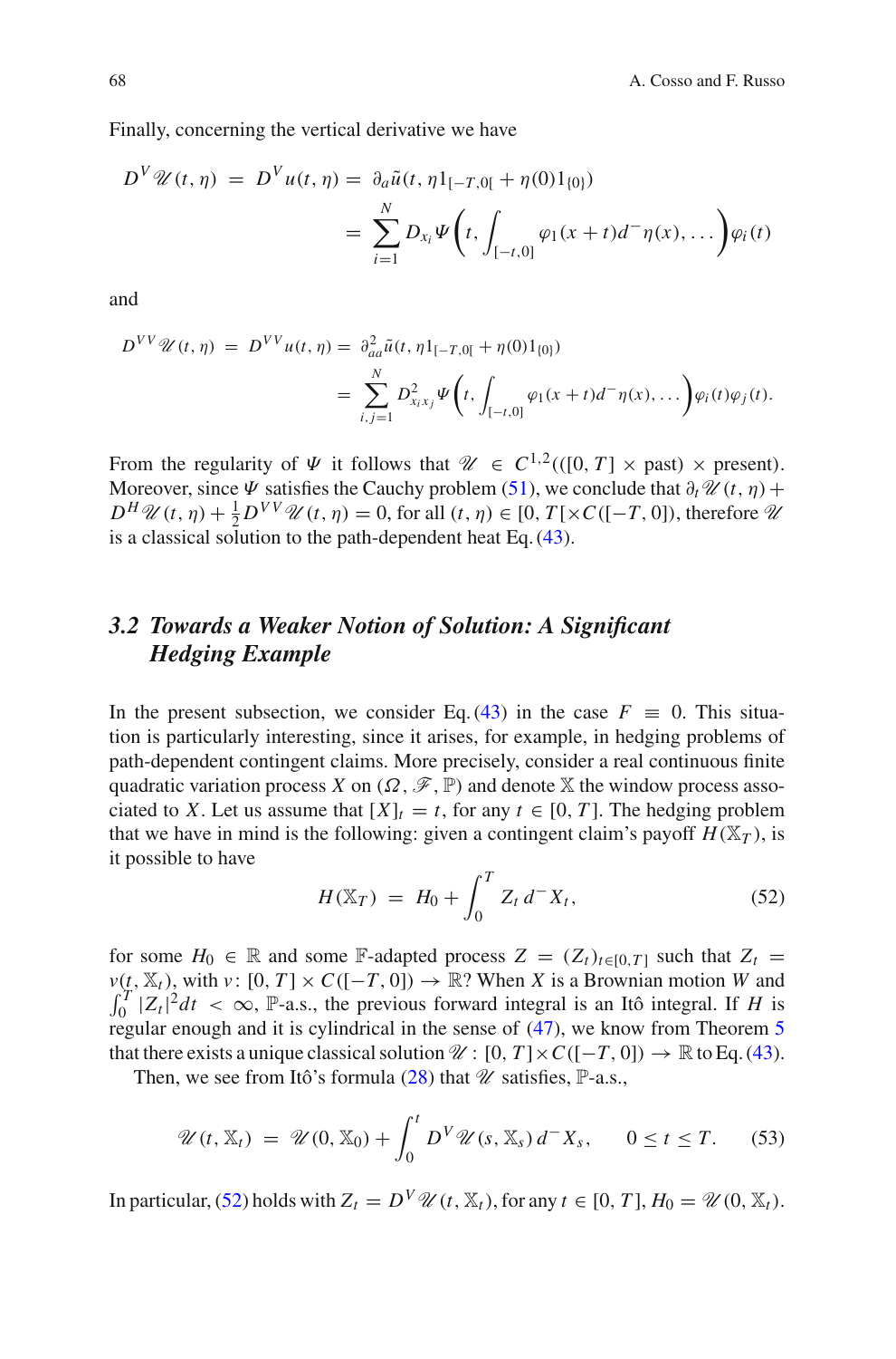Finally, concerning the vertical derivative we have

$$
\begin{aligned}
D^V \mathscr{U}(t,\eta) &= D^V u(t,\eta) = \partial_a \tilde{u}(t, \eta 1_{[-T,0[} + \eta(0)1_{\{0\}}) \\
&= \sum_{i=1}^N D_{x_i} \Psi\bigg(t, \int_{[-t,0]} \varphi_1(x+t) d^-\eta(x), \ldots\bigg) \varphi_i(t)
\end{aligned}
$$

and

$$
\begin{aligned}
D^{VV} \mathscr{U}(t,\eta) &= D^{VV} u(t,\eta) = \partial^2_{aa} \tilde{u}(t, \eta 1_{[-T,0[} + \eta(0)1_{\{0\}}) \\
&= \sum_{i,j=1}^N D^2_{x_i x_j} \Psi\bigg(t, \int_{[-t,0]} \varphi_1(x+t) d^-\eta(x), \ldots\bigg) \varphi_i(t)\varphi_j(t).
\end{aligned}
$$

From the regularity of $\Psi$ it follows that $\mathscr{U} \in C^{1,2}(([0,T] \times \text{past}) \times \text{present})$. Moreover, since $\Psi$ satisfies the Cauchy problem (51), we conclude that $\partial_t \mathscr{U}(t,\eta) + D^H \mathscr{U}(t,\eta) + \frac{1}{2} D^{VV} \mathscr{U}(t,\eta) = 0$, for all $(t,\eta) \in [0,T[ \times C([-T,0])$, therefore $\mathscr{U}$ is a classical solution to the path-dependent heat Eq. (43).

## 3.2 *Towards a Weaker Notion of Solution: A Significant Hedging Example*

In the present subsection, we consider Eq. (43) in the case $F \equiv 0$. This situation is particularly interesting, since it arises, for example, in hedging problems of path-dependent contingent claims. More precisely, consider a real continuous finite quadratic variation process $X$ on $(\Omega, \mathscr{F}, \mathbb{P})$ and denote $\mathbb{X}$ the window process associated to $X$. Let us assume that $[X]_t = t$, for any $t \in [0,T]$. The hedging problem that we have in mind is the following: given a contingent claim's payoff $H(\mathbb{X}_T)$, is it possible to have

$$
H(\mathbb{X}_T) = H_0 + \int_0^T Z_t \, d^- X_t, \tag{52}
$$

for some $H_0 \in \mathbb{R}$ and some $\mathbb{F}$-adapted process $Z = (Z_t)_{t \in [0,T]}$ such that $Z_t = v(t, \mathbb{X}_t)$, with $v \colon [0,T] \times C([-T,0]) \to \mathbb{R}$? When $X$ is a Brownian motion $W$ and $\int_0^T |Z_t|^2 dt < \infty$, $\mathbb{P}$-a.s., the previous forward integral is an Itô integral. If $H$ is regular enough and it is cylindrical in the sense of (47), we know from Theorem 5 that there exists a unique classical solution $\mathscr{U} \colon [0,T] \times C([-T,0]) \to \mathbb{R}$ to Eq. (43).

Then, we see from Itô's formula (28) that $\mathscr{U}$ satisfies, $\mathbb{P}$-a.s.,

$$
\mathscr{U}(t, \mathbb{X}_t) = \mathscr{U}(0, \mathbb{X}_0) + \int_0^t D^V \mathscr{U}(s, \mathbb{X}_s) \, d^- X_s, \qquad 0 \leq t \leq T. \tag{53}
$$

In particular, (52) holds with $Z_t = D^V \mathscr{U}(t, \mathbb{X}_t)$, for any $t \in [0,T]$, $H_0 = \mathscr{U}(0, \mathbb{X}_t)$.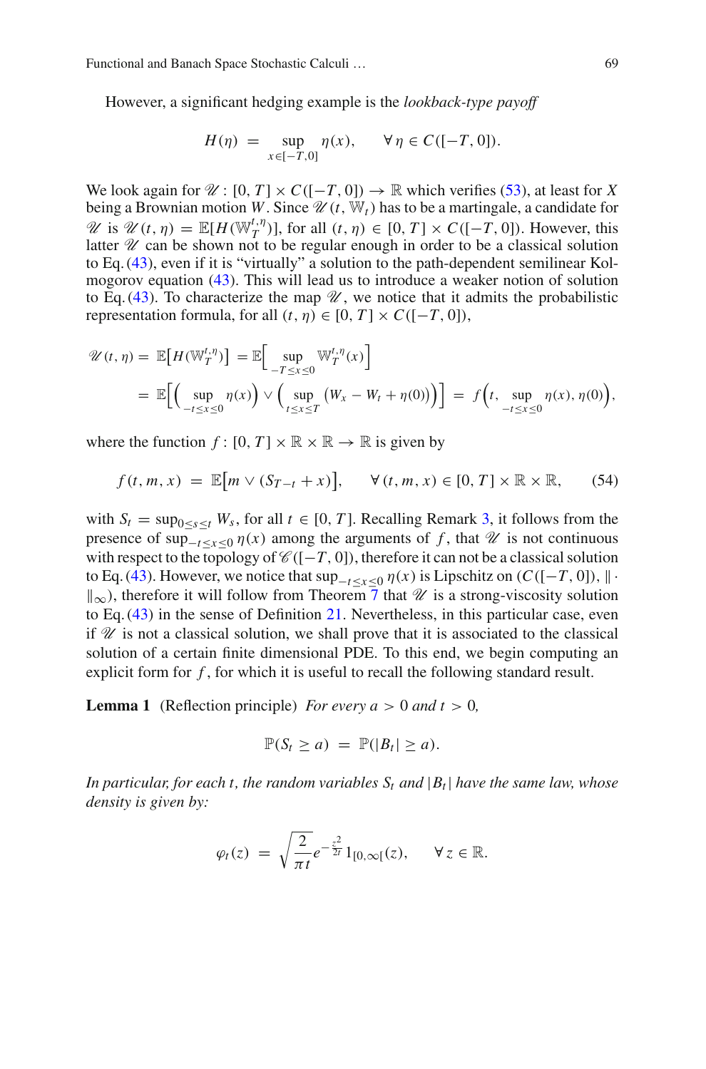However, a significant hedging example is the *lookback-type payoff*

$$H(\eta) \;=\; \sup_{x\in[-T,0]} \eta(x), \qquad \forall\, \eta \in C([-T,0]).$$

We look again for $\mathscr{U}\colon [0,T]\times C([-T,0]) \to \mathbb{R}$ which verifies (53), at least for $X$ being a Brownian motion $W$. Since $\mathscr{U}(t,\mathbb{W}_t)$ has to be a martingale, a candidate for $\mathscr{U}$ is $\mathscr{U}(t,\eta) = \mathbb{E}[H(\mathbb{W}_T^{t,\eta})]$, for all $(t,\eta) \in [0,T]\times C([-T,0])$. However, this latter $\mathscr{U}$ can be shown not to be regular enough in order to be a classical solution to Eq. (43), even if it is "virtually" a solution to the path-dependent semilinear Kolmogorov equation (43). This will lead us to introduce a weaker notion of solution to Eq. (43). To characterize the map $\mathscr{U}$, we notice that it admits the probabilistic representation formula, for all $(t,\eta) \in [0,T]\times C([-T,0])$,

$$\begin{aligned}
\mathscr{U}(t,\eta) &= \mathbb{E}\big[H(\mathbb{W}_T^{t,\eta})\big] = \mathbb{E}\Big[\sup_{-T\le x\le 0} \mathbb{W}_T^{t,\eta}(x)\Big] \\
&= \mathbb{E}\Big[\Big(\sup_{-t\le x\le 0}\eta(x)\Big) \vee \Big(\sup_{t\le x\le T}\big(W_x - W_t + \eta(0)\big)\Big)\Big] \;=\; f\Big(t,\ \sup_{-t\le x\le 0}\eta(x),\, \eta(0)\Big),
\end{aligned}$$

where the function $f\colon [0,T]\times\mathbb{R}\times\mathbb{R}\to\mathbb{R}$ is given by

$$f(t,m,x) \;=\; \mathbb{E}\big[m \vee (S_{T-t}+x)\big], \qquad \forall\,(t,m,x)\in[0,T]\times\mathbb{R}\times\mathbb{R}, \tag{54}$$

with $S_t = \sup_{0\le s\le t} W_s$, for all $t\in[0,T]$. Recalling Remark 3, it follows from the presence of $\sup_{-t\le x\le 0}\eta(x)$ among the arguments of $f$, that $\mathscr{U}$ is not continuous with respect to the topology of $\mathscr{C}([-T,0])$, therefore it can not be a classical solution to Eq. (43). However, we notice that $\sup_{-t\le x\le 0}\eta(x)$ is Lipschitz on $(C([-T,0]),\|\cdot\|_\infty)$, therefore it will follow from Theorem 7 that $\mathscr{U}$ is a strong-viscosity solution to Eq. (43) in the sense of Definition 21. Nevertheless, in this particular case, even if $\mathscr{U}$ is not a classical solution, we shall prove that it is associated to the classical solution of a certain finite dimensional PDE. To this end, we begin computing an explicit form for $f$, for which it is useful to recall the following standard result.

**Lemma 1** (Reflection principle) *For every $a > 0$ and $t > 0$,*

$$\mathbb{P}(S_t \ge a) \;=\; \mathbb{P}(|B_t| \ge a).$$

*In particular, for each $t$, the random variables $S_t$ and $|B_t|$ have the same law, whose density is given by:*

$$\varphi_t(z) \;=\; \sqrt{\frac{2}{\pi t}}\, e^{-\frac{z^2}{2t}}\, 1_{[0,\infty[}(z), \qquad \forall\, z\in\mathbb{R}.$$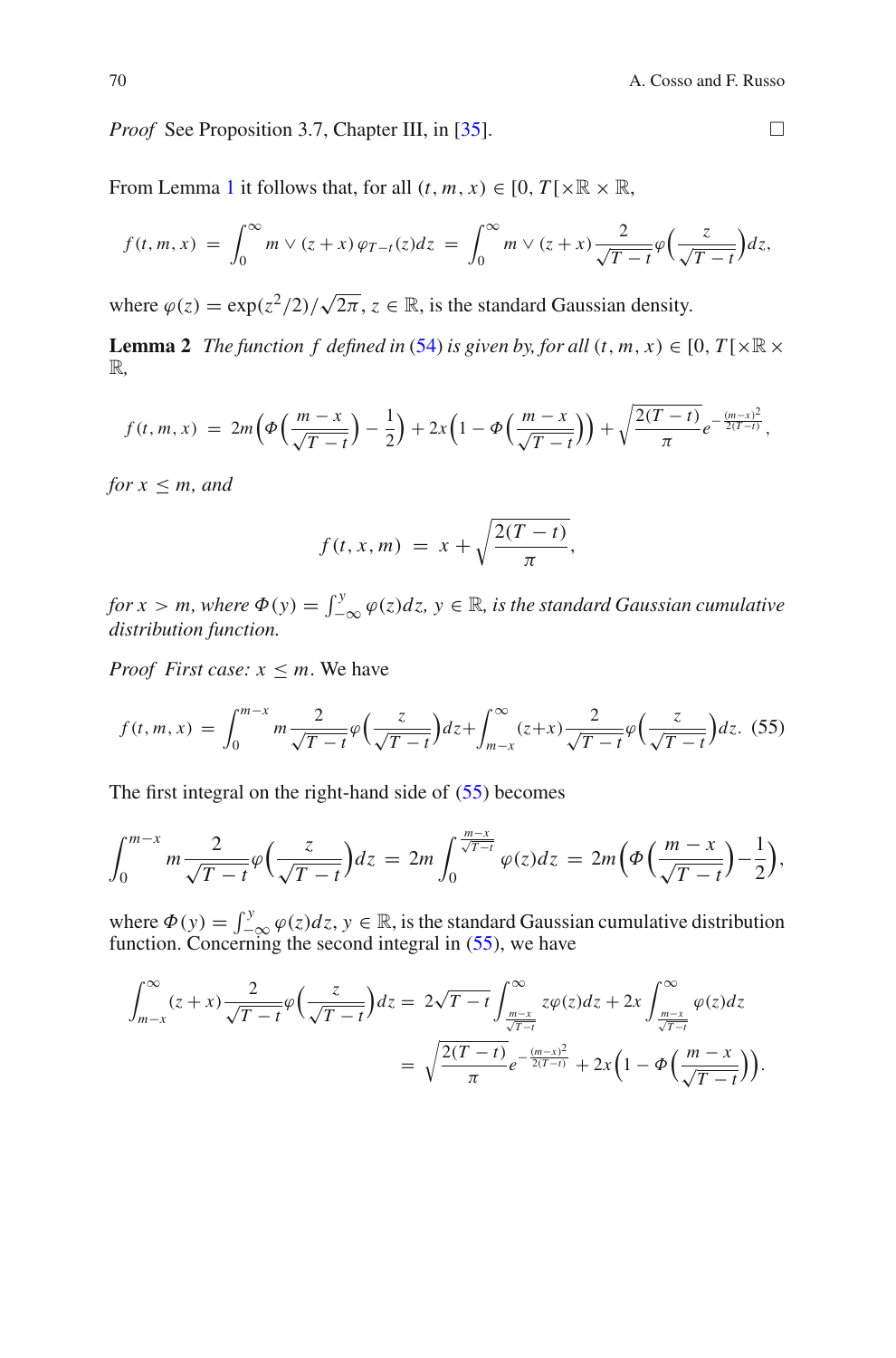*Proof* See Proposition 3.7, Chapter III, in [35]. □

From Lemma 1 it follows that, for all $(t, m, x) \in [0, T[\times \mathbb{R} \times \mathbb{R}$,

$$f(t,m,x) \;=\; \int_0^\infty m \vee (z+x)\, \varphi_{T-t}(z) dz \;=\; \int_0^\infty m \vee (z+x) \frac{2}{\sqrt{T-t}} \varphi\Big(\frac{z}{\sqrt{T-t}}\Big) dz,$$

where $\varphi(z) = \exp(z^2/2)/\sqrt{2\pi}$, $z \in \mathbb{R}$, is the standard Gaussian density.

**Lemma 2** *The function $f$ defined in (54) is given by, for all $(t, m, x) \in [0, T[\times \mathbb{R} \times \mathbb{R}$,*

$$f(t,m,x) \;=\; 2m\Big(\Phi\Big(\frac{m-x}{\sqrt{T-t}}\Big) - \frac{1}{2}\Big) + 2x\Big(1 - \Phi\Big(\frac{m-x}{\sqrt{T-t}}\Big)\Big) + \sqrt{\frac{2(T-t)}{\pi}} e^{-\frac{(m-x)^2}{2(T-t)}},$$

*for $x \le m$, and*

$$f(t,x,m) \;=\; x + \sqrt{\frac{2(T-t)}{\pi}},$$

*for $x > m$, where $\Phi(y) = \int_{-\infty}^y \varphi(z) dz$, $y \in \mathbb{R}$, is the standard Gaussian cumulative distribution function.*

*Proof* *First case:* $x \le m$. We have

$$f(t,m,x) \;=\; \int_0^{m-x} m \frac{2}{\sqrt{T-t}} \varphi\Big(\frac{z}{\sqrt{T-t}}\Big) dz + \int_{m-x}^\infty (z+x) \frac{2}{\sqrt{T-t}} \varphi\Big(\frac{z}{\sqrt{T-t}}\Big) dz. \quad (55)$$

The first integral on the right-hand side of (55) becomes

$$\int_0^{m-x} m \frac{2}{\sqrt{T-t}} \varphi\Big(\frac{z}{\sqrt{T-t}}\Big) dz \;=\; 2m \int_0^{\frac{m-x}{\sqrt{T-t}}} \varphi(z) dz \;=\; 2m\Big(\Phi\Big(\frac{m-x}{\sqrt{T-t}}\Big) - \frac{1}{2}\Big),$$

where $\Phi(y) = \int_{-\infty}^y \varphi(z) dz$, $y \in \mathbb{R}$, is the standard Gaussian cumulative distribution function. Concerning the second integral in (55), we have

$$\begin{aligned}
\int_{m-x}^\infty (z+x) \frac{2}{\sqrt{T-t}} \varphi\Big(\frac{z}{\sqrt{T-t}}\Big) dz &= 2\sqrt{T-t} \int_{\frac{m-x}{\sqrt{T-t}}}^\infty z\varphi(z) dz + 2x \int_{\frac{m-x}{\sqrt{T-t}}}^\infty \varphi(z) dz \\
&= \sqrt{\frac{2(T-t)}{\pi}} e^{-\frac{(m-x)^2}{2(T-t)}} + 2x\Big(1 - \Phi\Big(\frac{m-x}{\sqrt{T-t}}\Big)\Big).
\end{aligned}$$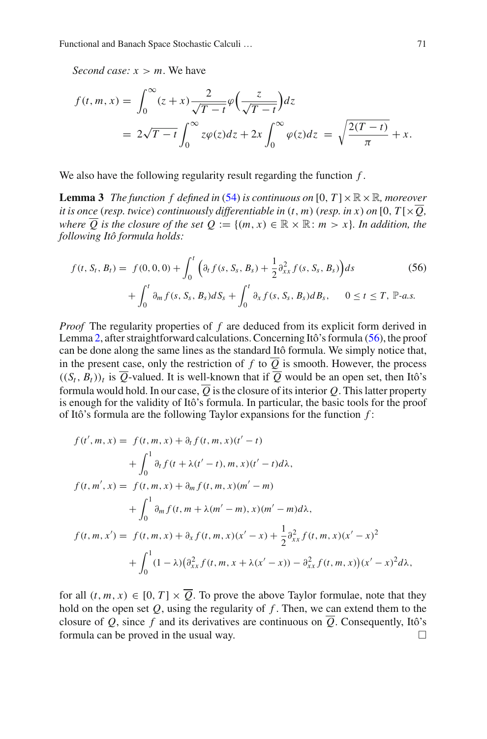*Second case:* $x > m$. We have

$$
\begin{aligned}
f(t,m,x) &= \int_0^\infty (z+x)\frac{2}{\sqrt{T-t}}\varphi\Big(\frac{z}{\sqrt{T-t}}\Big)dz \\
&= 2\sqrt{T-t}\int_0^\infty z\varphi(z)dz + 2x\int_0^\infty \varphi(z)dz \;=\; \sqrt{\frac{2(T-t)}{\pi}} + x.
\end{aligned}
$$

We also have the following regularity result regarding the function $f$.

**Lemma 3** *The function $f$ defined in (54) is continuous on $[0,T]\times\mathbb{R}\times\mathbb{R}$, moreover it is once (resp. twice) continuously differentiable in $(t,m)$ (resp. in $x$) on $[0,T[\times\overline{Q}$, where $\overline{Q}$ is the closure of the set $Q := \{(m,x)\in\mathbb{R}\times\mathbb{R} : m > x\}$. In addition, the following Itô formula holds:*

$$
\begin{aligned}
f(t,S_t,B_t) = \; & f(0,0,0) + \int_0^t \Big(\partial_t f(s,S_s,B_s) + \frac{1}{2}\partial^2_{xx} f(s,S_s,B_s)\Big)ds \\
& + \int_0^t \partial_m f(s,S_s,B_s)dS_s + \int_0^t \partial_x f(s,S_s,B_s)dB_s, \qquad 0\le t\le T, \ \mathbb{P}\text{-a.s.}
\end{aligned}
\tag{56}
$$

*Proof* The regularity properties of $f$ are deduced from its explicit form derived in Lemma 2, after straightforward calculations. Concerning Itô's formula (56), the proof can be done along the same lines as the standard Itô formula. We simply notice that, in the present case, only the restriction of $f$ to $\overline{Q}$ is smooth. However, the process $((S_t,B_t))_t$ is $\overline{Q}$-valued. It is well-known that if $\overline{Q}$ would be an open set, then Itô's formula would hold. In our case, $\overline{Q}$ is the closure of its interior $Q$. This latter property is enough for the validity of Itô's formula. In particular, the basic tools for the proof of Itô's formula are the following Taylor expansions for the function $f$:

$$
\begin{aligned}
f(t',m,x) = \; & f(t,m,x) + \partial_t f(t,m,x)(t'-t) \\
& + \int_0^1 \partial_t f(t+\lambda(t'-t),m,x)(t'-t)d\lambda, \\
f(t,m',x) = \; & f(t,m,x) + \partial_m f(t,m,x)(m'-m) \\
& + \int_0^1 \partial_m f(t,m+\lambda(m'-m),x)(m'-m)d\lambda, \\
f(t,m,x') = \; & f(t,m,x) + \partial_x f(t,m,x)(x'-x) + \frac{1}{2}\partial^2_{xx} f(t,m,x)(x'-x)^2 \\
& + \int_0^1 (1-\lambda)\big(\partial^2_{xx} f(t,m,x+\lambda(x'-x)) - \partial^2_{xx} f(t,m,x)\big)(x'-x)^2 d\lambda,
\end{aligned}
$$

for all $(t,m,x)\in[0,T]\times\overline{Q}$. To prove the above Taylor formulae, note that they hold on the open set $Q$, using the regularity of $f$. Then, we can extend them to the closure of $Q$, since $f$ and its derivatives are continuous on $\overline{Q}$. Consequently, Itô's formula can be proved in the usual way. $\square$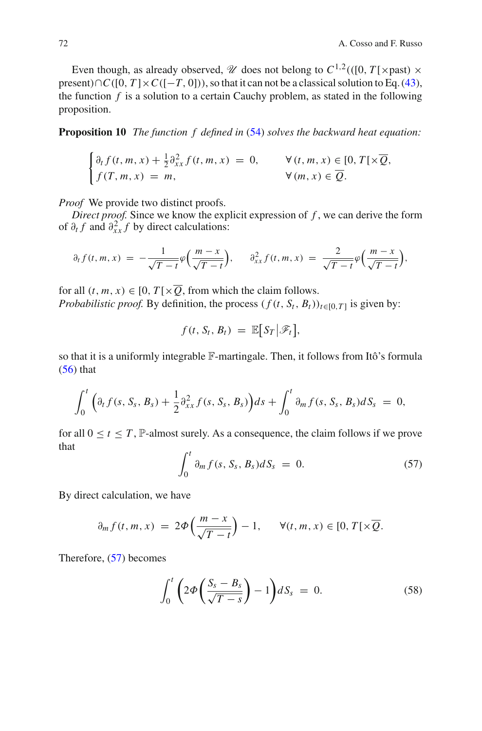Even though, as already observed, $\mathscr{U}$ does not belong to $C^{1,2}(([0,T[\times \text{past}) \times \text{present}) \cap C([0,T] \times C([-T,0]))$, so that it can not be a classical solution to Eq. (43), the function $f$ is a solution to a certain Cauchy problem, as stated in the following proposition.

**Proposition 10** *The function $f$ defined in (54) solves the backward heat equation:*

$$\begin{cases} \partial_t f(t,m,x) + \frac{1}{2}\partial_{xx}^2 f(t,m,x) \ = \ 0, & \forall\,(t,m,x) \in [0,T[\times \overline{Q}, \\ f(T,m,x) \ = \ m, & \forall\,(m,x) \in \overline{Q}. \end{cases}$$

*Proof* We provide two distinct proofs.

*Direct proof.* Since we know the explicit expression of $f$, we can derive the form of $\partial_t f$ and $\partial_{xx}^2 f$ by direct calculations:

$$\partial_t f(t,m,x) \ = \ -\frac{1}{\sqrt{T-t}}\varphi\Big(\frac{m-x}{\sqrt{T-t}}\Big), \qquad \partial_{xx}^2 f(t,m,x) \ = \ \frac{2}{\sqrt{T-t}}\varphi\Big(\frac{m-x}{\sqrt{T-t}}\Big),$$

for all $(t,m,x) \in [0,T[\times \overline{Q}$, from which the claim follows.

*Probabilistic proof.* By definition, the process $(f(t,S_t,B_t))_{t\in[0,T]}$ is given by:

$$f(t,S_t,B_t) \ = \ \mathbb{E}\big[S_T\big|\mathscr{F}_t\big],$$

so that it is a uniformly integrable $\mathbb{F}$-martingale. Then, it follows from Itô's formula (56) that

$$\int_0^t \Big(\partial_t f(s,S_s,B_s) + \frac{1}{2}\partial_{xx}^2 f(s,S_s,B_s)\Big)ds + \int_0^t \partial_m f(s,S_s,B_s)dS_s \ = \ 0,$$

for all $0 \le t \le T$, $\mathbb{P}$-almost surely. As a consequence, the claim follows if we prove that

$$\int_0^t \partial_m f(s,S_s,B_s)dS_s \ = \ 0. \tag{57}$$

By direct calculation, we have

$$\partial_m f(t,m,x) \ = \ 2\Phi\Big(\frac{m-x}{\sqrt{T-t}}\Big) - 1, \qquad \forall (t,m,x) \in [0,T[\times \overline{Q}.$$

Therefore, (57) becomes

$$\int_0^t \bigg(2\Phi\bigg(\frac{S_s - B_s}{\sqrt{T-s}}\bigg) - 1\bigg)dS_s \ = \ 0. \tag{58}$$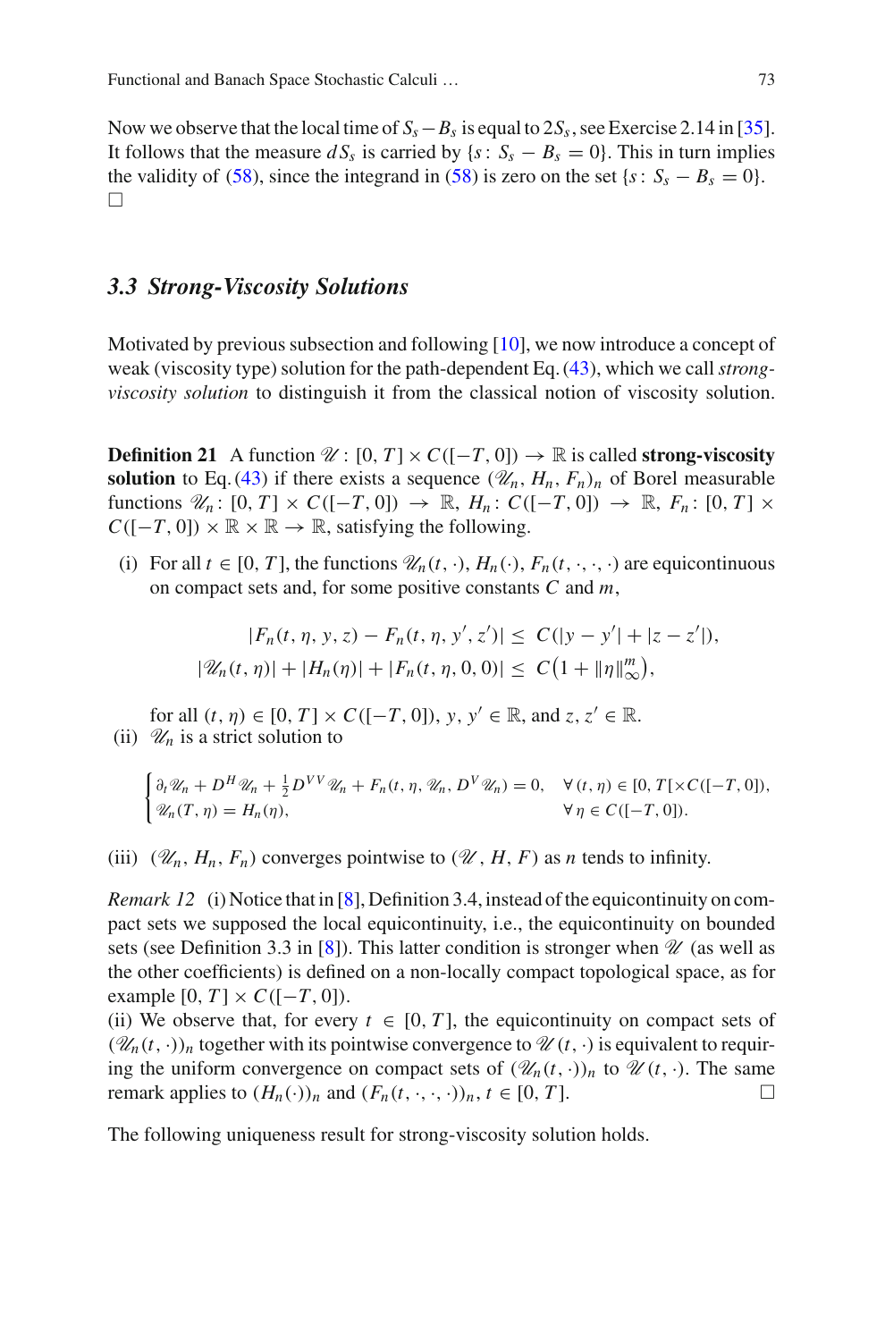Now we observe that the local time of $S_s - B_s$ is equal to $2S_s$, see Exercise 2.14 in [35]. It follows that the measure $dS_s$ is carried by $\{s\colon S_s - B_s = 0\}$. This in turn implies the validity of (58), since the integrand in (58) is zero on the set $\{s\colon S_s - B_s = 0\}$. □

### *3.3 Strong-Viscosity Solutions*

Motivated by previous subsection and following [10], we now introduce a concept of weak (viscosity type) solution for the path-dependent Eq. (43), which we call *strong-viscosity solution* to distinguish it from the classical notion of viscosity solution.

**Definition 21** A function $\mathscr{U}\colon [0,T]\times C([-T,0]) \to \mathbb{R}$ is called **strong-viscosity solution** to Eq. (43) if there exists a sequence $(\mathscr{U}_n, H_n, F_n)_n$ of Borel measurable functions $\mathscr{U}_n\colon [0,T]\times C([-T,0]) \to \mathbb{R}$, $H_n\colon C([-T,0]) \to \mathbb{R}$, $F_n\colon [0,T]\times C([-T,0])\times\mathbb{R}\times\mathbb{R} \to \mathbb{R}$, satisfying the following.

(i) For all $t\in[0,T]$, the functions $\mathscr{U}_n(t,\cdot)$, $H_n(\cdot)$, $F_n(t,\cdot,\cdot,\cdot)$ are equicontinuous on compact sets and, for some positive constants $C$ and $m$,

$$|F_n(t,\eta,y,z) - F_n(t,\eta,y',z')| \leq C(|y-y'| + |z-z'|),$$
$$|\mathscr{U}_n(t,\eta)| + |H_n(\eta)| + |F_n(t,\eta,0,0)| \leq C\big(1 + \|\eta\|_\infty^m\big),$$

for all $(t,\eta)\in[0,T]\times C([-T,0])$, $y, y'\in\mathbb{R}$, and $z, z'\in\mathbb{R}$.

(ii) $\mathscr{U}_n$ is a strict solution to

$$\begin{cases} \partial_t \mathscr{U}_n + D^H \mathscr{U}_n + \frac{1}{2} D^{VV} \mathscr{U}_n + F_n(t,\eta,\mathscr{U}_n, D^V \mathscr{U}_n) = 0, & \forall\,(t,\eta)\in[0,T[\times C([-T,0]),\\ \mathscr{U}_n(T,\eta) = H_n(\eta), & \forall\,\eta\in C([-T,0]). \end{cases}$$

(iii) $(\mathscr{U}_n, H_n, F_n)$ converges pointwise to $(\mathscr{U}, H, F)$ as $n$ tends to infinity.

*Remark 12* (i) Notice that in [8], Definition 3.4, instead of the equicontinuity on compact sets we supposed the local equicontinuity, i.e., the equicontinuity on bounded sets (see Definition 3.3 in [8]). This latter condition is stronger when $\mathscr{U}$ (as well as the other coefficients) is defined on a non-locally compact topological space, as for example $[0,T]\times C([-T,0])$.
(ii) We observe that, for every $t\in[0,T]$, the equicontinuity on compact sets of $(\mathscr{U}_n(t,\cdot))_n$ together with its pointwise convergence to $\mathscr{U}(t,\cdot)$ is equivalent to requiring the uniform convergence on compact sets of $(\mathscr{U}_n(t,\cdot))_n$ to $\mathscr{U}(t,\cdot)$. The same remark applies to $(H_n(\cdot))_n$ and $(F_n(t,\cdot,\cdot,\cdot))_n$, $t\in[0,T]$. □

The following uniqueness result for strong-viscosity solution holds.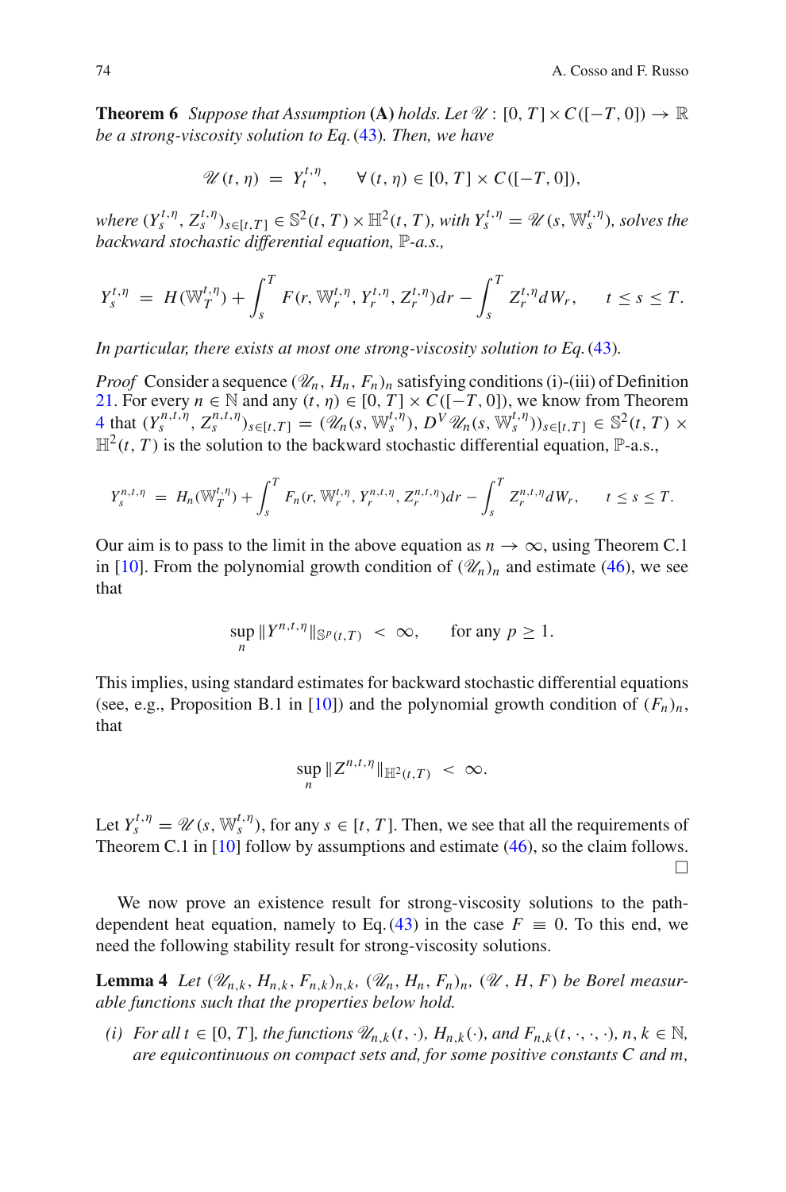**Theorem 6** *Suppose that Assumption* **(A)** *holds. Let* $\mathscr{U} : [0, T] \times C([-T, 0]) \to \mathbb{R}$ *be a strong-viscosity solution to Eq.* (43)*. Then, we have*

$$\mathscr{U}(t, \eta) \;=\; Y_t^{t,\eta}, \qquad \forall\, (t, \eta) \in [0, T] \times C([-T, 0]),$$

*where* $(Y_s^{t,\eta}, Z_s^{t,\eta})_{s \in [t,T]} \in \mathbb{S}^2(t, T) \times \mathbb{H}^2(t, T)$*, with* $Y_s^{t,\eta} = \mathscr{U}(s, \mathbb{W}_s^{t,\eta})$*, solves the backward stochastic differential equation,* $\mathbb{P}$*-a.s.,*

$$Y_s^{t,\eta} \;=\; H(\mathbb{W}_T^{t,\eta}) + \int_s^T F(r, \mathbb{W}_r^{t,\eta}, Y_r^{t,\eta}, Z_r^{t,\eta})dr - \int_s^T Z_r^{t,\eta} dW_r, \qquad t \le s \le T.$$

*In particular, there exists at most one strong-viscosity solution to Eq.* (43)*.*

*Proof* Consider a sequence $(\mathscr{U}_n, H_n, F_n)_n$ satisfying conditions (i)-(iii) of Definition 21. For every $n \in \mathbb{N}$ and any $(t, \eta) \in [0, T] \times C([-T, 0])$, we know from Theorem 4 that $(Y_s^{n,t,\eta}, Z_s^{n,t,\eta})_{s \in [t,T]} = (\mathscr{U}_n(s, \mathbb{W}_s^{t,\eta}), D^V \mathscr{U}_n(s, \mathbb{W}_s^{t,\eta}))_{s \in [t,T]} \in \mathbb{S}^2(t, T) \times \mathbb{H}^2(t, T)$ is the solution to the backward stochastic differential equation, $\mathbb{P}$-a.s.,

$$Y_s^{n,t,\eta} \;=\; H_n(\mathbb{W}_T^{t,\eta}) + \int_s^T F_n(r, \mathbb{W}_r^{t,\eta}, Y_r^{n,t,\eta}, Z_r^{n,t,\eta})dr - \int_s^T Z_r^{n,t,\eta} dW_r, \qquad t \le s \le T.$$

Our aim is to pass to the limit in the above equation as $n \to \infty$, using Theorem C.1 in [10]. From the polynomial growth condition of $(\mathscr{U}_n)_n$ and estimate (46), we see that

$$\sup_n \|Y^{n,t,\eta}\|_{\mathbb{S}^p(t,T)} \;<\; \infty, \qquad \text{for any } p \ge 1.$$

This implies, using standard estimates for backward stochastic differential equations (see, e.g., Proposition B.1 in [10]) and the polynomial growth condition of $(F_n)_n$, that

$$\sup_n \|Z^{n,t,\eta}\|_{\mathbb{H}^2(t,T)} \;<\; \infty.$$

Let $Y_s^{t,\eta} = \mathscr{U}(s, \mathbb{W}_s^{t,\eta})$, for any $s \in [t, T]$. Then, we see that all the requirements of Theorem C.1 in [10] follow by assumptions and estimate (46), so the claim follows. $\square$

We now prove an existence result for strong-viscosity solutions to the path-dependent heat equation, namely to Eq. (43) in the case $F \equiv 0$. To this end, we need the following stability result for strong-viscosity solutions.

**Lemma 4** *Let* $(\mathscr{U}_{n,k}, H_{n,k}, F_{n,k})_{n,k}$*,* $(\mathscr{U}_n, H_n, F_n)_n$*,* $(\mathscr{U}, H, F)$ *be Borel measurable functions such that the properties below hold.*

*(i) For all* $t \in [0, T]$*, the functions* $\mathscr{U}_{n,k}(t, \cdot)$*,* $H_{n,k}(\cdot)$*, and* $F_{n,k}(t, \cdot, \cdot, \cdot)$*,* $n, k \in \mathbb{N}$*, are equicontinuous on compact sets and, for some positive constants* $C$ *and* $m$*,*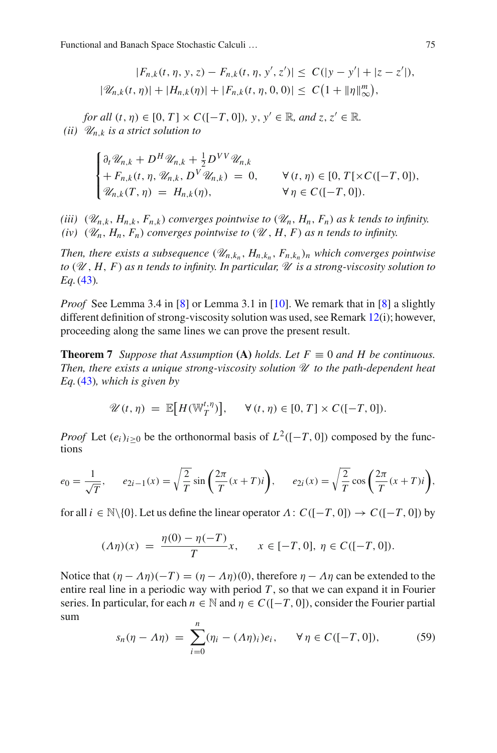$$|F_{n,k}(t,\eta,y,z) - F_{n,k}(t,\eta,y',z')| \leq C(|y-y'| + |z-z'|),$$
$$|\mathscr{U}_{n,k}(t,\eta)| + |H_{n,k}(\eta)| + |F_{n,k}(t,\eta,0,0)| \leq C\big(1 + \|\eta\|_\infty^m\big),$$

*for all* $(t,\eta) \in [0,T] \times C([-T,0])$, $y, y' \in \mathbb{R}$, *and* $z, z' \in \mathbb{R}$.

*(ii)* $\mathscr{U}_{n,k}$ *is a strict solution to*

$$\begin{cases} \partial_t \mathscr{U}_{n,k} + D^H \mathscr{U}_{n,k} + \frac{1}{2} D^{VV} \mathscr{U}_{n,k} \\ + F_{n,k}(t,\eta,\mathscr{U}_{n,k}, D^V \mathscr{U}_{n,k}) \;=\; 0, & \forall\, (t,\eta) \in [0,T[ \times C([-T,0]), \\ \mathscr{U}_{n,k}(T,\eta) \;=\; H_{n,k}(\eta), & \forall\, \eta \in C([-T,0]). \end{cases}$$

*(iii)* $(\mathscr{U}_{n,k}, H_{n,k}, F_{n,k})$ *converges pointwise to* $(\mathscr{U}_n, H_n, F_n)$ *as $k$ tends to infinity.*
*(iv)* $(\mathscr{U}_n, H_n, F_n)$ *converges pointwise to* $(\mathscr{U}, H, F)$ *as $n$ tends to infinity.*

*Then, there exists a subsequence* $(\mathscr{U}_{n,k_n}, H_{n,k_n}, F_{n,k_n})_n$ *which converges pointwise to* $(\mathscr{U}, H, F)$ *as $n$ tends to infinity. In particular, $\mathscr{U}$ is a strong-viscosity solution to Eq.* (43)*.*

*Proof* See Lemma 3.4 in [8] or Lemma 3.1 in [10]. We remark that in [8] a slightly different definition of strong-viscosity solution was used, see Remark 12(i); however, proceeding along the same lines we can prove the present result.

**Theorem 7** *Suppose that Assumption* **(A)** *holds. Let* $F \equiv 0$ *and $H$ be continuous. Then, there exists a unique strong-viscosity solution $\mathscr{U}$ to the path-dependent heat Eq.* (43)*, which is given by*

$$\mathscr{U}(t,\eta) \;=\; \mathbb{E}\big[H(\mathbb{W}_T^{t,\eta})\big], \qquad \forall\, (t,\eta) \in [0,T] \times C([-T,0]).$$

*Proof* Let $(e_i)_{i \geq 0}$ be the orthonormal basis of $L^2([-T,0])$ composed by the functions

$$e_0 = \frac{1}{\sqrt{T}}, \qquad e_{2i-1}(x) = \sqrt{\frac{2}{T}} \sin\left(\frac{2\pi}{T}(x+T)i\right), \qquad e_{2i}(x) = \sqrt{\frac{2}{T}} \cos\left(\frac{2\pi}{T}(x+T)i\right),$$

for all $i \in \mathbb{N}\backslash\{0\}$. Let us define the linear operator $\Lambda\colon C([-T,0]) \to C([-T,0])$ by

$$(\Lambda\eta)(x) \;=\; \frac{\eta(0) - \eta(-T)}{T} x, \qquad x \in [-T,0],\ \eta \in C([-T,0]).$$

Notice that $(\eta - \Lambda\eta)(-T) = (\eta - \Lambda\eta)(0)$, therefore $\eta - \Lambda\eta$ can be extended to the entire real line in a periodic way with period $T$, so that we can expand it in Fourier series. In particular, for each $n \in \mathbb{N}$ and $\eta \in C([-T,0])$, consider the Fourier partial sum

$$s_n(\eta - \Lambda\eta) \;=\; \sum_{i=0}^n (\eta_i - (\Lambda\eta)_i) e_i, \qquad \forall\, \eta \in C([-T,0]), \tag{59}$$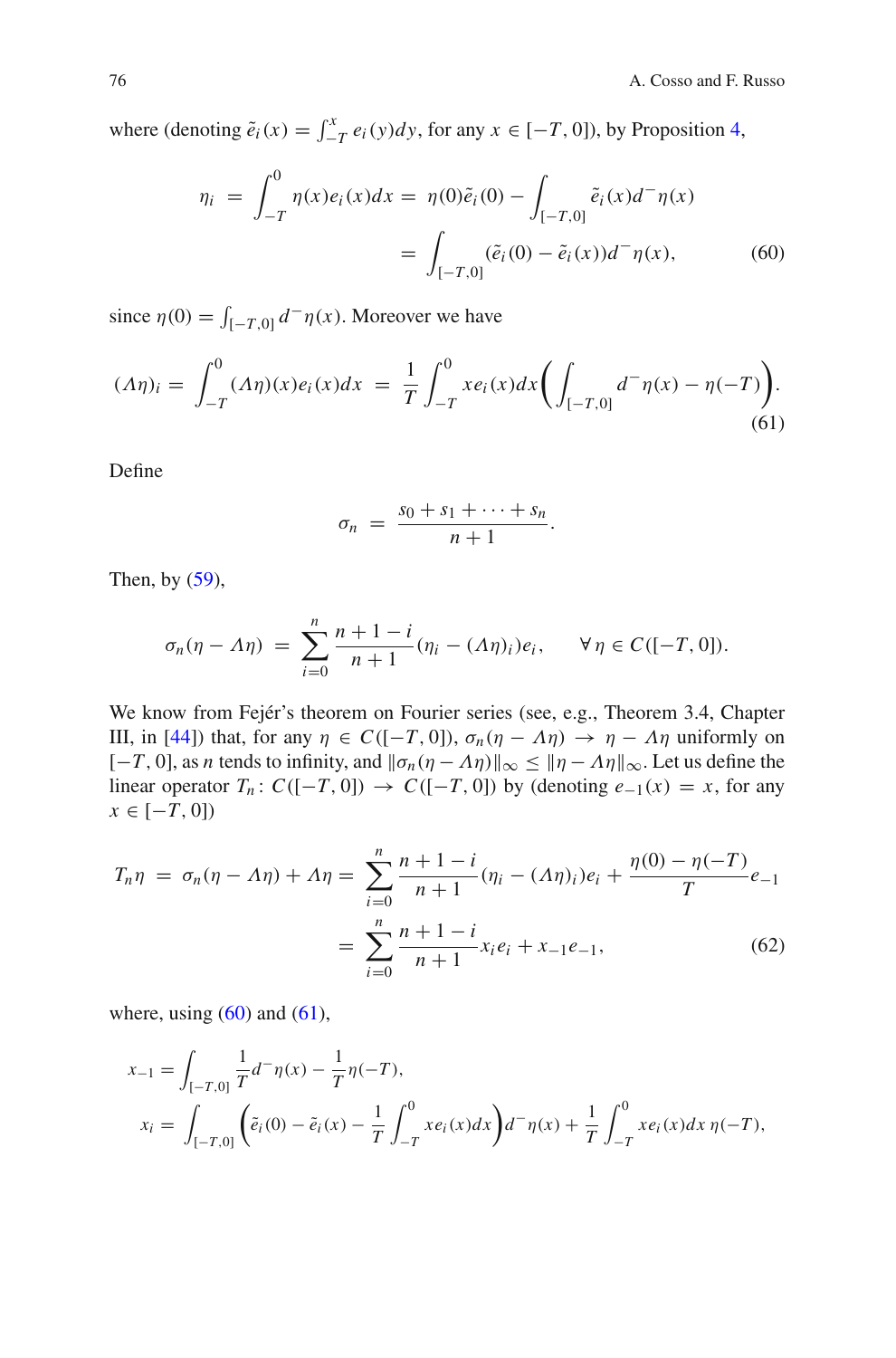where (denoting $\tilde{e}_i(x) = \int_{-T}^{x} e_i(y)dy$, for any $x \in [-T, 0]$), by Proposition 4,

$$
\begin{aligned}
\eta_i \;&=\; \int_{-T}^{0} \eta(x) e_i(x) dx \;=\; \eta(0)\tilde{e}_i(0) - \int_{[-T,0]} \tilde{e}_i(x) d^- \eta(x) \\
&= \int_{[-T,0]} (\tilde{e}_i(0) - \tilde{e}_i(x)) d^- \eta(x), \qquad (60)
\end{aligned}
$$

since $\eta(0) = \int_{[-T,0]} d^- \eta(x)$. Moreover we have

$$
(\Lambda\eta)_i = \int_{-T}^{0} (\Lambda\eta)(x) e_i(x) dx \;=\; \frac{1}{T} \int_{-T}^{0} x e_i(x) dx \bigg( \int_{[-T,0]} d^- \eta(x) - \eta(-T) \bigg). \qquad (61)
$$

Define

$$
\sigma_n \;=\; \frac{s_0 + s_1 + \cdots + s_n}{n+1}.
$$

Then, by (59),

$$
\sigma_n(\eta - \Lambda\eta) \;=\; \sum_{i=0}^{n} \frac{n+1-i}{n+1} (\eta_i - (\Lambda\eta)_i) e_i, \qquad \forall\, \eta \in C([-T, 0]).
$$

We know from Fejér's theorem on Fourier series (see, e.g., Theorem 3.4, Chapter III, in [44]) that, for any $\eta \in C([-T, 0])$, $\sigma_n(\eta - \Lambda\eta) \to \eta - \Lambda\eta$ uniformly on $[-T, 0]$, as $n$ tends to infinity, and $\|\sigma_n(\eta - \Lambda\eta)\|_\infty \le \|\eta - \Lambda\eta\|_\infty$. Let us define the linear operator $T_n \colon C([-T, 0]) \to C([-T, 0])$ by (denoting $e_{-1}(x) = x$, for any $x \in [-T, 0]$)

$$
\begin{aligned}
T_n \eta \;&=\; \sigma_n(\eta - \Lambda\eta) + \Lambda\eta = \sum_{i=0}^{n} \frac{n+1-i}{n+1} (\eta_i - (\Lambda\eta)_i) e_i + \frac{\eta(0) - \eta(-T)}{T} e_{-1} \\
&= \sum_{i=0}^{n} \frac{n+1-i}{n+1} x_i e_i + x_{-1} e_{-1}, \qquad (62)
\end{aligned}
$$

where, using (60) and (61),

$$
\begin{aligned}
x_{-1} &= \int_{[-T,0]} \frac{1}{T} d^- \eta(x) - \frac{1}{T} \eta(-T), \\
x_i &= \int_{[-T,0]} \bigg( \tilde{e}_i(0) - \tilde{e}_i(x) - \frac{1}{T} \int_{-T}^{0} x e_i(x) dx \bigg) d^- \eta(x) + \frac{1}{T} \int_{-T}^{0} x e_i(x) dx \, \eta(-T),
\end{aligned}
$$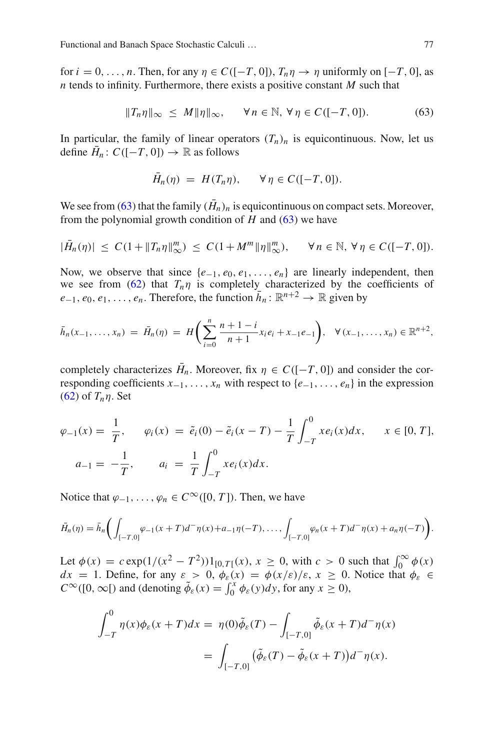for $i = 0, \ldots, n$. Then, for any $\eta \in C([-T, 0])$, $T_n\eta \to \eta$ uniformly on $[-T, 0]$, as $n$ tends to infinity. Furthermore, there exists a positive constant $M$ such that

$$\|T_n\eta\|_\infty \le M\|\eta\|_\infty, \qquad \forall\, n \in \mathbb{N},\ \forall\, \eta \in C([-T, 0]). \tag{63}$$

In particular, the family of linear operators $(T_n)_n$ is equicontinuous. Now, let us define $\bar{H}_n \colon C([-T, 0]) \to \mathbb{R}$ as follows

$$\bar{H}_n(\eta) = H(T_n\eta), \qquad \forall\, \eta \in C([-T, 0]).$$

We see from (63) that the family $(\bar{H}_n)_n$ is equicontinuous on compact sets. Moreover, from the polynomial growth condition of $H$ and (63) we have

$$|\bar{H}_n(\eta)| \le C(1 + \|T_n\eta\|_\infty^m) \le C(1 + M^m\|\eta\|_\infty^m), \qquad \forall\, n \in \mathbb{N},\ \forall\, \eta \in C([-T, 0]).$$

Now, we observe that since $\{e_{-1}, e_0, e_1, \ldots, e_n\}$ are linearly independent, then we see from (62) that $T_n\eta$ is completely characterized by the coefficients of $e_{-1}, e_0, e_1, \ldots, e_n$. Therefore, the function $\bar{h}_n \colon \mathbb{R}^{n+2} \to \mathbb{R}$ given by

$$\bar{h}_n(x_{-1}, \ldots, x_n) = \bar{H}_n(\eta) = H\bigg(\sum_{i=0}^n \frac{n+1-i}{n+1} x_i e_i + x_{-1}e_{-1}\bigg), \quad \forall\, (x_{-1}, \ldots, x_n) \in \mathbb{R}^{n+2},$$

completely characterizes $\bar{H}_n$. Moreover, fix $\eta \in C([-T, 0])$ and consider the corresponding coefficients $x_{-1}, \ldots, x_n$ with respect to $\{e_{-1}, \ldots, e_n\}$ in the expression (62) of $T_n\eta$. Set

$$\varphi_{-1}(x) = \frac{1}{T}, \qquad \varphi_i(x) = \tilde{e}_i(0) - \tilde{e}_i(x - T) - \frac{1}{T}\int_{-T}^0 x e_i(x)dx, \qquad x \in [0, T],$$

$$a_{-1} = -\frac{1}{T}, \qquad a_i = \frac{1}{T}\int_{-T}^0 x e_i(x)dx.$$

Notice that $\varphi_{-1}, \ldots, \varphi_n \in C^\infty([0, T])$. Then, we have

$$\bar{H}_n(\eta) = \bar{h}_n\bigg(\int_{[-T,0]} \varphi_{-1}(x+T)d^-\eta(x) + a_{-1}\eta(-T), \ldots, \int_{[-T,0]} \varphi_n(x+T)d^-\eta(x) + a_n\eta(-T)\bigg).$$

Let $\phi(x) = c\exp(1/(x^2 - T^2))1_{[0,T[}(x)$, $x \ge 0$, with $c > 0$ such that $\int_0^\infty \phi(x)\, dx = 1$. Define, for any $\varepsilon > 0$, $\phi_\varepsilon(x) = \phi(x/\varepsilon)/\varepsilon$, $x \ge 0$. Notice that $\phi_\varepsilon \in C^\infty([0, \infty[)$ and (denoting $\tilde{\phi}_\varepsilon(x) = \int_0^x \phi_\varepsilon(y)dy$, for any $x \ge 0$),

$$\begin{aligned}
\int_{-T}^0 \eta(x)\phi_\varepsilon(x+T)dx &= \eta(0)\tilde{\phi}_\varepsilon(T) - \int_{[-T,0]} \tilde{\phi}_\varepsilon(x+T)d^-\eta(x) \\
&= \int_{[-T,0]} \big(\tilde{\phi}_\varepsilon(T) - \tilde{\phi}_\varepsilon(x+T)\big)d^-\eta(x).
\end{aligned}$$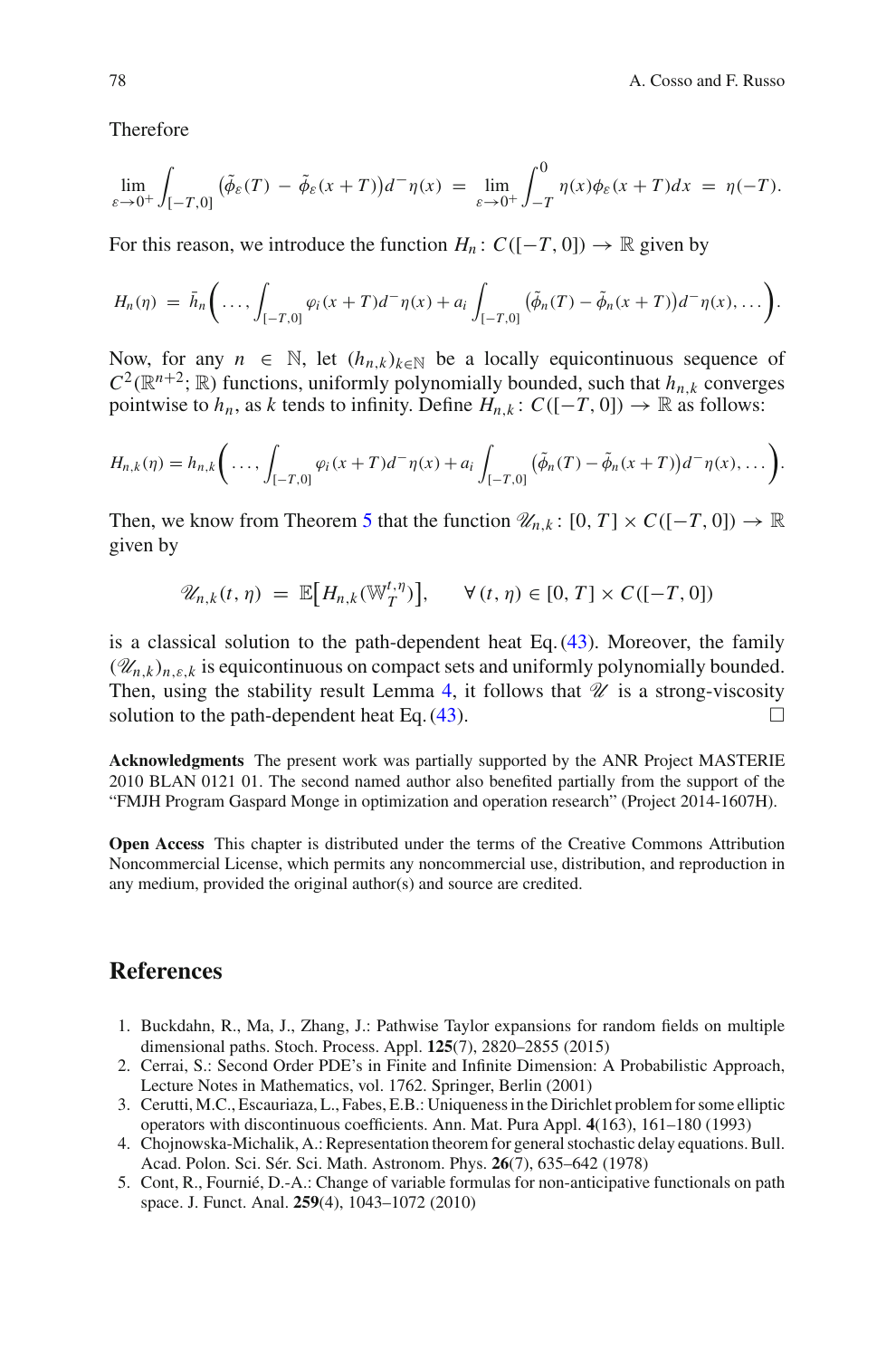Therefore

$$\lim_{\varepsilon \to 0^+} \int_{[-T,0]} \big(\tilde{\phi}_\varepsilon(T) - \tilde{\phi}_\varepsilon(x+T)\big) d^-\eta(x) \; = \; \lim_{\varepsilon \to 0^+} \int_{-T}^{0} \eta(x)\phi_\varepsilon(x+T)dx \; = \; \eta(-T).$$

For this reason, we introduce the function $H_n : C([-T, 0]) \to \mathbb{R}$ given by

$$H_n(\eta) \; = \; \bar{h}_n\bigg(\ldots, \int_{[-T,0]} \varphi_i(x+T)d^-\eta(x) + a_i \int_{[-T,0]} \big(\tilde{\phi}_n(T) - \tilde{\phi}_n(x+T)\big)d^-\eta(x), \ldots\bigg).$$

Now, for any $n \in \mathbb{N}$, let $(h_{n,k})_{k\in\mathbb{N}}$ be a locally equicontinuous sequence of $C^2(\mathbb{R}^{n+2}; \mathbb{R})$ functions, uniformly polynomially bounded, such that $h_{n,k}$ converges pointwise to $h_n$, as $k$ tends to infinity. Define $H_{n,k} : C([-T, 0]) \to \mathbb{R}$ as follows:

$$H_{n,k}(\eta) = h_{n,k}\bigg(\ldots, \int_{[-T,0]} \varphi_i(x+T)d^-\eta(x) + a_i \int_{[-T,0]} \big(\tilde{\phi}_n(T) - \tilde{\phi}_n(x+T)\big)d^-\eta(x), \ldots\bigg).$$

Then, we know from Theorem 5 that the function $\mathscr{U}_{n,k} : [0, T] \times C([-T, 0]) \to \mathbb{R}$ given by

$$\mathscr{U}_{n,k}(t, \eta) \; = \; \mathbb{E}\big[H_{n,k}(\mathbb{W}_T^{t,\eta})\big], \qquad \forall\, (t, \eta) \in [0, T] \times C([-T, 0])$$

is a classical solution to the path-dependent heat Eq. (43). Moreover, the family $(\mathscr{U}_{n,k})_{n,\varepsilon,k}$ is equicontinuous on compact sets and uniformly polynomially bounded. Then, using the stability result Lemma 4, it follows that $\mathscr{U}$ is a strong-viscosity solution to the path-dependent heat Eq. (43). □

**Acknowledgments** The present work was partially supported by the ANR Project MASTERIE 2010 BLAN 0121 01. The second named author also benefited partially from the support of the "FMJH Program Gaspard Monge in optimization and operation research" (Project 2014-1607H).

**Open Access** This chapter is distributed under the terms of the Creative Commons Attribution Noncommercial License, which permits any noncommercial use, distribution, and reproduction in any medium, provided the original author(s) and source are credited.

## References

1. Buckdahn, R., Ma, J., Zhang, J.: Pathwise Taylor expansions for random fields on multiple dimensional paths. Stoch. Process. Appl. **125**(7), 2820–2855 (2015)
2. Cerrai, S.: Second Order PDE's in Finite and Infinite Dimension: A Probabilistic Approach, Lecture Notes in Mathematics, vol. 1762. Springer, Berlin (2001)
3. Cerutti, M.C., Escauriaza, L., Fabes, E.B.: Uniqueness in the Dirichlet problem for some elliptic operators with discontinuous coefficients. Ann. Mat. Pura Appl. **4**(163), 161–180 (1993)
4. Chojnowska-Michalik, A.: Representation theorem for general stochastic delay equations. Bull. Acad. Polon. Sci. Sér. Sci. Math. Astronom. Phys. **26**(7), 635–642 (1978)
5. Cont, R., Fournié, D.-A.: Change of variable formulas for non-anticipative functionals on path space. J. Funct. Anal. **259**(4), 1043–1072 (2010)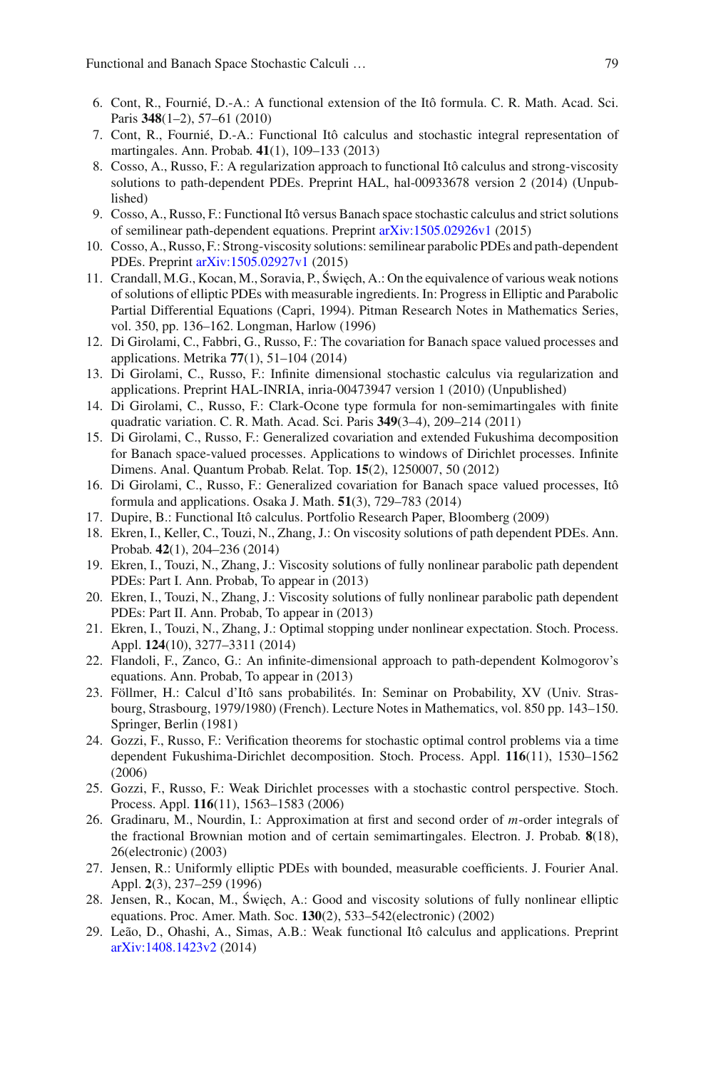6. Cont, R., Fournié, D.-A.: A functional extension of the Itô formula. C. R. Math. Acad. Sci. Paris **348**(1–2), 57–61 (2010)
7. Cont, R., Fournié, D.-A.: Functional Itô calculus and stochastic integral representation of martingales. Ann. Probab. **41**(1), 109–133 (2013)
8. Cosso, A., Russo, F.: A regularization approach to functional Itô calculus and strong-viscosity solutions to path-dependent PDEs. Preprint HAL, hal-00933678 version 2 (2014) (Unpublished)
9. Cosso, A., Russo, F.: Functional Itô versus Banach space stochastic calculus and strict solutions of semilinear path-dependent equations. Preprint arXiv:1505.02926v1 (2015)
10. Cosso, A., Russo, F.: Strong-viscosity solutions: semilinear parabolic PDEs and path-dependent PDEs. Preprint arXiv:1505.02927v1 (2015)
11. Crandall, M.G., Kocan, M., Soravia, P., Święch, A.: On the equivalence of various weak notions of solutions of elliptic PDEs with measurable ingredients. In: Progress in Elliptic and Parabolic Partial Differential Equations (Capri, 1994). Pitman Research Notes in Mathematics Series, vol. 350, pp. 136–162. Longman, Harlow (1996)
12. Di Girolami, C., Fabbri, G., Russo, F.: The covariation for Banach space valued processes and applications. Metrika **77**(1), 51–104 (2014)
13. Di Girolami, C., Russo, F.: Infinite dimensional stochastic calculus via regularization and applications. Preprint HAL-INRIA, inria-00473947 version 1 (2010) (Unpublished)
14. Di Girolami, C., Russo, F.: Clark-Ocone type formula for non-semimartingales with finite quadratic variation. C. R. Math. Acad. Sci. Paris **349**(3–4), 209–214 (2011)
15. Di Girolami, C., Russo, F.: Generalized covariation and extended Fukushima decomposition for Banach space-valued processes. Applications to windows of Dirichlet processes. Infinite Dimens. Anal. Quantum Probab. Relat. Top. **15**(2), 1250007, 50 (2012)
16. Di Girolami, C., Russo, F.: Generalized covariation for Banach space valued processes, Itô formula and applications. Osaka J. Math. **51**(3), 729–783 (2014)
17. Dupire, B.: Functional Itô calculus. Portfolio Research Paper, Bloomberg (2009)
18. Ekren, I., Keller, C., Touzi, N., Zhang, J.: On viscosity solutions of path dependent PDEs. Ann. Probab. **42**(1), 204–236 (2014)
19. Ekren, I., Touzi, N., Zhang, J.: Viscosity solutions of fully nonlinear parabolic path dependent PDEs: Part I. Ann. Probab, To appear in (2013)
20. Ekren, I., Touzi, N., Zhang, J.: Viscosity solutions of fully nonlinear parabolic path dependent PDEs: Part II. Ann. Probab, To appear in (2013)
21. Ekren, I., Touzi, N., Zhang, J.: Optimal stopping under nonlinear expectation. Stoch. Process. Appl. **124**(10), 3277–3311 (2014)
22. Flandoli, F., Zanco, G.: An infinite-dimensional approach to path-dependent Kolmogorov's equations. Ann. Probab, To appear in (2013)
23. Föllmer, H.: Calcul d'Itô sans probabilités. In: Seminar on Probability, XV (Univ. Strasbourg, Strasbourg, 1979/1980) (French). Lecture Notes in Mathematics, vol. 850 pp. 143–150. Springer, Berlin (1981)
24. Gozzi, F., Russo, F.: Verification theorems for stochastic optimal control problems via a time dependent Fukushima-Dirichlet decomposition. Stoch. Process. Appl. **116**(11), 1530–1562 (2006)
25. Gozzi, F., Russo, F.: Weak Dirichlet processes with a stochastic control perspective. Stoch. Process. Appl. **116**(11), 1563–1583 (2006)
26. Gradinaru, M., Nourdin, I.: Approximation at first and second order of $m$-order integrals of the fractional Brownian motion and of certain semimartingales. Electron. J. Probab. **8**(18), 26(electronic) (2003)
27. Jensen, R.: Uniformly elliptic PDEs with bounded, measurable coefficients. J. Fourier Anal. Appl. **2**(3), 237–259 (1996)
28. Jensen, R., Kocan, M., Święch, A.: Good and viscosity solutions of fully nonlinear elliptic equations. Proc. Amer. Math. Soc. **130**(2), 533–542(electronic) (2002)
29. Leão, D., Ohashi, A., Simas, A.B.: Weak functional Itô calculus and applications. Preprint arXiv:1408.1423v2 (2014)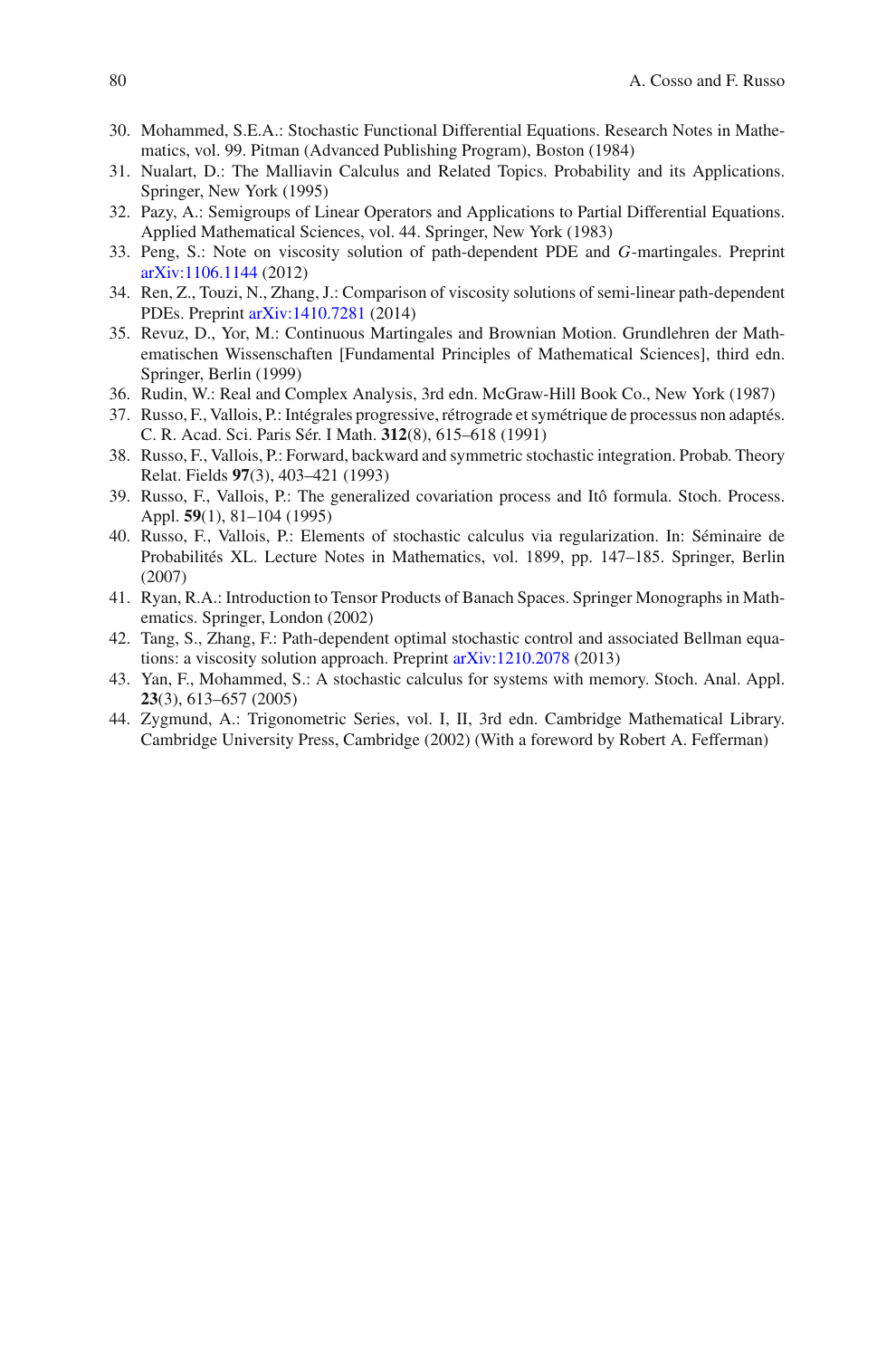30. Mohammed, S.E.A.: Stochastic Functional Differential Equations. Research Notes in Mathematics, vol. 99. Pitman (Advanced Publishing Program), Boston (1984)
31. Nualart, D.: The Malliavin Calculus and Related Topics. Probability and its Applications. Springer, New York (1995)
32. Pazy, A.: Semigroups of Linear Operators and Applications to Partial Differential Equations. Applied Mathematical Sciences, vol. 44. Springer, New York (1983)
33. Peng, S.: Note on viscosity solution of path-dependent PDE and $G$-martingales. Preprint arXiv:1106.1144 (2012)
34. Ren, Z., Touzi, N., Zhang, J.: Comparison of viscosity solutions of semi-linear path-dependent PDEs. Preprint arXiv:1410.7281 (2014)
35. Revuz, D., Yor, M.: Continuous Martingales and Brownian Motion. Grundlehren der Mathematischen Wissenschaften [Fundamental Principles of Mathematical Sciences], third edn. Springer, Berlin (1999)
36. Rudin, W.: Real and Complex Analysis, 3rd edn. McGraw-Hill Book Co., New York (1987)
37. Russo, F., Vallois, P.: Intégrales progressive, rétrograde et symétrique de processus non adaptés. C. R. Acad. Sci. Paris Sér. I Math. **312**(8), 615–618 (1991)
38. Russo, F., Vallois, P.: Forward, backward and symmetric stochastic integration. Probab. Theory Relat. Fields **97**(3), 403–421 (1993)
39. Russo, F., Vallois, P.: The generalized covariation process and Itô formula. Stoch. Process. Appl. **59**(1), 81–104 (1995)
40. Russo, F., Vallois, P.: Elements of stochastic calculus via regularization. In: Séminaire de Probabilités XL. Lecture Notes in Mathematics, vol. 1899, pp. 147–185. Springer, Berlin (2007)
41. Ryan, R.A.: Introduction to Tensor Products of Banach Spaces. Springer Monographs in Mathematics. Springer, London (2002)
42. Tang, S., Zhang, F.: Path-dependent optimal stochastic control and associated Bellman equations: a viscosity solution approach. Preprint arXiv:1210.2078 (2013)
43. Yan, F., Mohammed, S.: A stochastic calculus for systems with memory. Stoch. Anal. Appl. **23**(3), 613–657 (2005)
44. Zygmund, A.: Trigonometric Series, vol. I, II, 3rd edn. Cambridge Mathematical Library. Cambridge University Press, Cambridge (2002) (With a foreword by Robert A. Fefferman)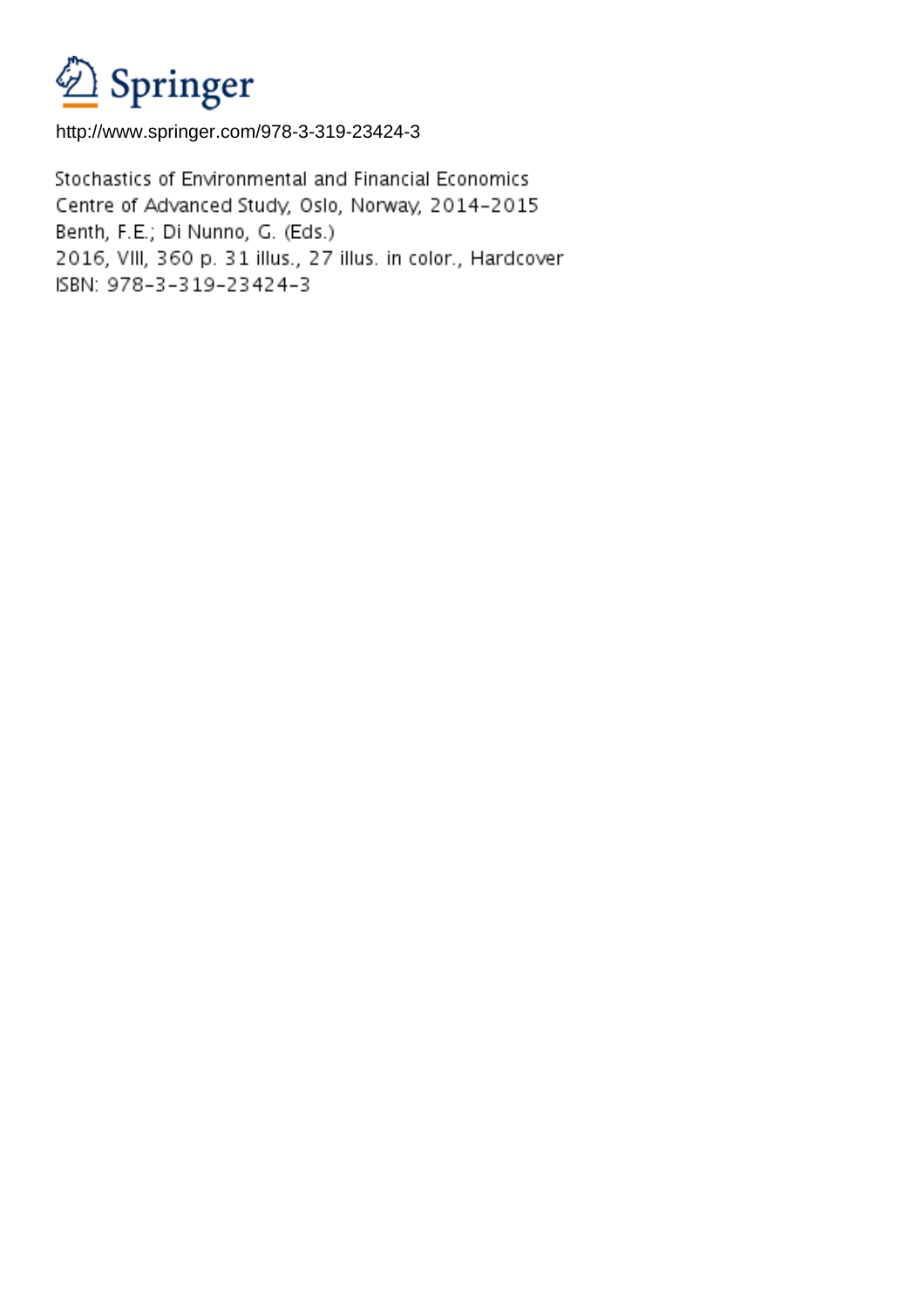Springer

http://www.springer.com/978-3-319-23424-3

Stochastics of Environmental and Financial Economics
Centre of Advanced Study, Oslo, Norway, 2014-2015
Benth, F.E.; Di Nunno, G. (Eds.)
2016, VIII, 360 p. 31 illus., 27 illus. in color., Hardcover
ISBN: 978-3-319-23424-3